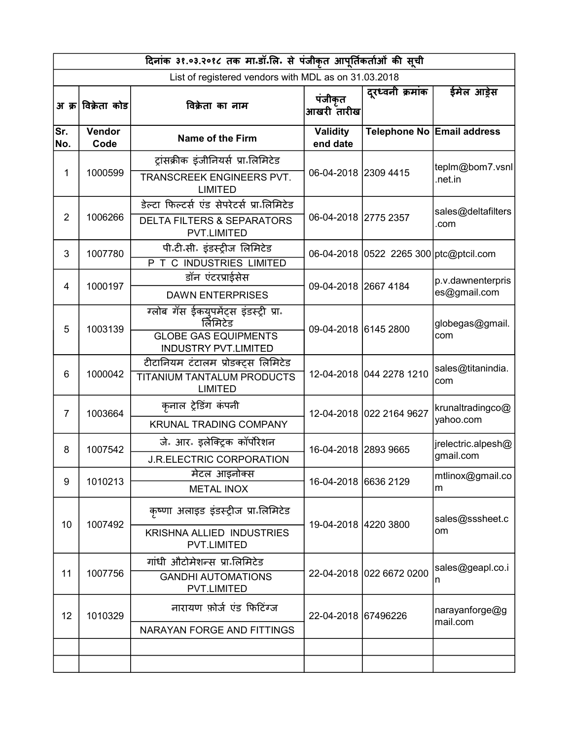# दिनांक ३१.०३.२०१८ तक मा.डॉ.लि. से पंजीकृत आपूर्तिकर्ताओं की सूची

List of registered vendors with MDL as on 31.03.2018

| अ क्र | विक्रेता कोड | विक्रेता का नाम | पंजीकृत आखरी तारीख | दूरध्वनी क्रमांक | ईमेल आड्रेस |
|---|---|---|---|---|---|
| **Sr. No.** | **Vendor Code** | **Name of the Firm** | **Validity end date** | **Telephone No** | **Email address** |
| 1 | 1000599 | ट्रांसक्रीक इंजीनियर्स प्रा॰लिमिटेड<br>TRANSCREEK ENGINEERS PVT. LIMITED | 06-04-2018 | 2309 4415 | teplm@bom7.vsnl.net.in |
| 2 | 1006266 | डेल्टा फिल्टर्स एंड सेपरेटर्स प्रा॰लिमिटेड<br>DELTA FILTERS & SEPARATORS PVT.LIMITED | 06-04-2018 | 2775 2357 | sales@deltafilters.com |
| 3 | 1007780 | पी॰टी॰सी॰ इंडस्ट्रीज लिमिटेड<br>P T C INDUSTRIES LIMITED | 06-04-2018 | 0522 2265 300 | ptc@ptcil.com |
| 4 | 1000197 | डॉन एंटरप्राईसेस<br>DAWN ENTERPRISES | 09-04-2018 | 2667 4184 | p.v.dawnenterprises@gmail.com |
| 5 | 1003139 | ग्लोब गॅस ईक्युपमेंट्स इंडस्ट्री प्रा॰ लिमिटेड<br>GLOBE GAS EQUIPMENTS INDUSTRY PVT.LIMITED | 09-04-2018 | 6145 2800 | globegas@gmail.com |
| 6 | 1000042 | टीटानियम टंटालम प्रोडक्ट्स लिमिटेड<br>TITANIUM TANTALUM PRODUCTS LIMITED | 12-04-2018 | 044 2278 1210 | sales@titanindia.com |
| 7 | 1003664 | कृनाल ट्रेडिंग कंपनी<br>KRUNAL TRADING COMPANY | 12-04-2018 | 022 2164 9627 | krunaltradingco@yahoo.com |
| 8 | 1007542 | जे॰ आर॰ इलेक्ट्रिक कॉर्पोरेशन<br>J.R.ELECTRIC CORPORATION | 16-04-2018 | 2893 9665 | jrelectric.alpesh@gmail.com |
| 9 | 1010213 | मेटल आइनोक्स<br>METAL INOX | 16-04-2018 | 6636 2129 | mtlinox@gmail.com |
| 10 | 1007492 | कृष्णा अलाइड इंडस्ट्रीज प्रा॰लिमिटेड<br>KRISHNA ALLIED INDUSTRIES PVT.LIMITED | 19-04-2018 | 4220 3800 | sales@sssheet.com |
| 11 | 1007756 | गांधी औटोमेशन्स प्रा॰लिमिटेड<br>GANDHI AUTOMATIONS PVT.LIMITED | 22-04-2018 | 022 6672 0200 | sales@geapl.co.in |
| 12 | 1010329 | नारायण फ़ोर्ज एंड फिटिंग्ज<br>NARAYAN FORGE AND FITTINGS | 22-04-2018 | 67496226 | narayanforge@gmail.com |
| | | | | | |
| | | | | | |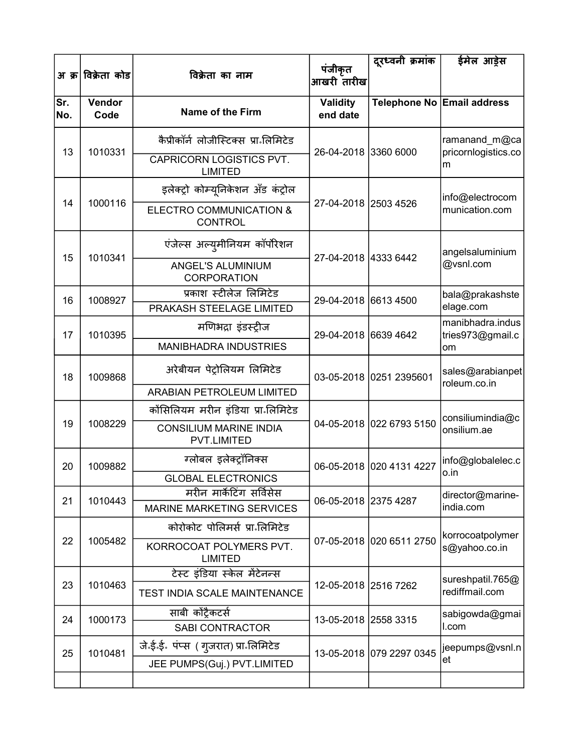| अ क्र | विक्रेता कोड | विक्रेता का नाम | पंजीकृत आखरी तारीख | दूरध्वनी क्रमांक | ईमेल आड्रेस |
|---|---|---|---|---|---|
| Sr. No. | Vendor Code | Name of the Firm | Validity end date | Telephone No | Email address |
| 13 | 1010331 | कैप्रीकॉर्न लोजीस्टिक्स प्रा॰लिमिटेड<br>CAPRICORN LOGISTICS PVT. LIMITED | 26-04-2018 | 3360 6000 | ramanand_m@capricornlogistics.com |
| 14 | 1000116 | इलेक्ट्रो कोम्यूनिकेशन अँड कंट्रोल<br>ELECTRO COMMUNICATION & CONTROL | 27-04-2018 | 2503 4526 | info@electrocommunication.com |
| 15 | 1010341 | एंजेल्स अल्युमीनियम कॉर्पोरेशन<br>ANGEL'S ALUMINIUM CORPORATION | 27-04-2018 | 4333 6442 | angelsaluminium@vsnl.com |
| 16 | 1008927 | प्रकाश स्टीलेज लिमिटेड<br>PRAKASH STEELAGE LIMITED | 29-04-2018 | 6613 4500 | bala@prakashsteelage.com |
| 17 | 1010395 | मणिभद्रा इंडस्ट्रीज<br>MANIBHADRA INDUSTRIES | 29-04-2018 | 6639 4642 | manibhadra.industries973@gmail.com |
| 18 | 1009868 | अरेबीयन पेट्रोलियम लिमिटेड<br>ARABIAN PETROLEUM LIMITED | 03-05-2018 | 0251 2395601 | sales@arabianpetroleum.co.in |
| 19 | 1008229 | कोंसिलियम मरीन इंडिया प्रा॰लिमिटेड<br>CONSILIUM MARINE INDIA PVT.LIMITED | 04-05-2018 | 022 6793 5150 | consiliumindia@consilium.ae |
| 20 | 1009882 | ग्लोबल इलेक्ट्रॉनिक्स<br>GLOBAL ELECTRONICS | 06-05-2018 | 020 4131 4227 | info@globalelec.co.in |
| 21 | 1010443 | मरीन मार्केटिंग सर्विसेस<br>MARINE MARKETING SERVICES | 06-05-2018 | 2375 4287 | director@marine-india.com |
| 22 | 1005482 | कोरोकोट पोलिमर्स प्रा॰लिमिटेड<br>KORROCOAT POLYMERS PVT. LIMITED | 07-05-2018 | 020 6511 2750 | korrocoatpolymers@yahoo.co.in |
| 23 | 1010463 | टेस्ट इंडिया स्केल मेंटेनन्स<br>TEST INDIA SCALE MAINTENANCE | 12-05-2018 | 2516 7262 | sureshpatil.765@rediffmail.com |
| 24 | 1000173 | साबी कोंट्रैक्टर्स<br>SABI CONTRACTOR | 13-05-2018 | 2558 3315 | sabigowda@gmail.com |
| 25 | 1010481 | जे॰ई॰ई॰ पंप्स ( गुजरात) प्रा॰लिमिटेड<br>JEE PUMPS(Guj.) PVT.LIMITED | 13-05-2018 | 079 2297 0345 | jeepumps@vsnl.net |
| | | | | | |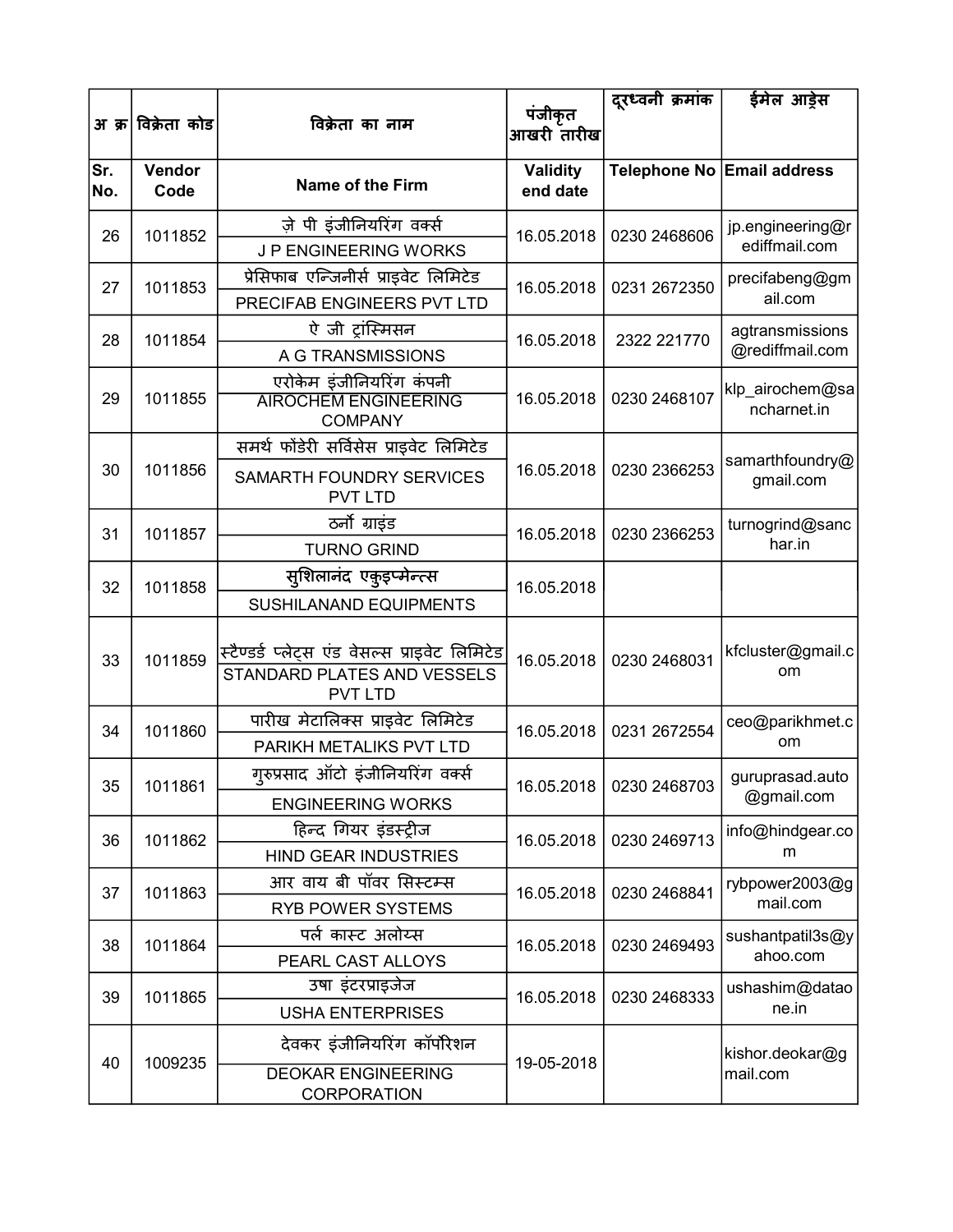| अ क्र | विक्रेता कोड | विक्रेता का नाम | पंजीकृत आखरी तारीख | दूरध्वनी क्रमांक | ईमेल आड्रेस |
|---|---|---|---|---|---|
| Sr. No. | Vendor Code | Name of the Firm | Validity end date | Telephone No | Email address |
| 26 | 1011852 | ज़े पी इंजीनियरिंग वर्क्स<br>J P ENGINEERING WORKS | 16.05.2018 | 0230 2468606 | jp.engineering@rediffmail.com |
| 27 | 1011853 | प्रेसिफाब एन्जिनीर्स प्राइवेट लिमिटेड<br>PRECIFAB ENGINEERS PVT LTD | 16.05.2018 | 0231 2672350 | precifabeng@gmail.com |
| 28 | 1011854 | ऐ जी ट्रांस्मिसन<br>A G TRANSMISSIONS | 16.05.2018 | 2322 221770 | agtransmissions@rediffmail.com |
| 29 | 1011855 | एरोकेम इंजीनियरिंग कंपनी<br>AIROCHEM ENGINEERING COMPANY | 16.05.2018 | 0230 2468107 | klp_airochem@sancharnet.in |
| 30 | 1011856 | समर्थ फॉंडेरी सर्विसेस प्राइवेट लिमिटेड<br>SAMARTH FOUNDRY SERVICES PVT LTD | 16.05.2018 | 0230 2366253 | samarthfoundry@gmail.com |
| 31 | 1011857 | ठर्नो ग्राइंड<br>TURNO GRIND | 16.05.2018 | 0230 2366253 | turnogrind@sanchar.in |
| 32 | 1011858 | सुशिलानंद एकुइप्मेन्ट्स<br>SUSHILANAND EQUIPMENTS | 16.05.2018 | | |
| 33 | 1011859 | स्टैण्डर्ड प्लेट्स एंड वेसल्स प्राइवेट लिमिटेड<br>STANDARD PLATES AND VESSELS PVT LTD | 16.05.2018 | 0230 2468031 | kfcluster@gmail.com |
| 34 | 1011860 | पारीख मेटालिक्स प्राइवेट लिमिटेड<br>PARIKH METALIKS PVT LTD | 16.05.2018 | 0231 2672554 | ceo@parikhmet.com |
| 35 | 1011861 | गुरुप्रसाद ऑटो इंजीनियरिंग वर्क्स<br>ENGINEERING WORKS | 16.05.2018 | 0230 2468703 | guruprasad.auto@gmail.com |
| 36 | 1011862 | हिन्द गियर इंडस्ट्रीज<br>HIND GEAR INDUSTRIES | 16.05.2018 | 0230 2469713 | info@hindgear.com |
| 37 | 1011863 | आर वाय बी पॉवर सिस्टम्स<br>RYB POWER SYSTEMS | 16.05.2018 | 0230 2468841 | rybpower2003@gmail.com |
| 38 | 1011864 | पर्ल कास्ट अलोय्स<br>PEARL CAST ALLOYS | 16.05.2018 | 0230 2469493 | sushantpatil3s@yahoo.com |
| 39 | 1011865 | उषा इंटरप्राइजेज<br>USHA ENTERPRISES | 16.05.2018 | 0230 2468333 | ushashim@dataone.in |
| 40 | 1009235 | देवकर इंजीनियरिंग कॉर्पोरेशन<br>DEOKAR ENGINEERING CORPORATION | 19-05-2018 | | kishor.deokar@gmail.com |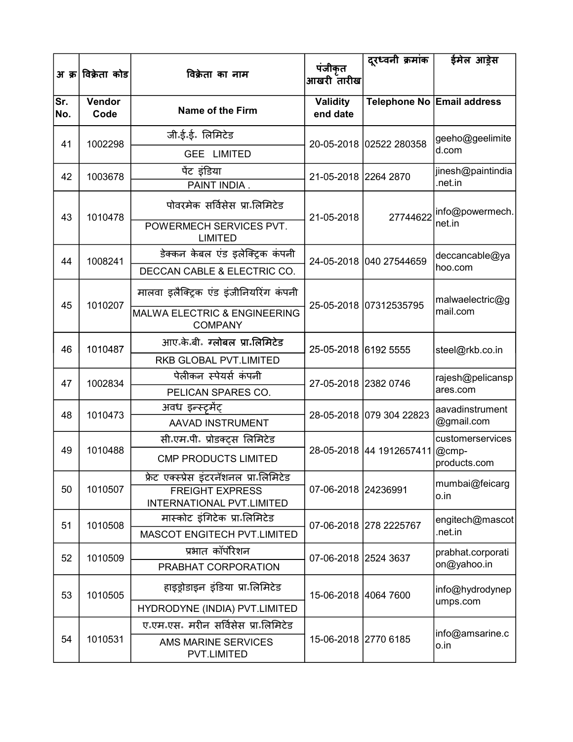| अ क्र | विक्रेता कोड | विक्रेता का नाम | पंजीकृत आखरी तारीख | दूरध्वनी क्रमांक | ईमेल आड्रेस |
|---|---|---|---|---|---|
| Sr. No. | Vendor Code | Name of the Firm | Validity end date | Telephone No | Email address |
| 41 | 1002298 | जी.ई.ई. लिमिटेड<br>GEE LIMITED | 20-05-2018 | 02522 280358 | geeho@geelimited.com |
| 42 | 1003678 | पेंट इंडिया<br>PAINT INDIA . | 21-05-2018 | 2264 2870 | jinesh@paintindia.net.in |
| 43 | 1010478 | पोवरमेक सर्विसेस प्रा.लिमिटेड<br>POWERMECH SERVICES PVT. LIMITED | 21-05-2018 | 27744622 | info@powermech.net.in |
| 44 | 1008241 | डेक्कन केबल एंड इलेक्ट्रिक कंपनी<br>DECCAN CABLE & ELECTRIC CO. | 24-05-2018 | 040 27544659 | deccancable@yahoo.com |
| 45 | 1010207 | मालवा इलैक्ट्रिक एंड इंजीनियरिंग कंपनी<br>MALWA ELECTRIC & ENGINEERING COMPANY | 25-05-2018 | 07312535795 | malwaelectric@gmail.com |
| 46 | 1010487 | आए.के.बी. ग्लोबल प्रा.लिमिटेड<br>RKB GLOBAL PVT.LIMITED | 25-05-2018 | 6192 5555 | steel@rkb.co.in |
| 47 | 1002834 | पेलीकन स्पेयर्स कंपनी<br>PELICAN SPARES CO. | 27-05-2018 | 2382 0746 | rajesh@pelicanspares.com |
| 48 | 1010473 | अवध इन्स्ट्रूमेंट<br>AAVAD INSTRUMENT | 28-05-2018 | 079 304 22823 | aavadinstrument@gmail.com |
| 49 | 1010488 | सी.एम.पी. प्रोडक्ट्स लिमिटेड<br>CMP PRODUCTS LIMITED | 28-05-2018 | 44 1912657411 | customerservices@cmp-products.com |
| 50 | 1010507 | फ्रेट एक्स्प्रेस इंटरनॅशनल प्रा.लिमिटेड<br>FREIGHT EXPRESS INTERNATIONAL PVT.LIMITED | 07-06-2018 | 24236991 | mumbai@feicargo.in |
| 51 | 1010508 | मास्कोट इंगिटेक प्रा.लिमिटेड<br>MASCOT ENGITECH PVT.LIMITED | 07-06-2018 | 278 2225767 | engitech@mascot.net.in |
| 52 | 1010509 | प्रभात कॉर्पोरेशन<br>PRABHAT CORPORATION | 07-06-2018 | 2524 3637 | prabhat.corporation@yahoo.in |
| 53 | 1010505 | हाइड्रोडाइन इंडिया प्रा.लिमिटेड<br>HYDRODYNE (INDIA) PVT.LIMITED | 15-06-2018 | 4064 7600 | info@hydrodynepumps.com |
| 54 | 1010531 | ए.एम.एस. मरीन सर्विसेस प्रा.लिमिटेड<br>AMS MARINE SERVICES PVT.LIMITED | 15-06-2018 | 2770 6185 | info@amsarine.co.in |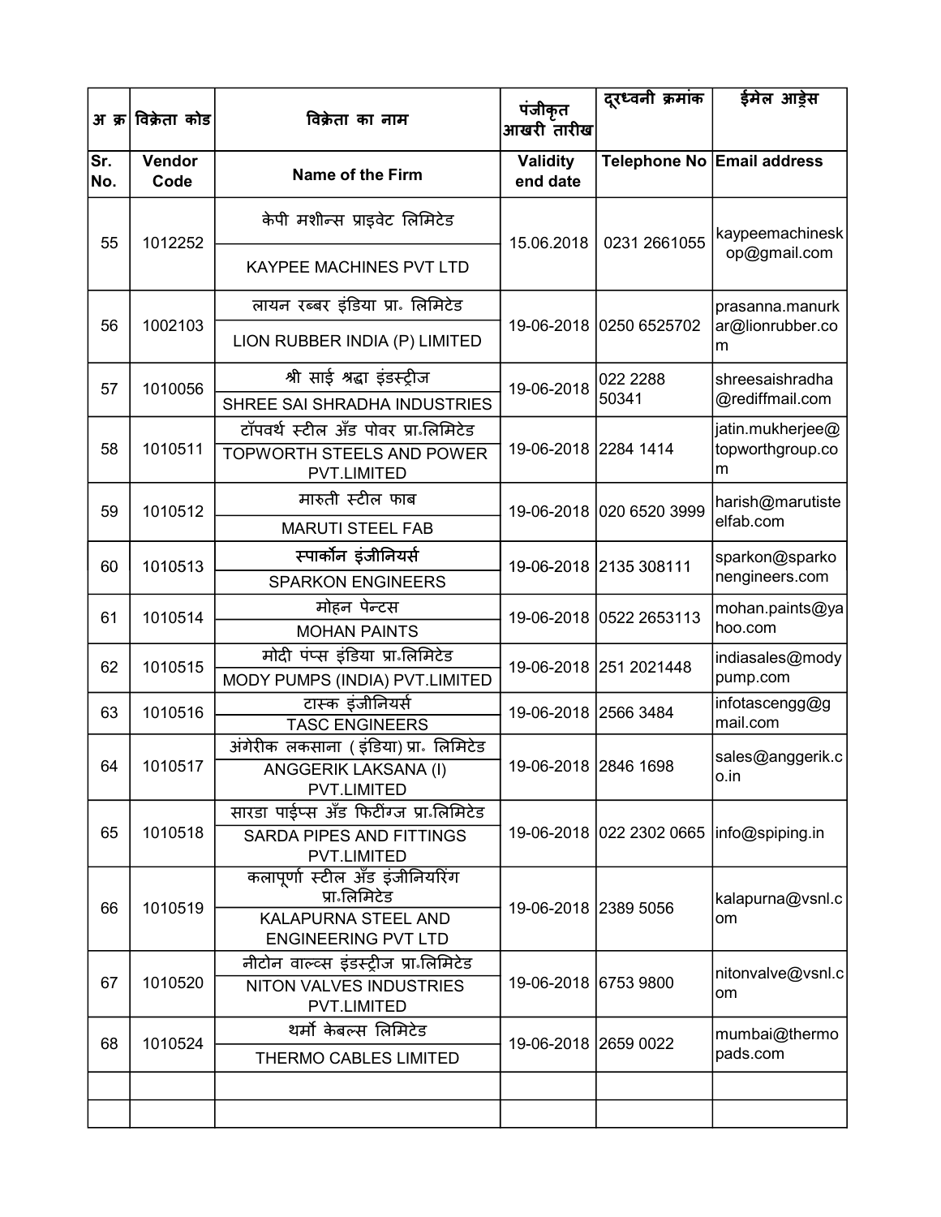| अ क्र | विक्रेता कोड | विक्रेता का नाम | पंजीकृत आखरी तारीख | दूरध्वनी क्रमांक | ईमेल आड्रेस |
|---|---|---|---|---|---|
| Sr. No. | Vendor Code | Name of the Firm | Validity end date | Telephone No | Email address |
| 55 | 1012252 | केपी मशीन्स प्राइवेट लिमिटेड<br>KAYPEE MACHINES PVT LTD | 15.06.2018 | 0231 2661055 | kaypeemachineskop@gmail.com |
| 56 | 1002103 | लायन रब्बर इंडिया प्रा॰ लिमिटेड<br>LION RUBBER INDIA (P) LIMITED | 19-06-2018 | 0250 6525702 | prasanna.manurkar@lionrubber.com |
| 57 | 1010056 | श्री साई श्रद्धा इंडस्ट्रीज<br>SHREE SAI SHRADHA INDUSTRIES | 19-06-2018 | 022 2288 50341 | shreesaishradha@rediffmail.com |
| 58 | 1010511 | टॉपवर्थ स्टील अँड पोवर प्रा॰लिमिटेड<br>TOPWORTH STEELS AND POWER PVT.LIMITED | 19-06-2018 | 2284 1414 | jatin.mukherjee@topworthgroup.com |
| 59 | 1010512 | मारुती स्टील फाब<br>MARUTI STEEL FAB | 19-06-2018 | 020 6520 3999 | harish@marutistelfab.com |
| 60 | 1010513 | स्पार्कोन इंजीनियर्स<br>SPARKON ENGINEERS | 19-06-2018 | 2135 308111 | sparkon@sparkonengineers.com |
| 61 | 1010514 | मोहन पेन्टस<br>MOHAN PAINTS | 19-06-2018 | 0522 2653113 | mohan.paints@yahoo.com |
| 62 | 1010515 | मोदी पंप्स इंडिया प्रा॰लिमिटेड<br>MODY PUMPS (INDIA) PVT.LIMITED | 19-06-2018 | 251 2021448 | indiasales@modypump.com |
| 63 | 1010516 | टास्क इंजीनियर्स<br>TASC ENGINEERS | 19-06-2018 | 2566 3484 | infotascengg@gmail.com |
| 64 | 1010517 | अंगेरीक लकसाना ( इंडिया) प्रा॰ लिमिटेड<br>ANGGERIK LAKSANA (I) PVT.LIMITED | 19-06-2018 | 2846 1698 | sales@anggerik.co.in |
| 65 | 1010518 | सारडा पाईप्स अँड फिटींग्ज प्रा॰लिमिटेड<br>SARDA PIPES AND FITTINGS PVT.LIMITED | 19-06-2018 | 022 2302 0665 | info@spiping.in |
| 66 | 1010519 | कलापूर्णा स्टील अँड इंजीनियरिंग प्रा॰लिमिटेड<br>KALAPURNA STEEL AND ENGINEERING PVT LTD | 19-06-2018 | 2389 5056 | kalapurna@vsnl.com |
| 67 | 1010520 | नीटोन वाल्व्स इंडस्ट्रीज प्रा॰लिमिटेड<br>NITON VALVES INDUSTRIES PVT.LIMITED | 19-06-2018 | 6753 9800 | nitonvalve@vsnl.com |
| 68 | 1010524 | थर्मो केबल्स लिमिटेड<br>THERMO CABLES LIMITED | 19-06-2018 | 2659 0022 | mumbai@thermopads.com |
| | | | | | |
| | | | | | |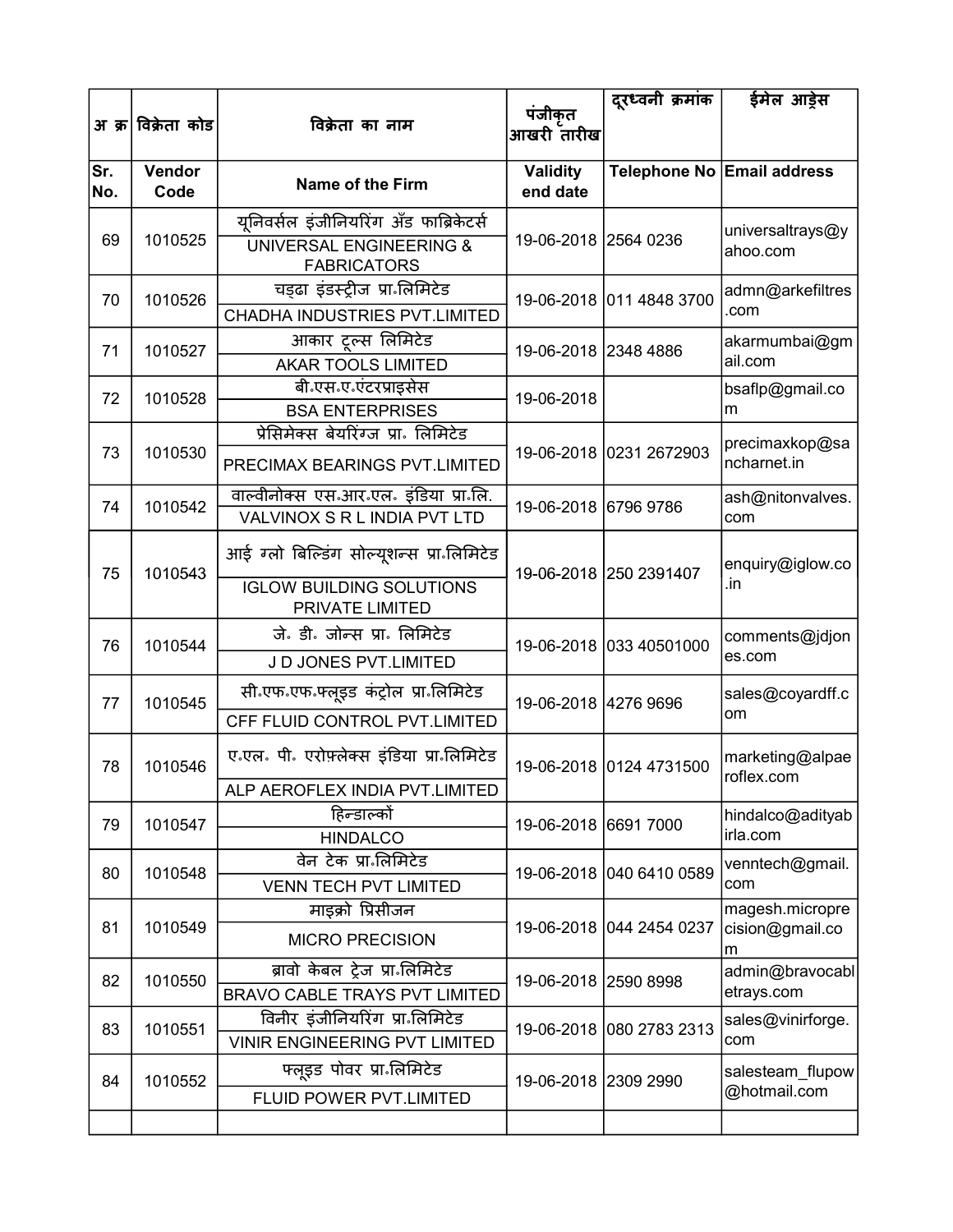| अ क्र | विक्रेता कोड | विक्रेता का नाम | पंजीकृत आखरी तारीख | दूरध्वनी क्रमांक | ईमेल आड्रेस |
|---|---|---|---|---|---|
| Sr. No. | Vendor Code | Name of the Firm | Validity end date | Telephone No | Email address |
| 69 | 1010525 | यूनिवर्सल इंजीनियरिंग अँड फाब्रिकेटर्स<br>UNIVERSAL ENGINEERING & FABRICATORS | 19-06-2018 | 2564 0236 | universaltrays@yahoo.com |
| 70 | 1010526 | चड्ढा इंडस्ट्रीज प्रा॰लिमिटेड<br>CHADHA INDUSTRIES PVT.LIMITED | 19-06-2018 | 011 4848 3700 | admn@arkefiltres.com |
| 71 | 1010527 | आकार टूल्स लिमिटेड<br>AKAR TOOLS LIMITED | 19-06-2018 | 2348 4886 | akarmumbai@gmail.com |
| 72 | 1010528 | बी॰एस॰ए॰एंटरप्राइसेस<br>BSA ENTERPRISES | 19-06-2018 | | bsaflp@gmail.com |
| 73 | 1010530 | प्रेसिमेक्स बेयरिंग्ज प्रा॰ लिमिटेड<br>PRECIMAX BEARINGS PVT.LIMITED | 19-06-2018 | 0231 2672903 | precimaxkop@sancharnet.in |
| 74 | 1010542 | वाल्वीनोक्स एस॰आर॰एल॰ इंडिया प्रा॰लि.<br>VALVINOX S R L INDIA PVT LTD | 19-06-2018 | 6796 9786 | ash@nitonvalves.com |
| 75 | 1010543 | आई ग्लो बिल्डिंग सोल्यूशन्स प्रा॰लिमिटेड<br>IGLOW BUILDING SOLUTIONS PRIVATE LIMITED | 19-06-2018 | 250 2391407 | enquiry@iglow.co.in |
| 76 | 1010544 | जे॰ डी॰ जोन्स प्रा॰ लिमिटेड<br>J D JONES PVT.LIMITED | 19-06-2018 | 033 40501000 | comments@jdjones.com |
| 77 | 1010545 | सी॰एफ॰एफ॰फ्लूइड कंट्रोल प्रा॰लिमिटेड<br>CFF FLUID CONTROL PVT.LIMITED | 19-06-2018 | 4276 9696 | sales@coyardff.com |
| 78 | 1010546 | ए॰एल॰ पी॰ एरोफ़्लेक्स इंडिया प्रा॰लिमिटेड<br>ALP AEROFLEX INDIA PVT.LIMITED | 19-06-2018 | 0124 4731500 | marketing@alpaeroflex.com |
| 79 | 1010547 | हिन्डाल्को<br>HINDALCO | 19-06-2018 | 6691 7000 | hindalco@adityabirla.com |
| 80 | 1010548 | वेन टेक प्रा॰लिमिटेड<br>VENN TECH PVT LIMITED | 19-06-2018 | 040 6410 0589 | venntech@gmail.com |
| 81 | 1010549 | माइक्रो प्रिसीजन<br>MICRO PRECISION | 19-06-2018 | 044 2454 0237 | magesh.microprecision@gmail.com |
| 82 | 1010550 | ब्रावो केबल ट्रेज प्रा॰लिमिटेड<br>BRAVO CABLE TRAYS PVT LIMITED | 19-06-2018 | 2590 8998 | admin@bravocabletrays.com |
| 83 | 1010551 | विनीर इंजीनियरिंग प्रा॰लिमिटेड<br>VINIR ENGINEERING PVT LIMITED | 19-06-2018 | 080 2783 2313 | sales@vinirforge.com |
| 84 | 1010552 | फ्लूइड पोवर प्रा॰लिमिटेड<br>FLUID POWER PVT.LIMITED | 19-06-2018 | 2309 2990 | salesteam_flupow@hotmail.com |
| | | | | | |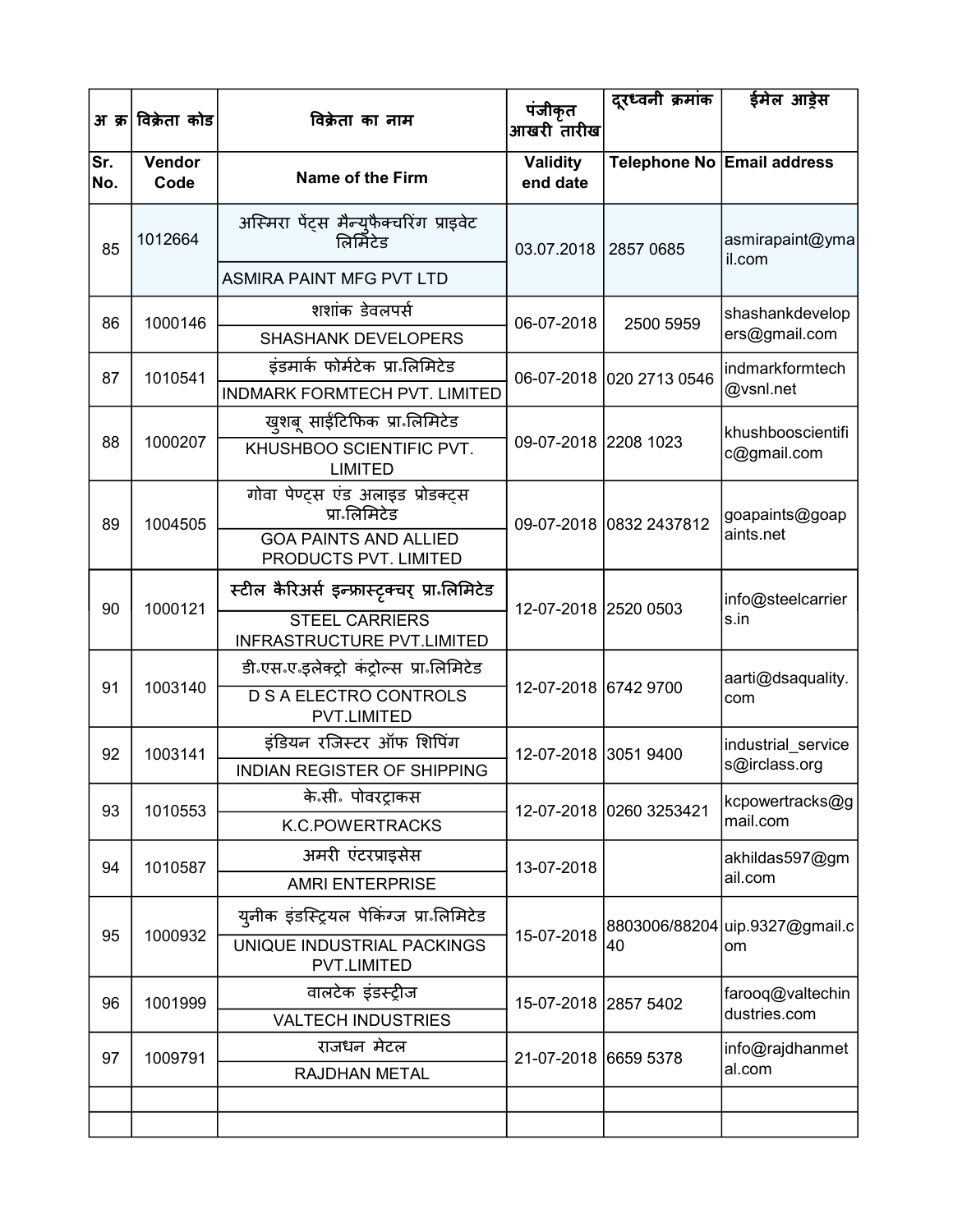| अ क्र | विक्रेता कोड | विक्रेता का नाम | पंजीकृत आखरी तारीख | दूरध्वनी क्रमांक | ईमेल आड्रेस |
|---|---|---|---|---|---|
| Sr. No. | Vendor Code | Name of the Firm | Validity end date | Telephone No | Email address |
| 85 | 1012664 | अस्मिरा पेंट्स मैन्युफैक्चरिंग प्राइवेट लिमिटेड<br>ASMIRA PAINT MFG PVT LTD | 03.07.2018 | 2857 0685 | asmirapaint@ymail.com |
| 86 | 1000146 | शशांक डेवलपर्स<br>SHASHANK DEVELOPERS | 06-07-2018 | 2500 5959 | shashankdevelopers@gmail.com |
| 87 | 1010541 | इंडमार्क फोर्मटेक प्रा॰लिमिटेड<br>INDMARK FORMTECH PVT. LIMITED | 06-07-2018 | 020 2713 0546 | indmarkformtech@vsnl.net |
| 88 | 1000207 | खुशबू साईंटिफिक प्रा॰लिमिटेड<br>KHUSHBOO SCIENTIFIC PVT. LIMITED | 09-07-2018 | 2208 1023 | khushbooscientific@gmail.com |
| 89 | 1004505 | गोवा पेण्ट्स एंड अलाइड प्रोडक्ट्स प्रा॰लिमिटेड<br>GOA PAINTS AND ALLIED PRODUCTS PVT. LIMITED | 09-07-2018 | 0832 2437812 | goapaints@goapaints.net |
| 90 | 1000121 | स्टील कैरिअर्स इन्फ्रास्ट्रक्चर प्रा॰लिमिटेड<br>STEEL CARRIERS INFRASTRUCTURE PVT.LIMITED | 12-07-2018 | 2520 0503 | info@steelcarriers.in |
| 91 | 1003140 | डी॰एस॰ए॰इलेक्ट्रो कंट्रोल्स प्रा॰लिमिटेड<br>D S A ELECTRO CONTROLS PVT.LIMITED | 12-07-2018 | 6742 9700 | aarti@dsaquality.com |
| 92 | 1003141 | इंडियन रजिस्टर ऑफ शिपिंग<br>INDIAN REGISTER OF SHIPPING | 12-07-2018 | 3051 9400 | industrial_services@irclass.org |
| 93 | 1010553 | के॰सी॰ पोवरट्राकस<br>K.C.POWERTRACKS | 12-07-2018 | 0260 3253421 | kcpowertracks@gmail.com |
| 94 | 1010587 | अमरी एंटरप्राइसेस<br>AMRI ENTERPRISE | 13-07-2018 | | akhildas597@gmail.com |
| 95 | 1000932 | युनीक इंडस्ट्रियल पेकिंग्ज प्रा॰लिमिटेड<br>UNIQUE INDUSTRIAL PACKINGS PVT.LIMITED | 15-07-2018 | 8803006/8820440 | uip.9327@gmail.com |
| 96 | 1001999 | वालटेक इंडस्ट्रीज<br>VALTECH INDUSTRIES | 15-07-2018 | 2857 5402 | farooq@valtechindustries.com |
| 97 | 1009791 | राजधन मेटल<br>RAJDHAN METAL | 21-07-2018 | 6659 5378 | info@rajdhanmetal.com |
| | | | | | |
| | | | | | |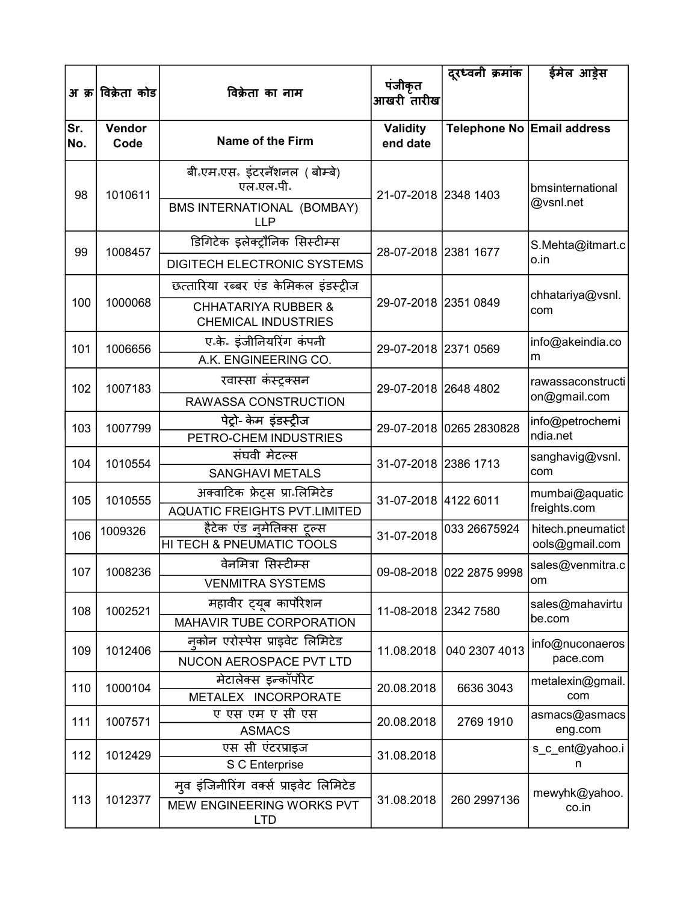| अ क्र | विक्रेता कोड | विक्रेता का नाम | पंजीकृत आखरी तारीख | दूरध्वनी क्रमांक | ईमेल आड्रेस |
|---|---|---|---|---|---|
| Sr. No. | Vendor Code | Name of the Firm | Validity end date | Telephone No | Email address |
| 98 | 1010611 | बी॰एम॰एस॰ इंटरनॅशनल ( बोम्बे) एल॰एल॰पी॰<br>BMS INTERNATIONAL (BOMBAY) LLP | 21-07-2018 | 2348 1403 | bmsinternational@vsnl.net |
| 99 | 1008457 | डिगिटेक इलेक्ट्रौनिक सिस्टीम्स<br>DIGITECH ELECTRONIC SYSTEMS | 28-07-2018 | 2381 1677 | S.Mehta@itmart.co.in |
| 100 | 1000068 | छत्तारिया रब्बर एंड केमिकल इंडस्ट्रीज<br>CHHATARIYA RUBBER & CHEMICAL INDUSTRIES | 29-07-2018 | 2351 0849 | chhatariya@vsnl.com |
| 101 | 1006656 | ए.के॰ इंजीनियरिंग कंपनी<br>A.K. ENGINEERING CO. | 29-07-2018 | 2371 0569 | info@akeindia.com |
| 102 | 1007183 | रवास्सा कंस्ट्रक्सन<br>RAWASSA CONSTRUCTION | 29-07-2018 | 2648 4802 | rawassaconstruction@gmail.com |
| 103 | 1007799 | पेट्रो- केम इंडस्ट्रीज<br>PETRO-CHEM INDUSTRIES | 29-07-2018 | 0265 2830828 | info@petrochemindia.net |
| 104 | 1010554 | संघवी मेटल्स<br>SANGHAVI METALS | 31-07-2018 | 2386 1713 | sanghavig@vsnl.com |
| 105 | 1010555 | अक्वाटिक फ्रेट्स प्रा॰लिमिटेड<br>AQUATIC FREIGHTS PVT.LIMITED | 31-07-2018 | 4122 6011 | mumbai@aquaticfreights.com |
| 106 | 1009326 | हैटेक एंड नुमेतिक्स टूल्स<br>HI TECH & PNEUMATIC TOOLS | 31-07-2018 | 033 26675924 | hitech.pneumatictools@gmail.com |
| 107 | 1008236 | वेनमित्रा सिस्टीम्स<br>VENMITRA SYSTEMS | 09-08-2018 | 022 2875 9998 | sales@venmitra.com |
| 108 | 1002521 | महावीर ट्यूब कार्पोरेशन<br>MAHAVIR TUBE CORPORATION | 11-08-2018 | 2342 7580 | sales@mahavirtube.com |
| 109 | 1012406 | नुकोन एरोस्पेस प्राइवेट लिमिटेड<br>NUCON AEROSPACE PVT LTD | 11.08.2018 | 040 2307 4013 | info@nuconaerospace.com |
| 110 | 1000104 | मेटालेक्स इन्कॉर्पोरेट<br>METALEX INCORPORATE | 20.08.2018 | 6636 3043 | metalexin@gmail.com |
| 111 | 1007571 | ए एस एम ए सी एस<br>ASMACS | 20.08.2018 | 2769 1910 | asmacs@asmacseng.com |
| 112 | 1012429 | एस सी एंटरप्राइज<br>S C Enterprise | 31.08.2018 | | s_c_ent@yahoo.in |
| 113 | 1012377 | मुव इंजिनीरिंग वर्क्स प्राइवेट लिमिटेड<br>MEW ENGINEERING WORKS PVT LTD | 31.08.2018 | 260 2997136 | mewyhk@yahoo.co.in |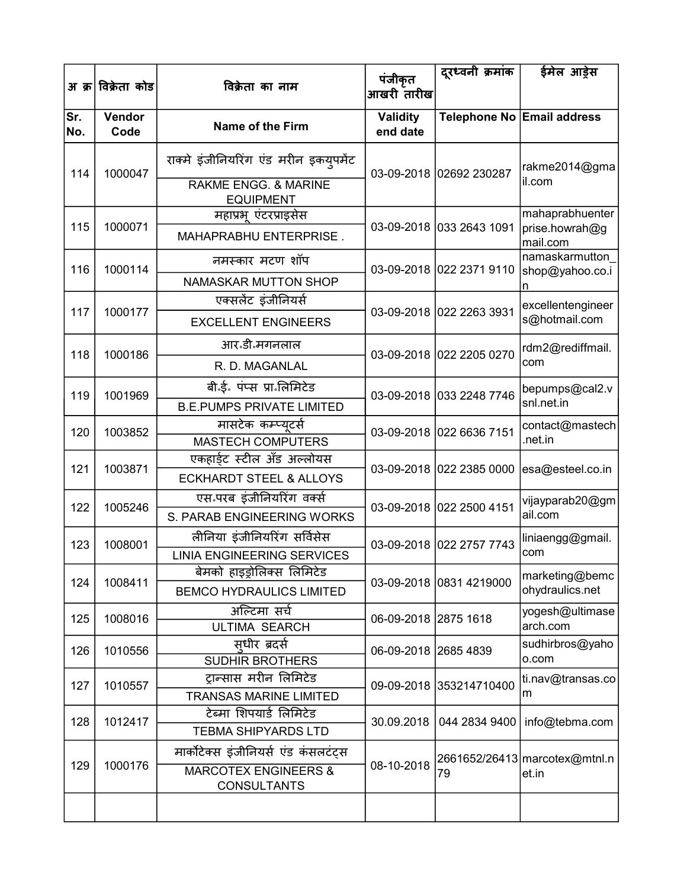| अ क्र | विक्रेता कोड | विक्रेता का नाम | पंजीकृत आखरी तारीख | दूरध्वनी क्रमांक | ईमेल आड्रेस |
|---|---|---|---|---|---|
| Sr. No. | Vendor Code | Name of the Firm | Validity end date | Telephone No | Email address |
| 114 | 1000047 | राक्मे इंजीनियरिंग एंड मरीन इक्युपमेंट<br>RAKME ENGG. & MARINE EQUIPMENT | 03-09-2018 | 02692 230287 | rakme2014@gmail.com |
| 115 | 1000071 | महाप्रभू एंटरप्राइसेस<br>MAHAPRABHU ENTERPRISE . | 03-09-2018 | 033 2643 1091 | mahaprabhuenterprise.howrah@gmail.com |
| 116 | 1000114 | नमस्कार मटण शॉप<br>NAMASKAR MUTTON SHOP | 03-09-2018 | 022 2371 9110 | namaskarmutton_shop@yahoo.co.in |
| 117 | 1000177 | एक्सलेंट इंजीनियर्स<br>EXCELLENT ENGINEERS | 03-09-2018 | 022 2263 3931 | excellentengineers@hotmail.com |
| 118 | 1000186 | आर॰डी॰मगनलाल<br>R. D. MAGANLAL | 03-09-2018 | 022 2205 0270 | rdm2@rediffmail.com |
| 119 | 1001969 | बी॰ई॰ पंप्स प्रा॰लिमिटेड<br>B.E.PUMPS PRIVATE LIMITED | 03-09-2018 | 033 2248 7746 | bepumps@cal2.vsnl.net.in |
| 120 | 1003852 | मासटेक कम्प्यूटर्स<br>MASTECH COMPUTERS | 03-09-2018 | 022 6636 7151 | contact@mastech.net.in |
| 121 | 1003871 | एकहार्ड्ट स्टील अँड अल्लोयस<br>ECKHARDT STEEL & ALLOYS | 03-09-2018 | 022 2385 0000 | esa@esteel.co.in |
| 122 | 1005246 | एस॰परब इंजीनियरिंग वर्क्स<br>S. PARAB ENGINEERING WORKS | 03-09-2018 | 022 2500 4151 | vijayparab20@gmail.com |
| 123 | 1008001 | लीनिया इंजीनियरिंग सर्विसेस<br>LINIA ENGINEERING SERVICES | 03-09-2018 | 022 2757 7743 | liniaengg@gmail.com |
| 124 | 1008411 | बेमको हाइड्रोलिक्स लिमिटेड<br>BEMCO HYDRAULICS LIMITED | 03-09-2018 | 0831 4219000 | marketing@bemcohydraulics.net |
| 125 | 1008016 | अल्टिमा सर्च<br>ULTIMA SEARCH | 06-09-2018 | 2875 1618 | yogesh@ultimasearch.com |
| 126 | 1010556 | सुधीर ब्रदर्स<br>SUDHIR BROTHERS | 06-09-2018 | 2685 4839 | sudhirbros@yahoo.com |
| 127 | 1010557 | ट्रान्सास मरीन लिमिटेड<br>TRANSAS MARINE LIMITED | 09-09-2018 | 353214710400 | ti.nav@transas.com |
| 128 | 1012417 | टेब्मा शिपयार्ड लिमिटेड<br>TEBMA SHIPYARDS LTD | 30.09.2018 | 044 2834 9400 | info@tebma.com |
| 129 | 1000176 | मार्कोटेक्स इंजीनियर्स एंड कंसलटंट्स<br>MARCOTEX ENGINEERS & CONSULTANTS | 08-10-2018 | 2661652/2641379 | marcotex@mtnl.net.in |
| | | | | | |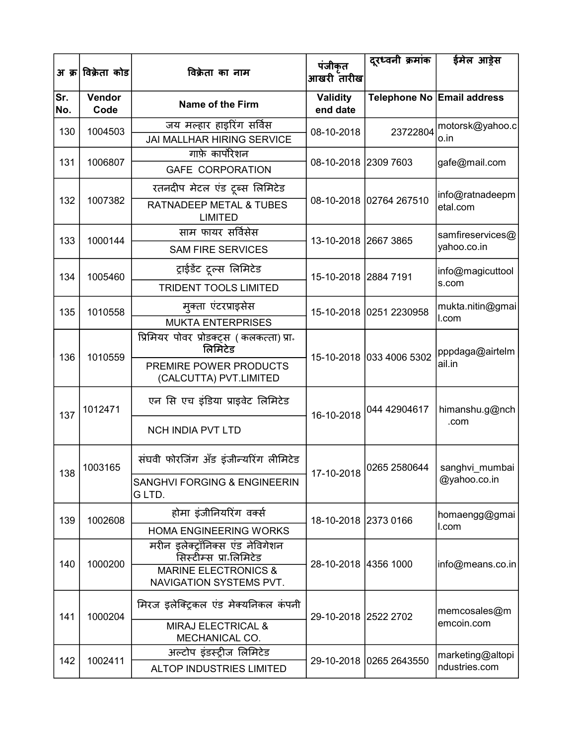| अ क्र | विक्रेता कोड | विक्रेता का नाम | पंजीकृत आखरी तारीख | दूरध्वनी क्रमांक | ईमेल आड्रेस |
|---|---|---|---|---|---|
| Sr. No. | Vendor Code | Name of the Firm | Validity end date | Telephone No | Email address |
| 130 | 1004503 | जय मल्हार हाइरिंग सर्विस<br>JAI MALLHAR HIRING SERVICE | 08-10-2018 | 23722804 | motorsk@yahoo.co.in |
| 131 | 1006807 | गाफ़े कार्पोरेशन<br>GAFE CORPORATION | 08-10-2018 | 2309 7603 | gafe@mail.com |
| 132 | 1007382 | रतनदीप मेटल एंड ट्यूब्स लिमिटेड<br>RATNADEEP METAL & TUBES LIMITED | 08-10-2018 | 02764 267510 | info@ratnadeepmetal.com |
| 133 | 1000144 | साम फायर सर्विसेस<br>SAM FIRE SERVICES | 13-10-2018 | 2667 3865 | samfireservices@yahoo.co.in |
| 134 | 1005460 | ट्राईडेंट टूल्स लिमिटेड<br>TRIDENT TOOLS LIMITED | 15-10-2018 | 2884 7191 | info@magicuttools.com |
| 135 | 1010558 | मुक्ता एंटरप्राइसेस<br>MUKTA ENTERPRISES | 15-10-2018 | 0251 2230958 | mukta.nitin@gmail.com |
| 136 | 1010559 | प्रिमियर पोवर प्रोडक्ट्स ( कलकत्ता) प्रा॰ लिमिटेड<br>PREMIRE POWER PRODUCTS (CALCUTTA) PVT.LIMITED | 15-10-2018 | 033 4006 5302 | pppdaga@airtelmail.in |
| 137 | 1012471 | एन सि एच इंडिया प्राइवेट लिमिटेड<br>NCH INDIA PVT LTD | 16-10-2018 | 044 42904617 | himanshu.g@nch.com |
| 138 | 1003165 | संघवी फोरजिंग अँड इंजीन्यरिंग लीमिटेड<br>SANGHVI FORGING & ENGINEERING LTD. | 17-10-2018 | 0265 2580644 | sanghvi_mumbai@yahoo.co.in |
| 139 | 1002608 | होमा इंजीनियरिंग वर्क्स<br>HOMA ENGINEERING WORKS | 18-10-2018 | 2373 0166 | homaengg@gmail.com |
| 140 | 1000200 | मरीन इलेक्ट्रॉनिक्स एंड नेविगेशन सिस्टीम्स प्रा॰लिमिटेड<br>MARINE ELECTRONICS & NAVIGATION SYSTEMS PVT. | 28-10-2018 | 4356 1000 | info@means.co.in |
| 141 | 1000204 | मिरज इलेक्ट्रिकल एंड मेक्यनिकल कंपनी<br>MIRAJ ELECTRICAL & MECHANICAL CO. | 29-10-2018 | 2522 2702 | memcosales@memcoin.com |
| 142 | 1002411 | अल्टोप इंडस्ट्रीज लिमिटेड<br>ALTOP INDUSTRIES LIMITED | 29-10-2018 | 0265 2643550 | marketing@altopindustries.com |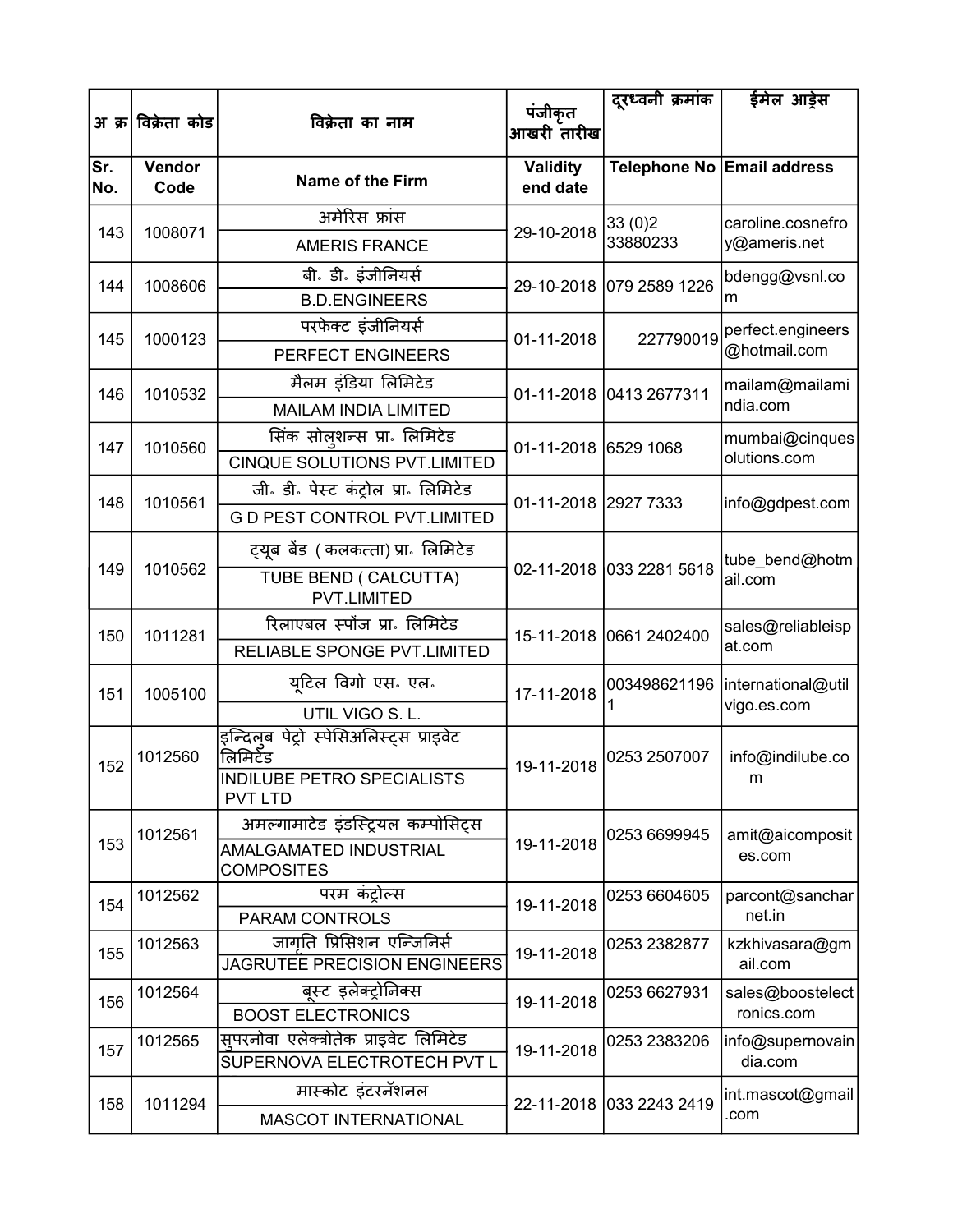| अ क्र | विक्रेता कोड | विक्रेता का नाम | पंजीकृत आखरी तारीख | दूरध्वनी क्रमांक | ईमेल आड्रेस |
|---|---|---|---|---|---|
| Sr. No. | Vendor Code | Name of the Firm | Validity end date | Telephone No | Email address |
| 143 | 1008071 | अमेरिस फ्रांस<br>AMERIS FRANCE | 29-10-2018 | 33 (0)2 33880233 | caroline.cosnefroy@ameris.net |
| 144 | 1008606 | बी॰ डी॰ इंजीनियर्स<br>B.D.ENGINEERS | 29-10-2018 | 079 2589 1226 | bdengg@vsnl.com |
| 145 | 1000123 | परफेक्ट इंजीनियर्स<br>PERFECT ENGINEERS | 01-11-2018 | 227790019 | perfect.engineers@hotmail.com |
| 146 | 1010532 | मैलम इंडिया लिमिटेड<br>MAILAM INDIA LIMITED | 01-11-2018 | 0413 2677311 | mailam@mailamindia.com |
| 147 | 1010560 | सिंक सोलुशन्स प्रा॰ लिमिटेड<br>CINQUE SOLUTIONS PVT.LIMITED | 01-11-2018 | 6529 1068 | mumbai@cinquesolutions.com |
| 148 | 1010561 | जी॰ डी॰ पेस्ट कंट्रोल प्रा॰ लिमिटेड<br>G D PEST CONTROL PVT.LIMITED | 01-11-2018 | 2927 7333 | info@gdpest.com |
| 149 | 1010562 | ट्यूब बेंड ( कलकत्ता) प्रा॰ लिमिटेड<br>TUBE BEND ( CALCUTTA) PVT.LIMITED | 02-11-2018 | 033 2281 5618 | tube_bend@hotmail.com |
| 150 | 1011281 | रिलाएबल स्पोंज प्रा॰ लिमिटेड<br>RELIABLE SPONGE PVT.LIMITED | 15-11-2018 | 0661 2402400 | sales@reliableispat.com |
| 151 | 1005100 | यूटिल विगो एस॰ एल॰<br>UTIL VIGO S. L. | 17-11-2018 | 0034986211961 | international@utilvigo.es.com |
| 152 | 1012560 | इन्दिलुब पेट्रो स्पेसिअलिस्ट्स प्राइवेट लिमिटेड<br>INDILUBE PETRO SPECIALISTS PVT LTD | 19-11-2018 | 0253 2507007 | info@indilube.com |
| 153 | 1012561 | अमल्गामाटेड इंडस्ट्रियल कम्पोसिट्स<br>AMALGAMATED INDUSTRIAL COMPOSITES | 19-11-2018 | 0253 6699945 | amit@aicomposites.com |
| 154 | 1012562 | परम कंट्रोल्स<br>PARAM CONTROLS | 19-11-2018 | 0253 6604605 | parcont@sancharnet.in |
| 155 | 1012563 | जागृति प्रिसिशन एन्जिनिर्स<br>JAGRUTEE PRECISION ENGINEERS | 19-11-2018 | 0253 2382877 | kzkhivasara@gmail.com |
| 156 | 1012564 | बूस्ट इलेक्ट्रोनिक्स<br>BOOST ELECTRONICS | 19-11-2018 | 0253 6627931 | sales@boostelectronics.com |
| 157 | 1012565 | सुपरनोवा एलेक्ट्रोतेक प्राइवेट लिमिटेड<br>SUPERNOVA ELECTROTECH PVT L | 19-11-2018 | 0253 2383206 | info@supernovaindia.com |
| 158 | 1011294 | मास्कोट इंटरनॅशनल<br>MASCOT INTERNATIONAL | 22-11-2018 | 033 2243 2419 | int.mascot@gmail.com |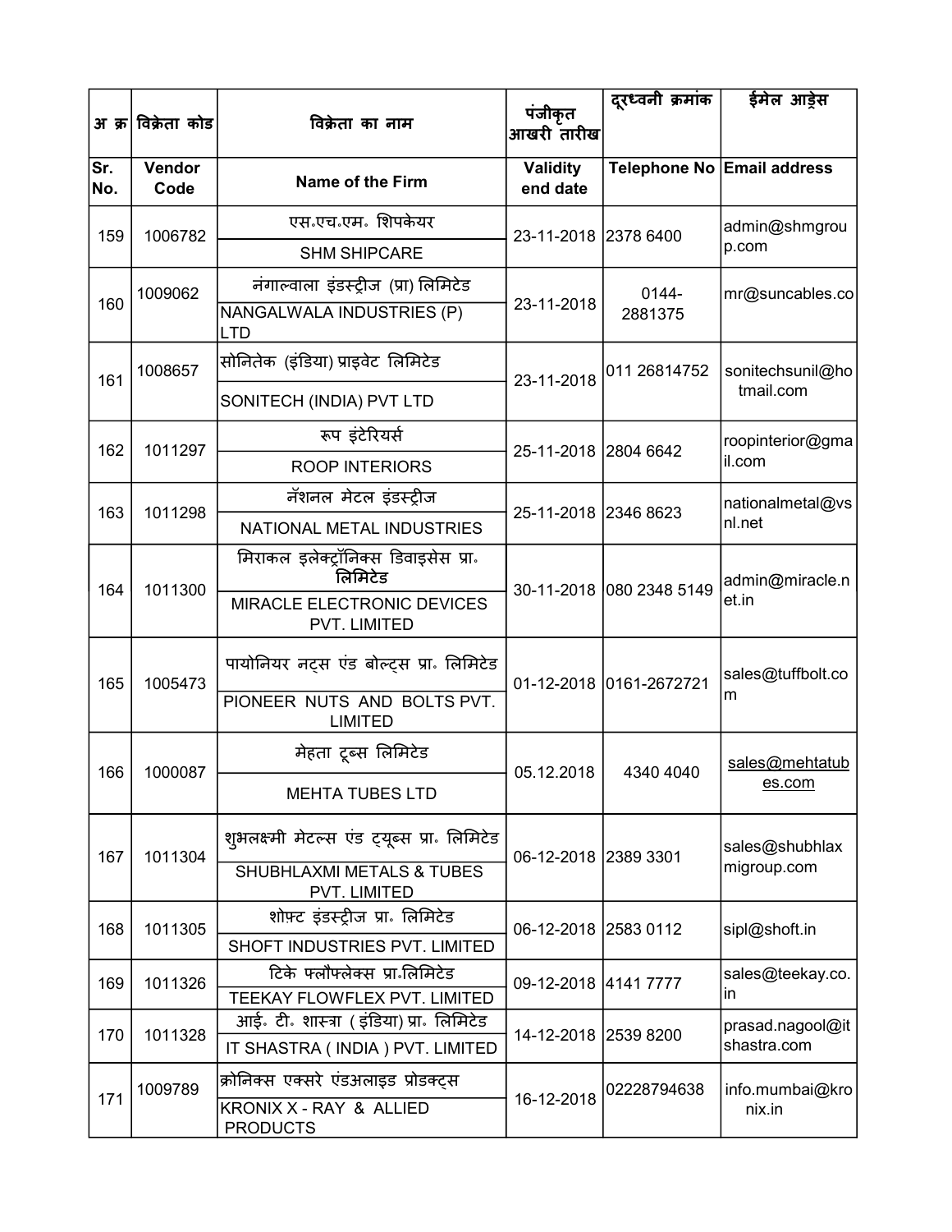| अ क्र | विक्रेता कोड | विक्रेता का नाम | पंजीकृत आखरी तारीख | दूरध्वनी क्रमांक | ईमेल आड्रेस |
|---|---|---|---|---|---|
| Sr. No. | Vendor Code | Name of the Firm | Validity end date | Telephone No | Email address |
| 159 | 1006782 | एस॰एच॰एम॰ शिपकेयर<br>SHM SHIPCARE | 23-11-2018 | 2378 6400 | admin@shmgroup.com |
| 160 | 1009062 | नंगाल्वाला इंडस्ट्रीज (प्रा) लिमिटेड<br>NANGALWALA INDUSTRIES (P) LTD | 23-11-2018 | 0144-2881375 | mr@suncables.co |
| 161 | 1008657 | सोनितेक (इंडिया) प्राइवेट लिमिटेड<br>SONITECH (INDIA) PVT LTD | 23-11-2018 | 011 26814752 | sonitechsunil@hotmail.com |
| 162 | 1011297 | रूप इंटेरियर्स<br>ROOP INTERIORS | 25-11-2018 | 2804 6642 | roopinterior@gmail.com |
| 163 | 1011298 | नॅशनल मेटल इंडस्ट्रीज<br>NATIONAL METAL INDUSTRIES | 25-11-2018 | 2346 8623 | nationalmetal@vsnl.net |
| 164 | 1011300 | मिराकल इलेक्ट्रॉनिक्स डिवाइसेस प्रा॰ लिमिटेड<br>MIRACLE ELECTRONIC DEVICES PVT. LIMITED | 30-11-2018 | 080 2348 5149 | admin@miracle.net.in |
| 165 | 1005473 | पायोनियर नट्स एंड बोल्ट्स प्रा॰ लिमिटेड<br>PIONEER NUTS AND BOLTS PVT. LIMITED | 01-12-2018 | 0161-2672721 | sales@tuffbolt.com |
| 166 | 1000087 | मेहता ट्यूब्स लिमिटेड<br>MEHTA TUBES LTD | 05.12.2018 | 4340 4040 | sales@mehtatubes.com |
| 167 | 1011304 | शुभलक्ष्मी मेटल्स एंड ट्यूब्स प्रा॰ लिमिटेड<br>SHUBHLAXMI METALS & TUBES PVT. LIMITED | 06-12-2018 | 2389 3301 | sales@shubhlaxmigroup.com |
| 168 | 1011305 | शोफ़्ट इंडस्ट्रीज प्रा॰ लिमिटेड<br>SHOFT INDUSTRIES PVT. LIMITED | 06-12-2018 | 2583 0112 | sipl@shoft.in |
| 169 | 1011326 | टिके फ्लौफ्लेक्स प्रा॰लिमिटेड<br>TEEKAY FLOWFLEX PVT. LIMITED | 09-12-2018 | 4141 7777 | sales@teekay.co.in |
| 170 | 1011328 | आई॰ टी॰ शास्त्रा ( इंडिया) प्रा॰ लिमिटेड<br>IT SHASTRA ( INDIA ) PVT. LIMITED | 14-12-2018 | 2539 8200 | prasad.nagool@itshastra.com |
| 171 | 1009789 | क्रोनिक्स एक्सरे एंडअलाइड प्रोडक्ट्स<br>KRONIX X - RAY & ALLIED PRODUCTS | 16-12-2018 | 02228794638 | info.mumbai@kronix.in |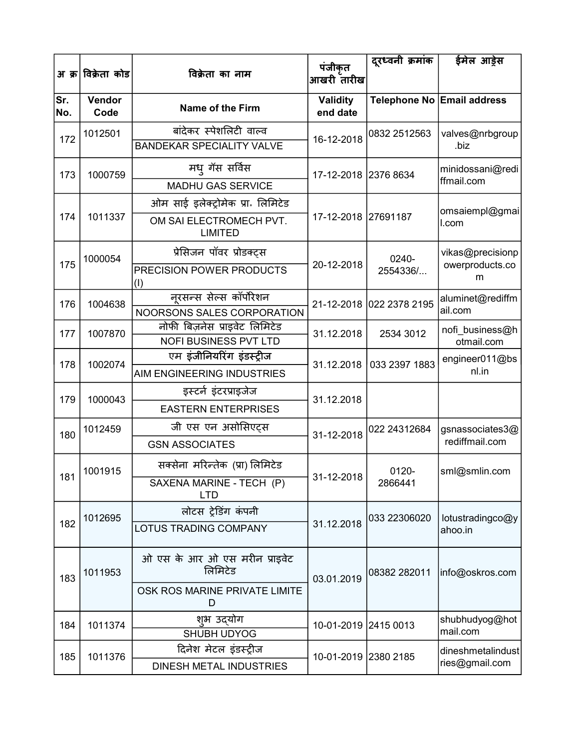| अ क्र | विक्रेता कोड | विक्रेता का नाम | पंजीकृत आखरी तारीख | दूरध्वनी क्रमांक | ईमेल आड्रेस |
|---|---|---|---|---|---|
| Sr. No. | Vendor Code | Name of the Firm | Validity end date | Telephone No | Email address |
| 172 | 1012501 | बांदेकर स्पेशलिटी वाल्व<br>BANDEKAR SPECIALITY VALVE | 16-12-2018 | 0832 2512563 | valves@nrbgroup.biz |
| 173 | 1000759 | मधु गॅस सर्विस<br>MADHU GAS SERVICE | 17-12-2018 | 2376 8634 | minidossani@rediffmail.com |
| 174 | 1011337 | ओम साई इलेक्ट्रोमेक प्रा० लिमिटेड<br>OM SAI ELECTROMECH PVT. LIMITED | 17-12-2018 | 27691187 | omsaiempl@gmail.com |
| 175 | 1000054 | प्रेसिजन पॉवर प्रोडक्ट्स<br>PRECISION POWER PRODUCTS (I) | 20-12-2018 | 0240-2554336/... | vikas@precisionpowerproducts.com |
| 176 | 1004638 | नूरसन्स सेल्स कॉर्पोरेशन<br>NOORSONS SALES CORPORATION | 21-12-2018 | 022 2378 2195 | aluminet@rediffmail.com |
| 177 | 1007870 | नोफी बिज़नेस प्राइवेट लिमिटेड<br>NOFI BUSINESS PVT LTD | 31.12.2018 | 2534 3012 | nofi_business@hotmail.com |
| 178 | 1002074 | एम इंजीनियरिंग इंडस्ट्रीज<br>AIM ENGINEERING INDUSTRIES | 31.12.2018 | 033 2397 1883 | engineer011@bsnl.in |
| 179 | 1000043 | इस्टर्न इंटरप्राइजेज<br>EASTERN ENTERPRISES | 31.12.2018 | | |
| 180 | 1012459 | जी एस एन असोसिएट्स<br>GSN ASSOCIATES | 31-12-2018 | 022 24312684 | gsnassociates3@rediffmail.com |
| 181 | 1001915 | सक्सेना मरिन्तेक (प्रा) लिमिटेड<br>SAXENA MARINE - TECH (P) LTD | 31-12-2018 | 0120-2866441 | sml@smlin.com |
| 182 | 1012695 | लोटस ट्रेडिंग कंपनी<br>LOTUS TRADING COMPANY | 31.12.2018 | 033 22306020 | lotustradingco@yahoo.in |
| 183 | 1011953 | ओ एस के आर ओ एस मरीन प्राइवेट लिमिटेड<br>OSK ROS MARINE PRIVATE LIMITED | 03.01.2019 | 08382 282011 | info@oskros.com |
| 184 | 1011374 | शुभ उद्योग<br>SHUBH UDYOG | 10-01-2019 | 2415 0013 | shubhudyog@hotmail.com |
| 185 | 1011376 | दिनेश मेटल इंडस्ट्रीज<br>DINESH METAL INDUSTRIES | 10-01-2019 | 2380 2185 | dineshmetalindustries@gmail.com |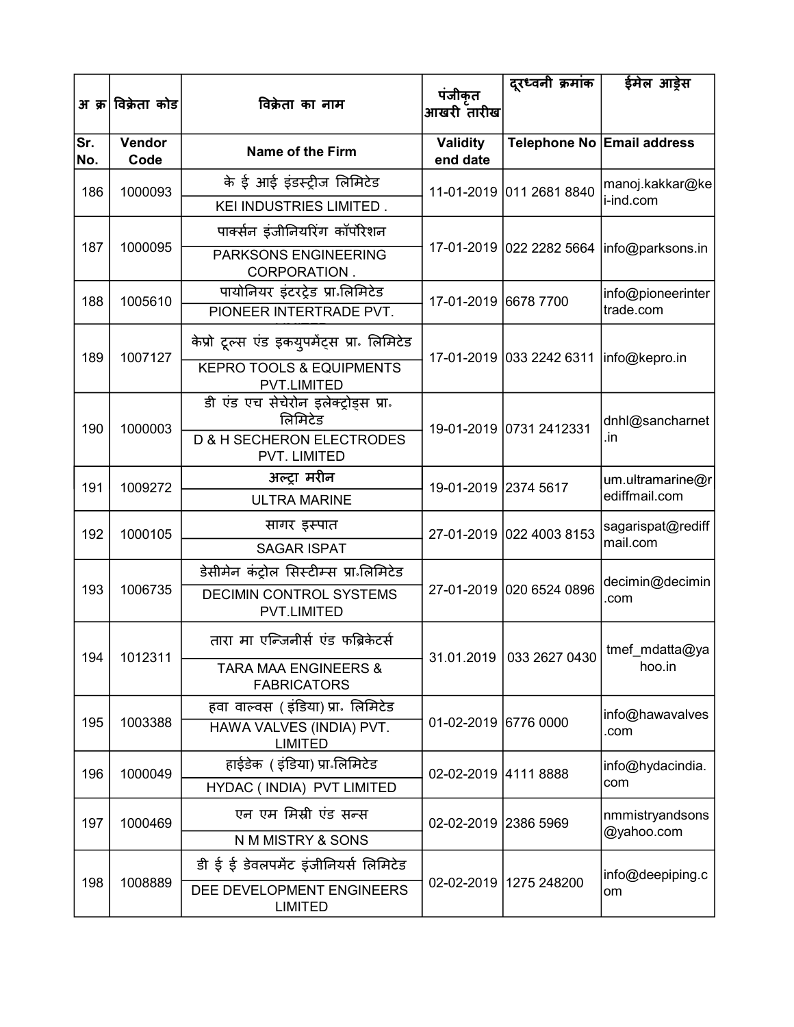| अ क्र | विक्रेता कोड | विक्रेता का नाम | पंजीकृत आखरी तारीख | दूरध्वनी क्रमांक | ईमेल आड्रेस |
|---|---|---|---|---|---|
| Sr. No. | Vendor Code | Name of the Firm | Validity end date | Telephone No | Email address |
| 186 | 1000093 | के ई आई इंडस्ट्रीज लिमिटेड<br>KEI INDUSTRIES LIMITED . | 11-01-2019 | 011 2681 8840 | manoj.kakkar@kei-ind.com |
| 187 | 1000095 | पार्क्सन इंजीनियरिंग कॉर्पोरेशन<br>PARKSONS ENGINEERING CORPORATION . | 17-01-2019 | 022 2282 5664 | info@parksons.in |
| 188 | 1005610 | पायोनियर इंटरट्रेड प्रा॰लिमिटेड<br>PIONEER INTERTRADE PVT. | 17-01-2019 | 6678 7700 | info@pioneerintertrade.com |
| 189 | 1007127 | केप्रो टूल्स एंड इक्युपमेंट्स प्रा॰ लिमिटेड<br>KEPRO TOOLS & EQUIPMENTS PVT.LIMITED | 17-01-2019 | 033 2242 6311 | info@kepro.in |
| 190 | 1000003 | डी एंड एच सेचेरोन इलेक्ट्रोड्स प्रा॰ लिमिटेड<br>D & H SECHERON ELECTRODES PVT. LIMITED | 19-01-2019 | 0731 2412331 | dnhl@sancharnet.in |
| 191 | 1009272 | अल्ट्रा मरीन<br>ULTRA MARINE | 19-01-2019 | 2374 5617 | um.ultramarine@rediffmail.com |
| 192 | 1000105 | सागर इस्पात<br>SAGAR ISPAT | 27-01-2019 | 022 4003 8153 | sagarispat@rediffmail.com |
| 193 | 1006735 | डेसीमेन कंट्रोल सिस्टीम्स प्रा॰लिमिटेड<br>DECIMIN CONTROL SYSTEMS PVT.LIMITED | 27-01-2019 | 020 6524 0896 | decimin@decimin.com |
| 194 | 1012311 | तारा मा एन्जिनीर्स एंड फब्रिकेटर्स<br>TARA MAA ENGINEERS & FABRICATORS | 31.01.2019 | 033 2627 0430 | tmef_mdatta@yahoo.in |
| 195 | 1003388 | हवा वाल्वस ( इंडिया) प्रा॰ लिमिटेड<br>HAWA VALVES (INDIA) PVT. LIMITED | 01-02-2019 | 6776 0000 | info@hawavalves.com |
| 196 | 1000049 | हाईडेक ( इंडिया) प्रा॰लिमिटेड<br>HYDAC ( INDIA) PVT LIMITED | 02-02-2019 | 4111 8888 | info@hydacindia.com |
| 197 | 1000469 | एन एम मिस्री एंड सन्स<br>N M MISTRY & SONS | 02-02-2019 | 2386 5969 | nmmistryandsons@yahoo.com |
| 198 | 1008889 | डी ई ई डेवलपमेंट इंजीनियर्स लिमिटेड<br>DEE DEVELOPMENT ENGINEERS LIMITED | 02-02-2019 | 1275 248200 | info@deepiping.com |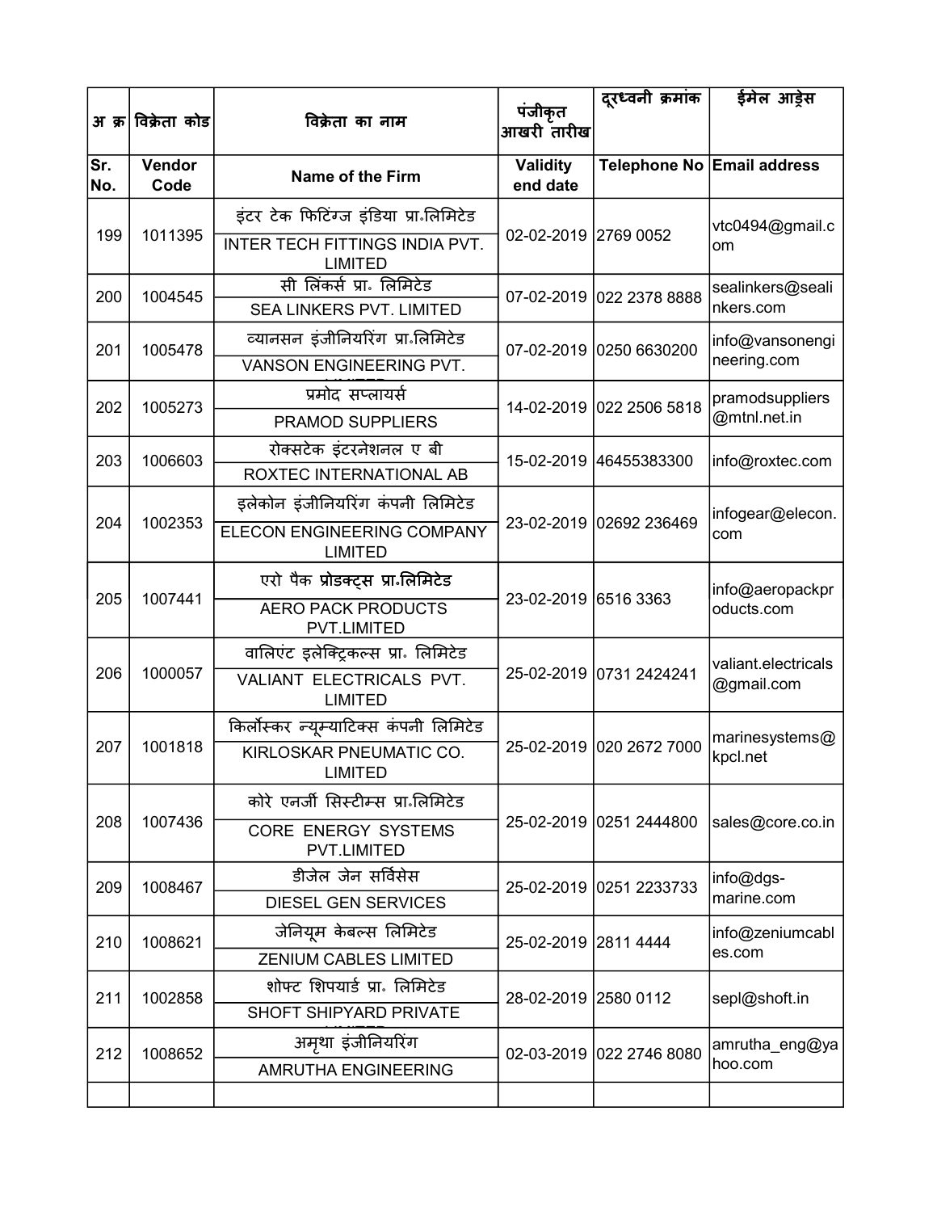| अ क्र | विक्रेता कोड | विक्रेता का नाम | पंजीकृत आखरी तारीख | दूरध्वनी क्रमांक | ईमेल आड्रेस |
|---|---|---|---|---|---|
| Sr. No. | Vendor Code | Name of the Firm | Validity end date | Telephone No | Email address |
| 199 | 1011395 | इंटर टेक फिटिंग्ज इंडिया प्रा॰लिमिटेड<br>INTER TECH FITTINGS INDIA PVT. LIMITED | 02-02-2019 | 2769 0052 | vtc0494@gmail.com |
| 200 | 1004545 | सी लिंकर्स प्रा॰ लिमिटेड<br>SEA LINKERS PVT. LIMITED | 07-02-2019 | 022 2378 8888 | sealinkers@sealinkers.com |
| 201 | 1005478 | व्यानसन इंजीनियरिंग प्रा॰लिमिटेड<br>VANSON ENGINEERING PVT. LIMITED | 07-02-2019 | 0250 6630200 | info@vansonengineering.com |
| 202 | 1005273 | प्रमोद सप्लायर्स<br>PRAMOD SUPPLIERS | 14-02-2019 | 022 2506 5818 | pramodsuppliers@mtnl.net.in |
| 203 | 1006603 | रोक्सटेक इंटरनेशनल ए बी<br>ROXTEC INTERNATIONAL AB | 15-02-2019 | 46455383300 | info@roxtec.com |
| 204 | 1002353 | इलेकोन इंजीनियरिंग कंपनी लिमिटेड<br>ELECON ENGINEERING COMPANY LIMITED | 23-02-2019 | 02692 236469 | infogear@elecon.com |
| 205 | 1007441 | एरो पैक **प्रोडक्ट्स प्रा॰लिमिटेड**<br>AERO PACK PRODUCTS PVT.LIMITED | 23-02-2019 | 6516 3363 | info@aeropackproducts.com |
| 206 | 1000057 | वालिएंट इलेक्ट्रिकल्स प्रा॰ लिमिटेड<br>VALIANT ELECTRICALS PVT. LIMITED | 25-02-2019 | 0731 2424241 | valiant.electricals@gmail.com |
| 207 | 1001818 | किर्लोस्कर न्यूम्याटिक्स कंपनी लिमिटेड<br>KIRLOSKAR PNEUMATIC CO. LIMITED | 25-02-2019 | 020 2672 7000 | marinesystems@kpcl.net |
| 208 | 1007436 | कोरे एनर्जी सिस्टीम्स प्रा॰लिमिटेड<br>CORE ENERGY SYSTEMS PVT.LIMITED | 25-02-2019 | 0251 2444800 | sales@core.co.in |
| 209 | 1008467 | डीजेल जेन सर्विसेस<br>DIESEL GEN SERVICES | 25-02-2019 | 0251 2233733 | info@dgs-marine.com |
| 210 | 1008621 | जेनियूम केबल्स लिमिटेड<br>ZENIUM CABLES LIMITED | 25-02-2019 | 2811 4444 | info@zeniumcables.com |
| 211 | 1002858 | शोफ्ट शिपयार्ड प्रा॰ लिमिटेड<br>SHOFT SHIPYARD PRIVATE LIMITED | 28-02-2019 | 2580 0112 | sepl@shoft.in |
| 212 | 1008652 | अमृथा इंजीनियरिंग<br>AMRUTHA ENGINEERING | 02-03-2019 | 022 2746 8080 | amrutha_eng@yahoo.com |
| | | | | | |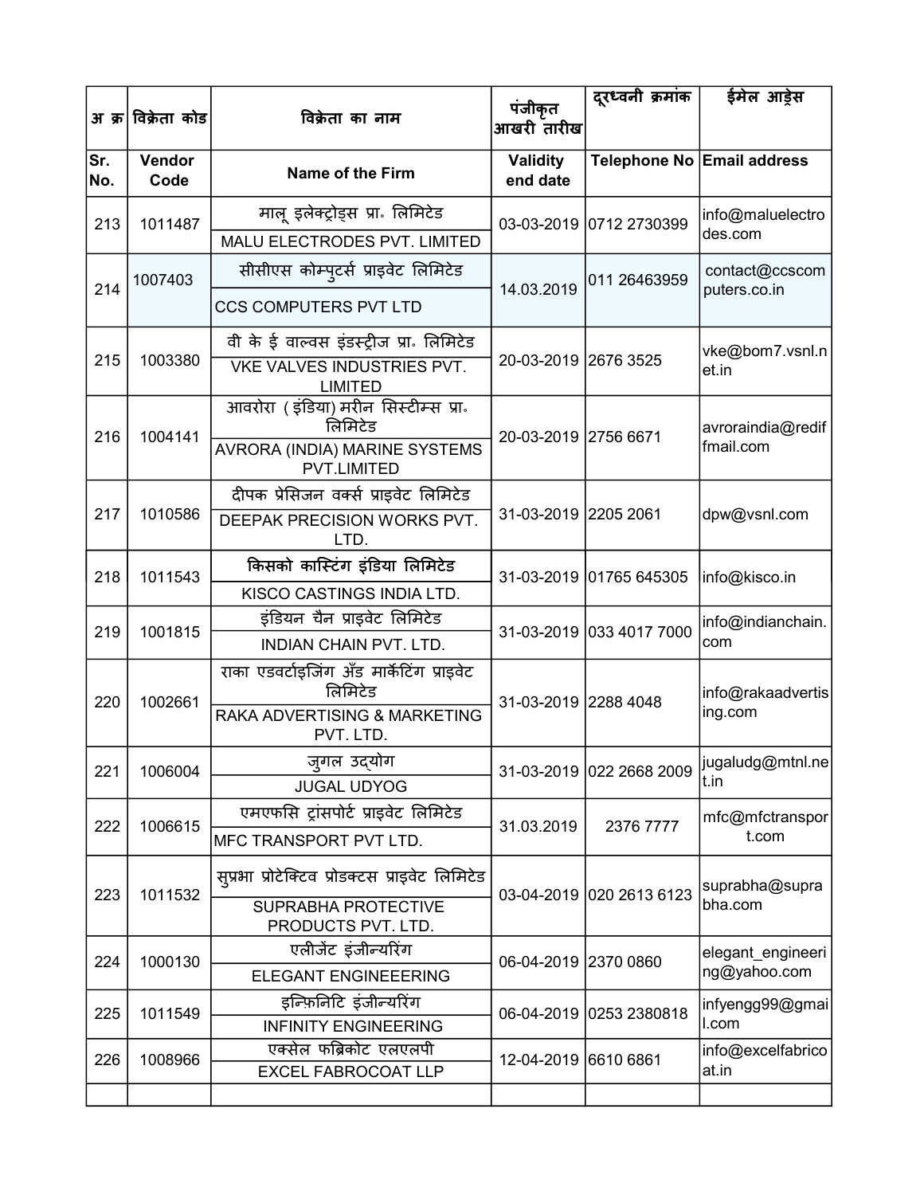| अ क्र | विक्रेता कोड | विक्रेता का नाम | पंजीकृत आखरी तारीख | दूरध्वनी क्रमांक | ईमेल आड्रेस |
|---|---|---|---|---|---|
| Sr. No. | Vendor Code | Name of the Firm | Validity end date | Telephone No | Email address |
| 213 | 1011487 | मालू इलेक्ट्रोड्स प्रा॰ लिमिटेड<br>MALU ELECTRODES PVT. LIMITED | 03-03-2019 | 0712 2730399 | info@maluelectrodes.com |
| 214 | 1007403 | सीसीएस कोम्पुटर्स प्राइवेट लिमिटेड<br>CCS COMPUTERS PVT LTD | 14.03.2019 | 011 26463959 | contact@ccscomputers.co.in |
| 215 | 1003380 | वी के ई वाल्वस इंडस्ट्रीज प्रा॰ लिमिटेड<br>VKE VALVES INDUSTRIES PVT. LIMITED | 20-03-2019 | 2676 3525 | vke@bom7.vsnl.net.in |
| 216 | 1004141 | आवरोरा ( इंडिया) मरीन सिस्टीम्स प्रा॰ लिमिटेड<br>AVRORA (INDIA) MARINE SYSTEMS PVT.LIMITED | 20-03-2019 | 2756 6671 | avroraindia@rediffmail.com |
| 217 | 1010586 | दीपक प्रेसिजन वर्क्स प्राइवेट लिमिटेड<br>DEEPAK PRECISION WORKS PVT. LTD. | 31-03-2019 | 2205 2061 | dpw@vsnl.com |
| 218 | 1011543 | **किसको कास्टिंग इंडिया लिमिटेड**<br>KISCO CASTINGS INDIA LTD. | 31-03-2019 | 01765 645305 | info@kisco.in |
| 219 | 1001815 | इंडियन चैन प्राइवेट लिमिटेड<br>INDIAN CHAIN PVT. LTD. | 31-03-2019 | 033 4017 7000 | info@indianchain.com |
| 220 | 1002661 | राका एडवर्टाइजिंग अँड मार्केटिंग प्राइवेट लिमिटेड<br>RAKA ADVERTISING & MARKETING PVT. LTD. | 31-03-2019 | 2288 4048 | info@rakaadvertising.com |
| 221 | 1006004 | जुगल उद्योग<br>JUGAL UDYOG | 31-03-2019 | 022 2668 2009 | jugaludg@mtnl.net.in |
| 222 | 1006615 | एमएफसि ट्रांसपोर्ट प्राइवेट लिमिटेड<br>MFC TRANSPORT PVT LTD. | 31.03.2019 | 2376 7777 | mfc@mfctransport.com |
| 223 | 1011532 | सुप्रभा प्रोटेक्टिव प्रोडक्टस प्राइवेट लिमिटेड<br>SUPRABHA PROTECTIVE PRODUCTS PVT. LTD. | 03-04-2019 | 020 2613 6123 | suprabha@suprabha.com |
| 224 | 1000130 | एलीजेंट इंजीन्यरिंग<br>ELEGANT ENGINEEERING | 06-04-2019 | 2370 0860 | elegant_engineering@yahoo.com |
| 225 | 1011549 | इन्फ़िनिटि इंजीन्यरिंग<br>INFINITY ENGINEERING | 06-04-2019 | 0253 2380818 | infyengg99@gmail.com |
| 226 | 1008966 | एक्सेल फब्रिकोट एलएलपी<br>EXCEL FABROCOAT LLP | 12-04-2019 | 6610 6861 | info@excelfabricoat.in |
| | | | | | |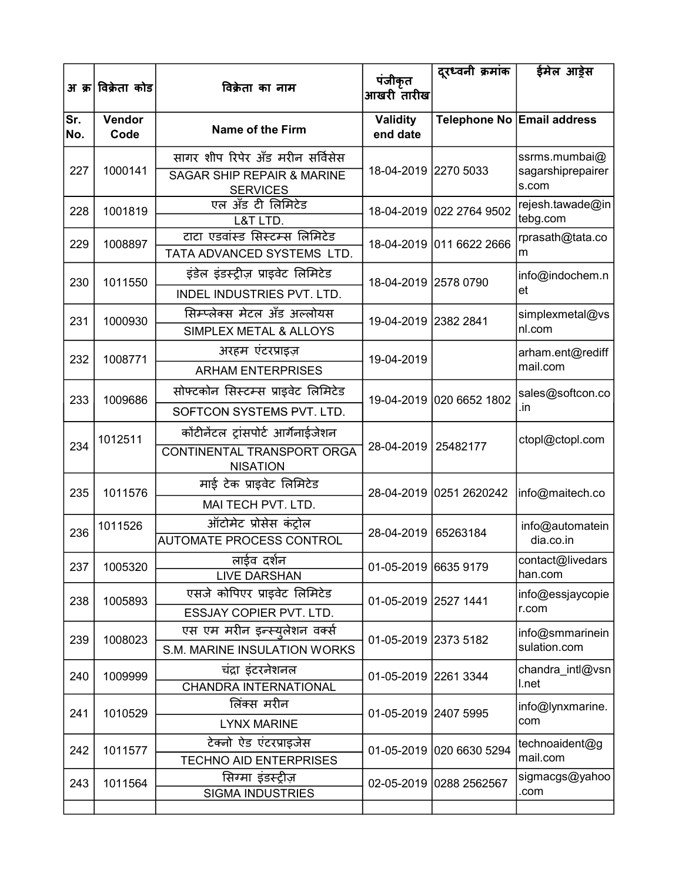| अ क्र | विक्रेता कोड | विक्रेता का नाम | पंजीकृत आखरी तारीख | दूरध्वनी क्रमांक | ईमेल आड्रेस |
|---|---|---|---|---|---|
| Sr. No. | Vendor Code | Name of the Firm | Validity end date | Telephone No | Email address |
| 227 | 1000141 | सागर शीप रिपेर अँड मरीन सर्विसेस<br>SAGAR SHIP REPAIR & MARINE SERVICES | 18-04-2019 | 2270 5033 | ssrms.mumbai@sagarshiprepairers.com |
| 228 | 1001819 | एल अँड टी लिमिटेड<br>L&T LTD. | 18-04-2019 | 022 2764 9502 | rejesh.tawade@intebg.com |
| 229 | 1008897 | टाटा एडवांस्ड सिस्टम्स लिमिटेड<br>TATA ADVANCED SYSTEMS LTD. | 18-04-2019 | 011 6622 2666 | rprasath@tata.com |
| 230 | 1011550 | इंडेल इंडस्ट्रीज़ प्राइवेट लिमिटेड<br>INDEL INDUSTRIES PVT. LTD. | 18-04-2019 | 2578 0790 | info@indochem.net |
| 231 | 1000930 | सिम्प्लेक्स मेटल अँड अल्लोयस<br>SIMPLEX METAL & ALLOYS | 19-04-2019 | 2382 2841 | simplexmetal@vsnl.com |
| 232 | 1008771 | अरहम एंटरप्राइज़<br>ARHAM ENTERPRISES | 19-04-2019 | | arham.ent@rediffmail.com |
| 233 | 1009686 | सोफ्टकोन सिस्टम्स प्राइवेट लिमिटेड<br>SOFTCON SYSTEMS PVT. LTD. | 19-04-2019 | 020 6652 1802 | sales@softcon.co.in |
| 234 | 1012511 | कोंटीनेंटल ट्रांसपोर्ट आर्गेनाईजेशन<br>CONTINENTAL TRANSPORT ORGANISATION | 28-04-2019 | 25482177 | ctopl@ctopl.com |
| 235 | 1011576 | माई टेक प्राइवेट लिमिटेड<br>MAI TECH PVT. LTD. | 28-04-2019 | 0251 2620242 | info@maitech.co |
| 236 | 1011526 | ऑटोमेट प्रोसेस कंट्रोल<br>AUTOMATE PROCESS CONTROL | 28-04-2019 | 65263184 | info@automateindia.co.in |
| 237 | 1005320 | लाईव दर्शन<br>LIVE DARSHAN | 01-05-2019 | 6635 9179 | contact@livedarshan.com |
| 238 | 1005893 | एसजे कोपिएर प्राइवेट लिमिटेड<br>ESSJAY COPIER PVT. LTD. | 01-05-2019 | 2527 1441 | info@essjaycopier.com |
| 239 | 1008023 | एस एम मरीन इन्स्युलेशन वर्क्स<br>S.M. MARINE INSULATION WORKS | 01-05-2019 | 2373 5182 | info@smmarineinsulation.com |
| 240 | 1009999 | चंद्रा इंटरनेशनल<br>CHANDRA INTERNATIONAL | 01-05-2019 | 2261 3344 | chandra_intl@vsnl.net |
| 241 | 1010529 | लिंक्स मरीन<br>LYNX MARINE | 01-05-2019 | 2407 5995 | info@lynxmarine.com |
| 242 | 1011577 | टेक्नो ऐड एंटरप्राइजेस<br>TECHNO AID ENTERPRISES | 01-05-2019 | 020 6630 5294 | technoaident@gmail.com |
| 243 | 1011564 | सिग्मा इंडस्ट्रीज़<br>SIGMA INDUSTRIES | 02-05-2019 | 0288 2562567 | sigmacgs@yahoo.com |
| | | | | | |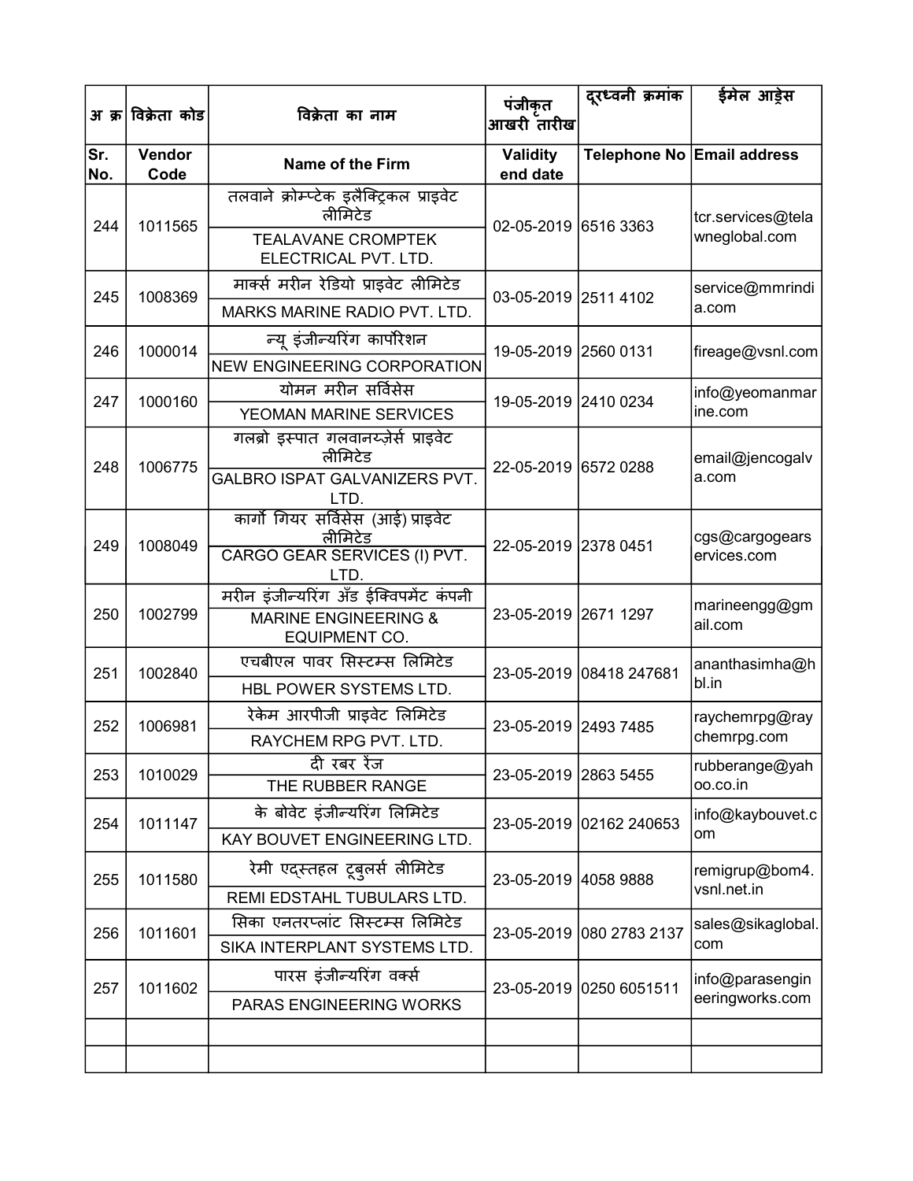| अ क्र | विक्रेता कोड | विक्रेता का नाम | पंजीकृत आखरी तारीख | दूरध्वनी क्रमांक | ईमेल आड्रेस |
|---|---|---|---|---|---|
| Sr. No. | Vendor Code | Name of the Firm | Validity end date | Telephone No | Email address |
| 244 | 1011565 | तलवाने क्रोम्प्टेक इलैक्ट्रिकल प्राइवेट लीमिटेड<br>TEALAVANE CROMPTEK ELECTRICAL PVT. LTD. | 02-05-2019 | 6516 3363 | tcr.services@telawneglobal.com |
| 245 | 1008369 | मार्क्स मरीन रेडियो प्राइवेट लीमिटेड<br>MARKS MARINE RADIO PVT. LTD. | 03-05-2019 | 2511 4102 | service@mmrindia.com |
| 246 | 1000014 | न्यू इंजीन्यरिंग कार्पोरेशन<br>NEW ENGINEERING CORPORATION | 19-05-2019 | 2560 0131 | fireage@vsnl.com |
| 247 | 1000160 | योमन मरीन सर्विसेस<br>YEOMAN MARINE SERVICES | 19-05-2019 | 2410 0234 | info@yeomanmarine.com |
| 248 | 1006775 | गलब्रो इस्पात गलवानय्ज़ेर्स प्राइवेट लीमिटेड<br>GALBRO ISPAT GALVANIZERS PVT. LTD. | 22-05-2019 | 6572 0288 | email@jencogalva.com |
| 249 | 1008049 | कार्गो गियर सर्विसेस (आई) प्राइवेट लीमिटेड<br>CARGO GEAR SERVICES (I) PVT. LTD. | 22-05-2019 | 2378 0451 | cgs@cargogearservices.com |
| 250 | 1002799 | मरीन इंजीन्यरिंग अँड ईक्विपमेंट कंपनी<br>MARINE ENGINEERING & EQUIPMENT CO. | 23-05-2019 | 2671 1297 | marineengg@gmail.com |
| 251 | 1002840 | एचबीएल पावर सिस्टम्स लिमिटेड<br>HBL POWER SYSTEMS LTD. | 23-05-2019 | 08418 247681 | ananthasimha@hbl.in |
| 252 | 1006981 | रेकेम आरपीजी प्राइवेट लिमिटेड<br>RAYCHEM RPG PVT. LTD. | 23-05-2019 | 2493 7485 | raychemrpg@raychemrpg.com |
| 253 | 1010029 | दी रबर रेंज<br>THE RUBBER RANGE | 23-05-2019 | 2863 5455 | rubberange@yahoo.co.in |
| 254 | 1011147 | के बोवेट इंजीन्यरिंग लिमिटेड<br>KAY BOUVET ENGINEERING LTD. | 23-05-2019 | 02162 240653 | info@kaybouvet.com |
| 255 | 1011580 | रेमी एद्स्तहल टूबुलर्स लीमिटेड<br>REMI EDSTAHL TUBULARS LTD. | 23-05-2019 | 4058 9888 | remigrup@bom4.vsnl.net.in |
| 256 | 1011601 | सिका एनतरप्लांट सिस्टम्स लिमिटेड<br>SIKA INTERPLANT SYSTEMS LTD. | 23-05-2019 | 080 2783 2137 | sales@sikaglobal.com |
| 257 | 1011602 | पारस इंजीन्यरिंग वर्क्स<br>PARAS ENGINEERING WORKS | 23-05-2019 | 0250 6051511 | info@parasengineeringworks.com |
| | | | | | |
| | | | | | |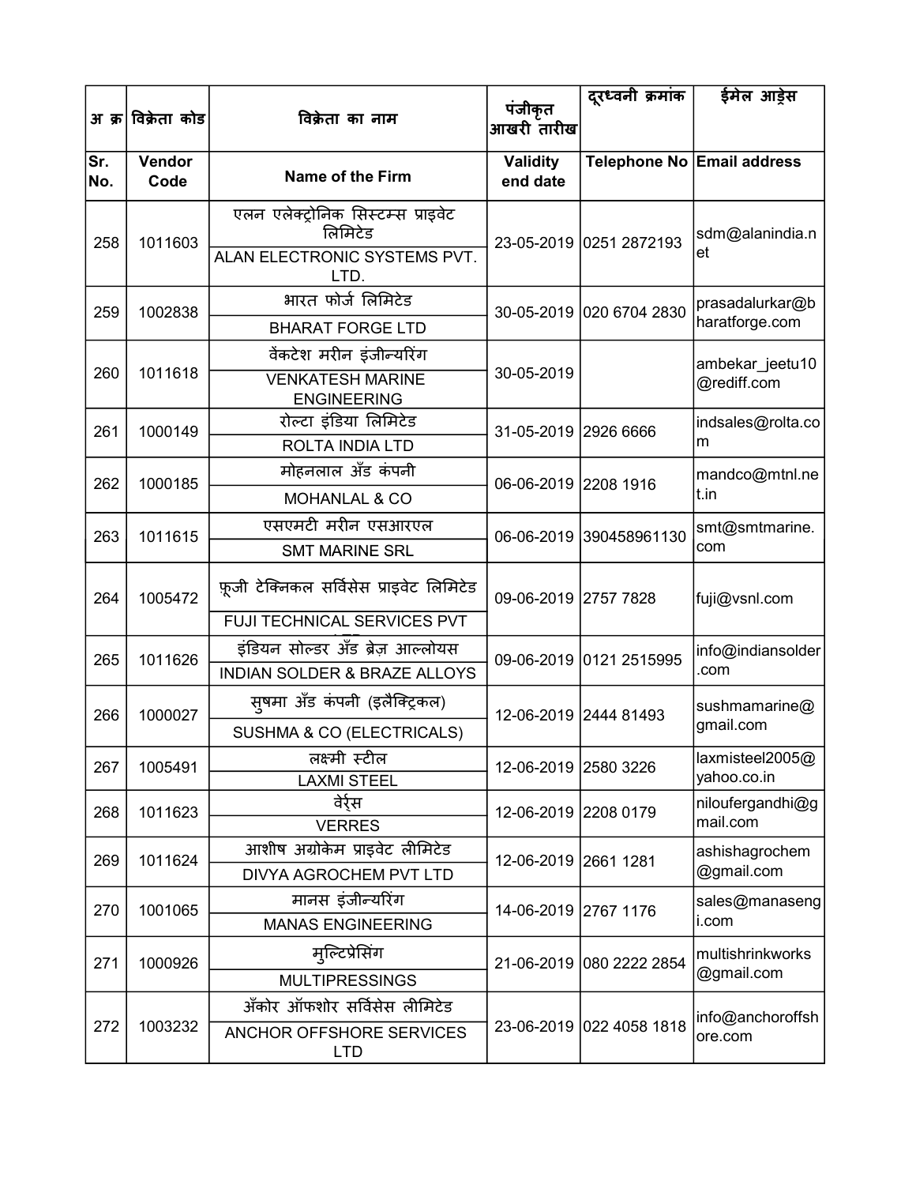| अ क्र | विक्रेता कोड | विक्रेता का नाम | पंजीकृत आखरी तारीख | दूरध्वनी क्रमांक | ईमेल आड्रेस |
|---|---|---|---|---|---|
| Sr. No. | Vendor Code | Name of the Firm | Validity end date | Telephone No | Email address |
| 258 | 1011603 | एलन एलेक्ट्रोनिक सिस्टम्स प्राइवेट लिमिटेड<br>ALAN ELECTRONIC SYSTEMS PVT. LTD. | 23-05-2019 | 0251 2872193 | sdm@alanindia.net |
| 259 | 1002838 | भारत फोर्ज लिमिटेड<br>BHARAT FORGE LTD | 30-05-2019 | 020 6704 2830 | prasadalurkar@bharatforge.com |
| 260 | 1011618 | वेंकटेश मरीन इंजीन्यरिंग<br>VENKATESH MARINE ENGINEERING | 30-05-2019 | | ambekar_jeetu10@rediff.com |
| 261 | 1000149 | रोल्टा इंडिया लिमिटेड<br>ROLTA INDIA LTD | 31-05-2019 | 2926 6666 | indsales@rolta.com |
| 262 | 1000185 | मोहनलाल अँड कंपनी<br>MOHANLAL & CO | 06-06-2019 | 2208 1916 | mandco@mtnl.net.in |
| 263 | 1011615 | एसएमटी मरीन एसआरएल<br>SMT MARINE SRL | 06-06-2019 | 390458961130 | smt@smtmarine.com |
| 264 | 1005472 | फ़ूजी टेक्निकल सर्विसेस प्राइवेट लिमिटेड<br>FUJI TECHNICAL SERVICES PVT LTD | 09-06-2019 | 2757 7828 | fuji@vsnl.com |
| 265 | 1011626 | इंडियन सोल्डर अँड ब्रेज़ आल्लोयस<br>INDIAN SOLDER & BRAZE ALLOYS | 09-06-2019 | 0121 2515995 | info@indiansolder.com |
| 266 | 1000027 | सुषमा अँड कंपनी (इलैक्ट्रिकल)<br>SUSHMA & CO (ELECTRICALS) | 12-06-2019 | 2444 81493 | sushmamarine@gmail.com |
| 267 | 1005491 | लक्ष्मी स्टील<br>LAXMI STEEL | 12-06-2019 | 2580 3226 | laxmisteel2005@yahoo.co.in |
| 268 | 1011623 | वेर्र्स<br>VERRES | 12-06-2019 | 2208 0179 | niloufergandhi@gmail.com |
| 269 | 1011624 | आशीष अग्रोकेम प्राइवेट लीमिटेड<br>DIVYA AGROCHEM PVT LTD | 12-06-2019 | 2661 1281 | ashishagrochem@gmail.com |
| 270 | 1001065 | मानस इंजीन्यरिंग<br>MANAS ENGINEERING | 14-06-2019 | 2767 1176 | sales@manasengi.com |
| 271 | 1000926 | मुल्टिप्रेसिंग<br>MULTIPRESSINGS | 21-06-2019 | 080 2222 2854 | multishrinkworks@gmail.com |
| 272 | 1003232 | अँकोर ऑफशोर सर्विसेस लीमिटेड<br>ANCHOR OFFSHORE SERVICES LTD | 23-06-2019 | 022 4058 1818 | info@anchoroffshore.com |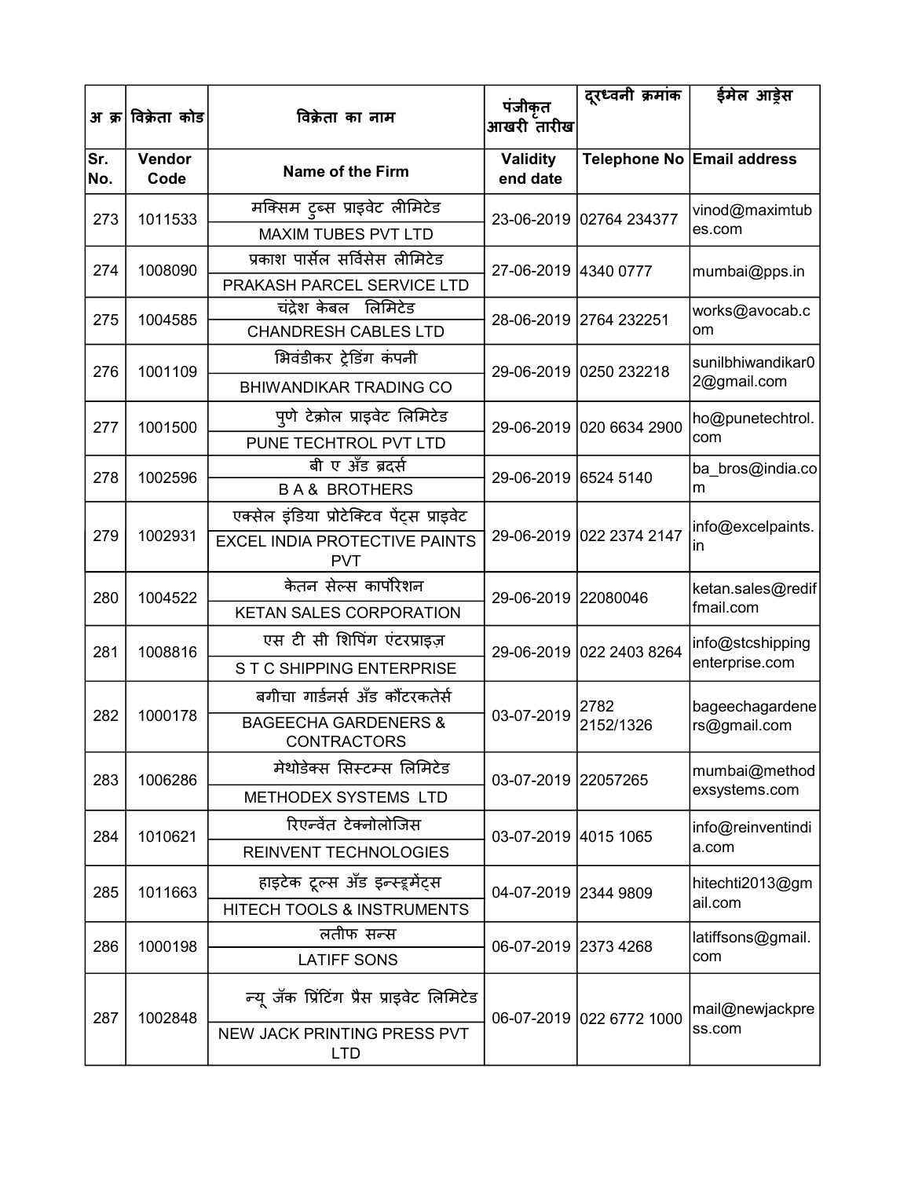| अ क्र | विक्रेता कोड | विक्रेता का नाम | पंजीकृत आखरी तारीख | दूरध्वनी क्रमांक | ईमेल आड्रेस |
|---|---|---|---|---|---|
| Sr. No. | Vendor Code | Name of the Firm | Validity end date | Telephone No | Email address |
| 273 | 1011533 | मक्सिम टुब्स प्राइवेट लीमिटेड<br>MAXIM TUBES PVT LTD | 23-06-2019 | 02764 234377 | vinod@maximtubes.com |
| 274 | 1008090 | प्रकाश पार्सेल सर्विसेस लीमिटेड<br>PRAKASH PARCEL SERVICE LTD | 27-06-2019 | 4340 0777 | mumbai@pps.in |
| 275 | 1004585 | चंद्रेश केबल लिमिटेड<br>CHANDRESH CABLES LTD | 28-06-2019 | 2764 232251 | works@avocab.com |
| 276 | 1001109 | भिवंडीकर ट्रेडिंग कंपनी<br>BHIWANDIKAR TRADING CO | 29-06-2019 | 0250 232218 | sunilbhiwandikar02@gmail.com |
| 277 | 1001500 | पुणे टेक्रोल प्राइवेट लिमिटेड<br>PUNE TECHTROL PVT LTD | 29-06-2019 | 020 6634 2900 | ho@punetechtrol.com |
| 278 | 1002596 | बी ए अँड ब्रदर्स<br>B A & BROTHERS | 29-06-2019 | 6524 5140 | ba_bros@india.com |
| 279 | 1002931 | एक्सेल इंडिया प्रोटेक्टिव पेंट्स प्राइवेट<br>EXCEL INDIA PROTECTIVE PAINTS PVT | 29-06-2019 | 022 2374 2147 | info@excelpaints.in |
| 280 | 1004522 | केतन सेल्स कार्पोरेशन<br>KETAN SALES CORPORATION | 29-06-2019 | 22080046 | ketan.sales@rediffmail.com |
| 281 | 1008816 | एस टी सी शिपिंग एंटरप्राइज़<br>S T C SHIPPING ENTERPRISE | 29-06-2019 | 022 2403 8264 | info@stcshippingenterprise.com |
| 282 | 1000178 | बगीचा गार्डनर्स अँड कौंटरकतेर्स<br>BAGEECHA GARDENERS & CONTRACTORS | 03-07-2019 | 2782 2152/1326 | bageechagardeners@gmail.com |
| 283 | 1006286 | मेथोडेक्स सिस्टम्स लिमिटेड<br>METHODEX SYSTEMS LTD | 03-07-2019 | 22057265 | mumbai@methodexsystems.com |
| 284 | 1010621 | रिएन्वेंत टेक्नोलोजिस<br>REINVENT TECHNOLOGIES | 03-07-2019 | 4015 1065 | info@reinventindia.com |
| 285 | 1011663 | हाइटेक टूल्स अँड इन्स्ट्रूमेंट्स<br>HITECH TOOLS & INSTRUMENTS | 04-07-2019 | 2344 9809 | hitechti2013@gmail.com |
| 286 | 1000198 | लतीफ सन्स<br>LATIFF SONS | 06-07-2019 | 2373 4268 | latiffsons@gmail.com |
| 287 | 1002848 | न्यू जॅक प्रिंटिंग प्रैस प्राइवेट लिमिटेड<br>NEW JACK PRINTING PRESS PVT LTD | 06-07-2019 | 022 6772 1000 | mail@newjackpress.com |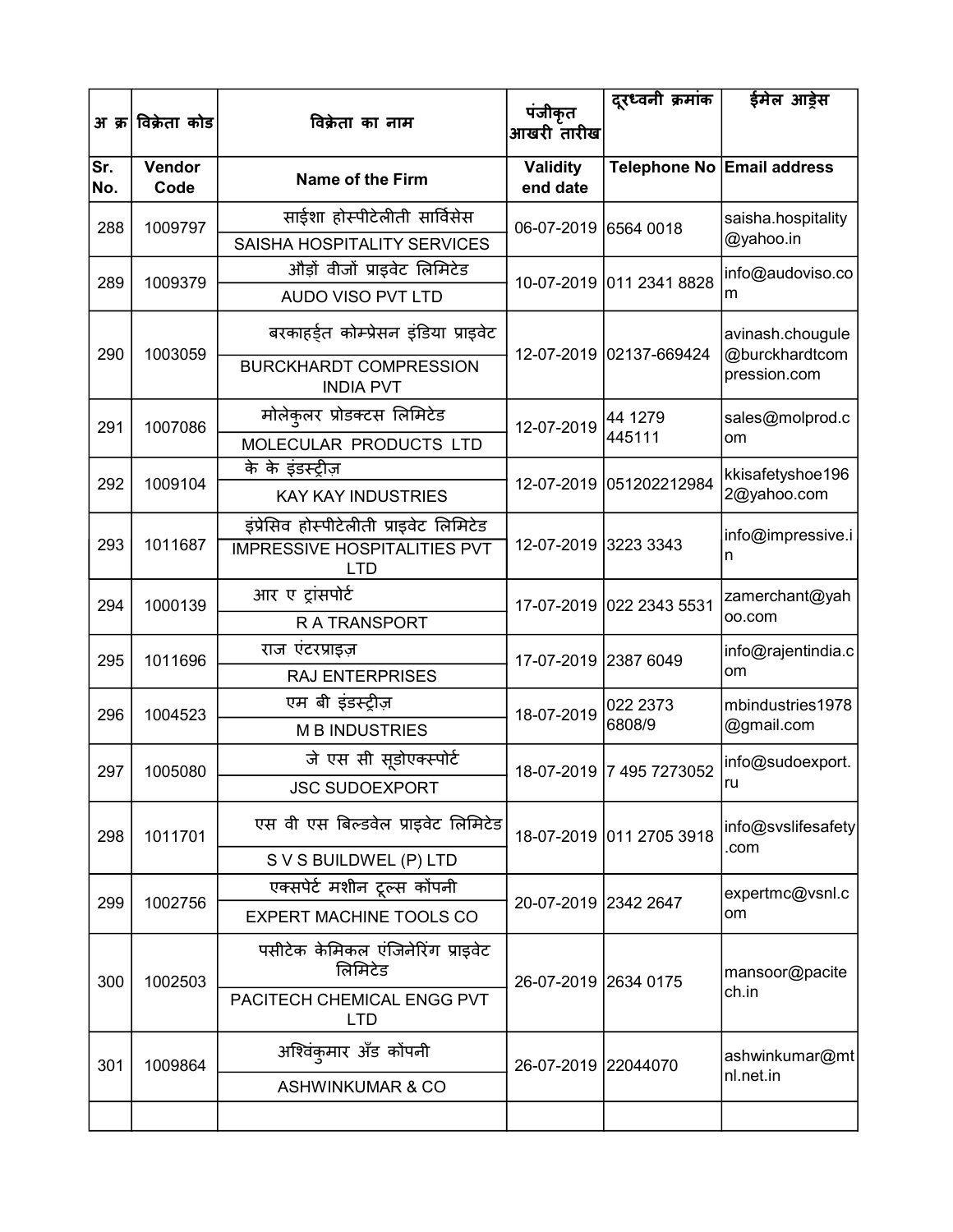| अ क्र | विक्रेता कोड | विक्रेता का नाम | पंजीकृत आखरी तारीख | दूरध्वनी क्रमांक | ईमेल आड्रेस |
|---|---|---|---|---|---|
| Sr. No. | Vendor Code | Name of the Firm | Validity end date | Telephone No | Email address |
| 288 | 1009797 | साईशा होस्पीटेलीती सार्विसेस<br>SAISHA HOSPITALITY SERVICES | 06-07-2019 | 6564 0018 | saisha.hospitality@yahoo.in |
| 289 | 1009379 | औड़ों वीजों प्राइवेट लिमिटेड<br>AUDO VISO PVT LTD | 10-07-2019 | 011 2341 8828 | info@audoviso.com |
| 290 | 1003059 | बरकाहर्ड्त कोम्प्रेसन इंडिया प्राइवेट<br>BURCKHARDT COMPRESSION INDIA PVT | 12-07-2019 | 02137-669424 | avinash.chougule@burckhardtcompression.com |
| 291 | 1007086 | मोलेकुलर प्रोडक्टस लिमिटेड<br>MOLECULAR PRODUCTS LTD | 12-07-2019 | 44 1279 445111 | sales@molprod.com |
| 292 | 1009104 | के के इंडस्ट्रीज़<br>KAY KAY INDUSTRIES | 12-07-2019 | 051202212984 | kkisafetyshoe1962@yahoo.com |
| 293 | 1011687 | इंप्रेसिव होस्पीटेलीती प्राइवेट लिमिटेड<br>IMPRESSIVE HOSPITALITIES PVT LTD | 12-07-2019 | 3223 3343 | info@impressive.in |
| 294 | 1000139 | आर ए ट्रांसपोर्ट<br>R A TRANSPORT | 17-07-2019 | 022 2343 5531 | zamerchant@yahoo.com |
| 295 | 1011696 | राज एंटरप्राइज़<br>RAJ ENTERPRISES | 17-07-2019 | 2387 6049 | info@rajentindia.com |
| 296 | 1004523 | एम बी इंडस्ट्रीज़<br>M B INDUSTRIES | 18-07-2019 | 022 2373 6808/9 | mbindustries1978@gmail.com |
| 297 | 1005080 | जे एस सी सूडोएक्स्पोर्ट<br>JSC SUDOEXPORT | 18-07-2019 | 7 495 7273052 | info@sudoexport.ru |
| 298 | 1011701 | एस वी एस बिल्डवेल प्राइवेट लिमिटेड<br>S V S BUILDWEL (P) LTD | 18-07-2019 | 011 2705 3918 | info@svslifesafety.com |
| 299 | 1002756 | एक्सपेर्ट मशीन टूल्स कोंपनी<br>EXPERT MACHINE TOOLS CO | 20-07-2019 | 2342 2647 | expertmc@vsnl.com |
| 300 | 1002503 | पसीटेक केमिकल एंजिनेरिंग प्राइवेट लिमिटेड<br>PACITECH CHEMICAL ENGG PVT LTD | 26-07-2019 | 2634 0175 | mansoor@pacitech.in |
| 301 | 1009864 | अश्विंकुमार अँड कोंपनी<br>ASHWINKUMAR & CO | 26-07-2019 | 22044070 | ashwinkumar@mtnl.net.in |
| | | | | | |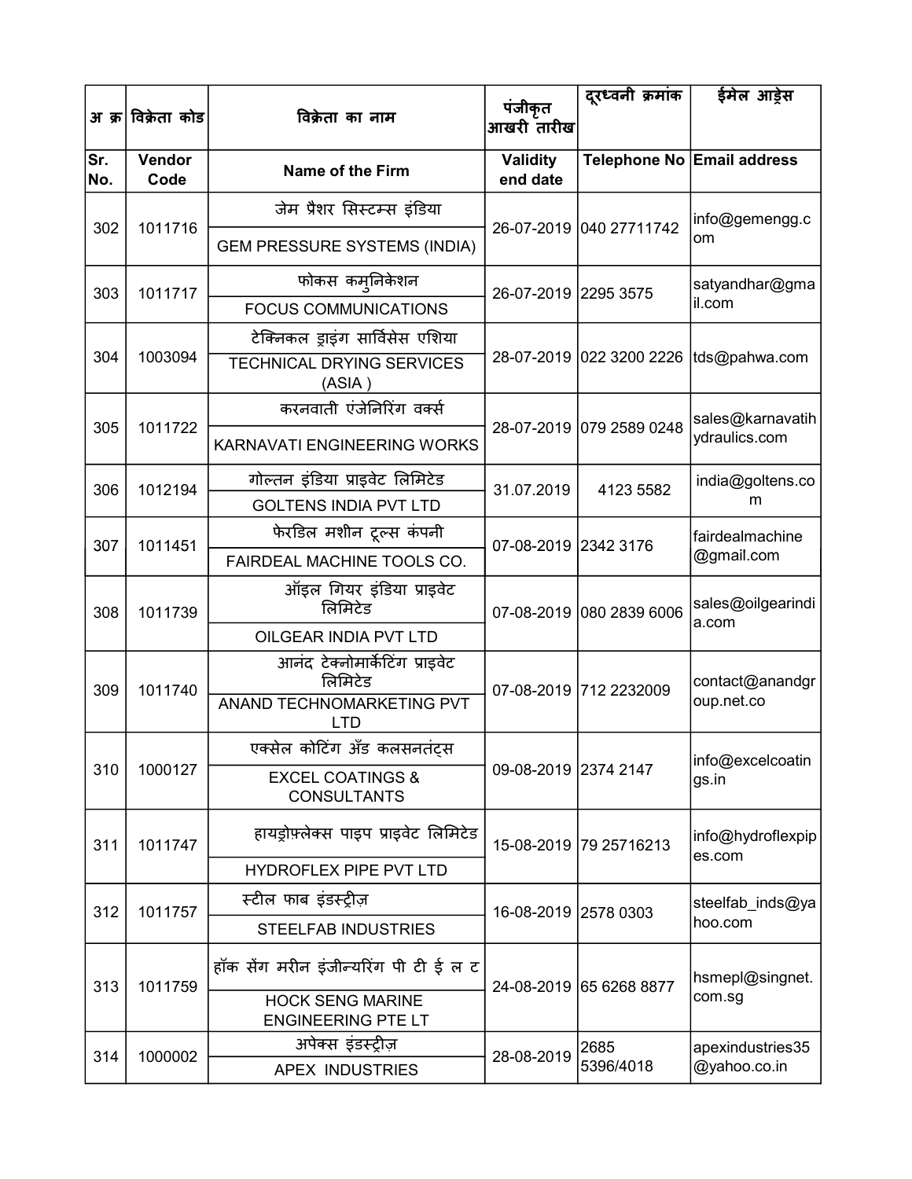| अ क्र | विक्रेता कोड | विक्रेता का नाम | पंजीकृत आखरी तारीख | दूरध्वनी क्रमांक | ईमेल आड्रेस |
|---|---|---|---|---|---|
| Sr. No. | Vendor Code | Name of the Firm | Validity end date | Telephone No | Email address |
| 302 | 1011716 | जेम प्रैशर सिस्टम्स इंडिया<br>GEM PRESSURE SYSTEMS (INDIA) | 26-07-2019 | 040 27711742 | info@gemengg.com |
| 303 | 1011717 | फोकस कमुनिकेशन<br>FOCUS COMMUNICATIONS | 26-07-2019 | 2295 3575 | satyandhar@gmail.com |
| 304 | 1003094 | टेक्निकल ड्राइंग सार्विसेस एशिया<br>TECHNICAL DRYING SERVICES (ASIA ) | 28-07-2019 | 022 3200 2226 | tds@pahwa.com |
| 305 | 1011722 | करनवाती एंजेनिरिंग वर्क्स<br>KARNAVATI ENGINEERING WORKS | 28-07-2019 | 079 2589 0248 | sales@karnavatihydraulics.com |
| 306 | 1012194 | गोल्तन इंडिया प्राइवेट लिमिटेड<br>GOLTENS INDIA PVT LTD | 31.07.2019 | 4123 5582 | india@goltens.com |
| 307 | 1011451 | फेरडिल मशीन टूल्स कंपनी<br>FAIRDEAL MACHINE TOOLS CO. | 07-08-2019 | 2342 3176 | fairdealmachine@gmail.com |
| 308 | 1011739 | ऑइल गियर इंडिया प्राइवेट लिमिटेड<br>OILGEAR INDIA PVT LTD | 07-08-2019 | 080 2839 6006 | sales@oilgearindia.com |
| 309 | 1011740 | आनंद टेक्नोमार्केटिंग प्राइवेट लिमिटेड<br>ANAND TECHNOMARKETING PVT LTD | 07-08-2019 | 712 2232009 | contact@anandgroup.net.co |
| 310 | 1000127 | एक्सेल कोटिंग अँड कलसनतंट्स<br>EXCEL COATINGS & CONSULTANTS | 09-08-2019 | 2374 2147 | info@excelcoatings.in |
| 311 | 1011747 | हायड्रोफ़्लेक्स पाइप प्राइवेट लिमिटेड<br>HYDROFLEX PIPE PVT LTD | 15-08-2019 | 79 25716213 | info@hydroflexpipes.com |
| 312 | 1011757 | स्टील फाब इंडस्ट्रीज़<br>STEELFAB INDUSTRIES | 16-08-2019 | 2578 0303 | steelfab_inds@yahoo.com |
| 313 | 1011759 | हॉक सेंग मरीन इंजीन्यरिंग पी टी ई ल ट<br>HOCK SENG MARINE ENGINEERING PTE LT | 24-08-2019 | 65 6268 8877 | hsmepl@singnet.com.sg |
| 314 | 1000002 | अपेक्स इंडस्ट्रीज़<br>APEX INDUSTRIES | 28-08-2019 | 2685 5396/4018 | apexindustries35@yahoo.co.in |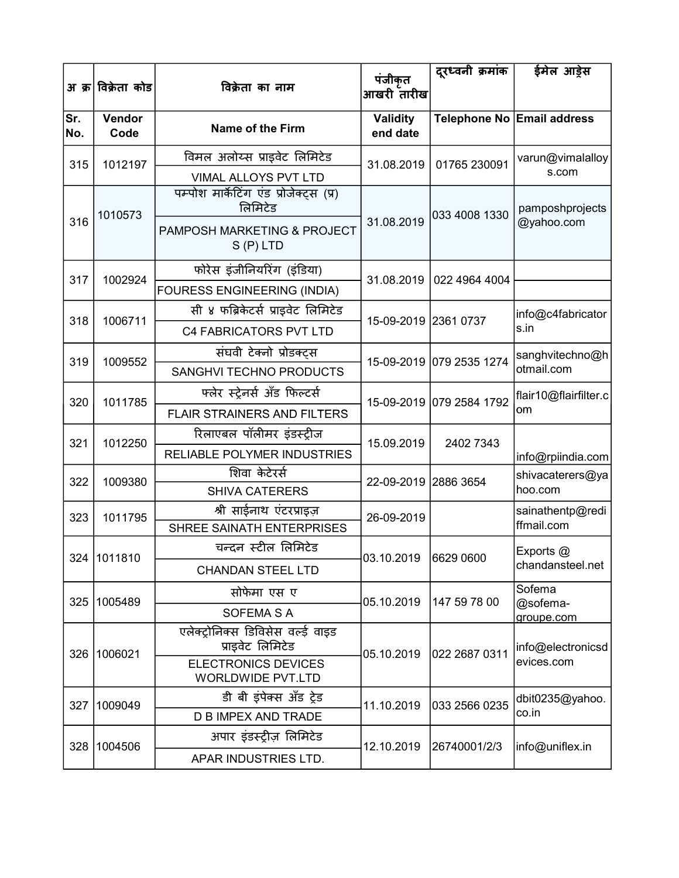| अ क्र | विक्रेता कोड | विक्रेता का नाम | पंजीकृत आखरी तारीख | दूरध्वनी क्रमांक | ईमेल आड्रेस |
|---|---|---|---|---|---|
| Sr. No. | Vendor Code | Name of the Firm | Validity end date | Telephone No | Email address |
| 315 | 1012197 | विमल अलोय्स प्राइवेट लिमिटेड<br>VIMAL ALLOYS PVT LTD | 31.08.2019 | 01765 230091 | varun@vimalalloys.com |
| 316 | 1010573 | पम्पोश मार्केटिंग एंड प्रोजेक्ट्स (प्र) लिमिटेड<br>PAMPOSH MARKETING & PROJECTS (P) LTD | 31.08.2019 | 033 4008 1330 | pamposhprojects@yahoo.com |
| 317 | 1002924 | फोरेस इंजीनियरिंग (इंडिया)<br>FOURESS ENGINEERING (INDIA) | 31.08.2019 | 022 4964 4004 | |
| 318 | 1006711 | सी ४ फब्रिकेटर्स प्राइवेट लिमिटेड<br>C4 FABRICATORS PVT LTD | 15-09-2019 | 2361 0737 | info@c4fabricators.in |
| 319 | 1009552 | संघवी टेक्नो प्रोडक्ट्स<br>SANGHVI TECHNO PRODUCTS | 15-09-2019 | 079 2535 1274 | sanghvitechno@hotmail.com |
| 320 | 1011785 | फ्लेर स्ट्रेनर्स अँड फिल्टर्स<br>FLAIR STRAINERS AND FILTERS | 15-09-2019 | 079 2584 1792 | flair10@flairfilter.com |
| 321 | 1012250 | रिलाएबल पॉलीमर इंडस्ट्रीज<br>RELIABLE POLYMER INDUSTRIES | 15.09.2019 | 2402 7343 | info@rpiindia.com |
| 322 | 1009380 | शिवा केटेरर्स<br>SHIVA CATERERS | 22-09-2019 | 2886 3654 | shivacaterers@yahoo.com |
| 323 | 1011795 | श्री साईनाथ एंटरप्राइज़<br>SHREE SAINATH ENTERPRISES | 26-09-2019 | | sainathentp@rediffmail.com |
| 324 | 1011810 | चन्दन स्टील लिमिटेड<br>CHANDAN STEEL LTD | 03.10.2019 | 6629 0600 | Exports @ chandansteel.net |
| 325 | 1005489 | सोफेमा एस ए<br>SOFEMA S A | 05.10.2019 | 147 59 78 00 | Sofema @sofema-groupe.com |
| 326 | 1006021 | एलेक्ट्रोनिक्स डिविसेस वर्ल्ड वाइड प्राइवेट लिमिटेड<br>ELECTRONICS DEVICES WORLDWIDE PVT.LTD | 05.10.2019 | 022 2687 0311 | info@electronicsdevices.com |
| 327 | 1009049 | डी बी इंपेक्स अँड ट्रेड<br>D B IMPEX AND TRADE | 11.10.2019 | 033 2566 0235 | dbit0235@yahoo.co.in |
| 328 | 1004506 | अपार इंडस्ट्रीज़ लिमिटेड<br>APAR INDUSTRIES LTD. | 12.10.2019 | 26740001/2/3 | info@uniflex.in |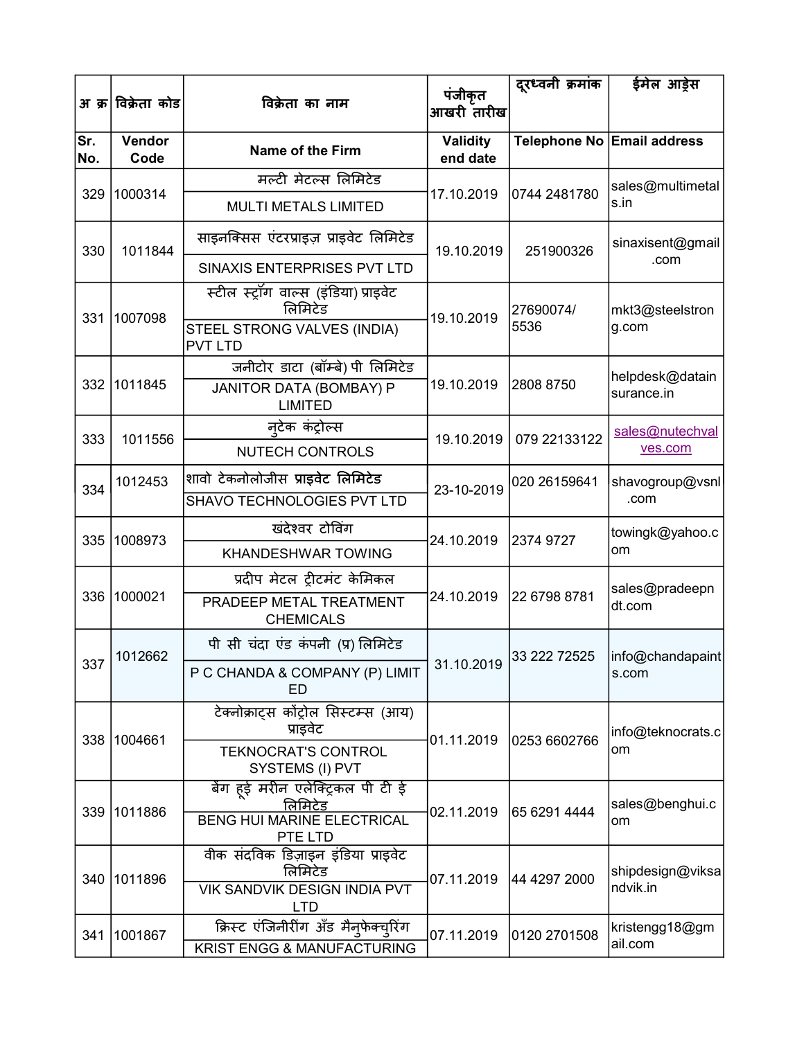| अ क्र | विक्रेता कोड | विक्रेता का नाम | पंजीकृत आखरी तारीख | दूरध्वनी क्रमांक | ईमेल आड्रेस |
|---|---|---|---|---|---|
| Sr. No. | Vendor Code | Name of the Firm | Validity end date | Telephone No | Email address |
| 329 | 1000314 | मल्टी मेटल्स लिमिटेड<br>MULTI METALS LIMITED | 17.10.2019 | 0744 2481780 | sales@multimetals.in |
| 330 | 1011844 | साइनक्सिस एंटरप्राइज़ प्राइवेट लिमिटेड<br>SINAXIS ENTERPRISES PVT LTD | 19.10.2019 | 251900326 | sinaxisent@gmail.com |
| 331 | 1007098 | स्टील स्ट्रॉंग वाल्स (इंडिया) प्राइवेट लिमिटेड<br>STEEL STRONG VALVES (INDIA) PVT LTD | 19.10.2019 | 27690074/ 5536 | mkt3@steelstrong.com |
| 332 | 1011845 | जनीटोर डाटा (बॉम्बे) पी लिमिटेड<br>JANITOR DATA (BOMBAY) P LIMITED | 19.10.2019 | 2808 8750 | helpdesk@datainsurance.in |
| 333 | 1011556 | नुटेक कंट्रोल्स<br>NUTECH CONTROLS | 19.10.2019 | 079 22133122 | sales@nutechvalves.com |
| 334 | 1012453 | शावो टेकनोलोजीस **प्राइवेट लिमिटेड**<br>SHAVO TECHNOLOGIES PVT LTD | 23-10-2019 | 020 26159641 | shavogroup@vsnl.com |
| 335 | 1008973 | खंदेश्वर टोविंग<br>KHANDESHWAR TOWING | 24.10.2019 | 2374 9727 | towingk@yahoo.com |
| 336 | 1000021 | प्रदीप मेटल ट्रीटमंट केमिकल<br>PRADEEP METAL TREATMENT CHEMICALS | 24.10.2019 | 22 6798 8781 | sales@pradeepndt.com |
| 337 | 1012662 | पी सी चंदा एंड कंपनी (प्र) लिमिटेड<br>P C CHANDA & COMPANY (P) LIMITED | 31.10.2019 | 33 222 72525 | info@chandapaints.com |
| 338 | 1004661 | टेक्नोक्राट्स कोंट्रोल सिस्टम्स (आय) प्राइवेट<br>TEKNOCRAT'S CONTROL SYSTEMS (I) PVT | 01.11.2019 | 0253 6602766 | info@teknocrats.com |
| 339 | 1011886 | बेंग हूई मरीन एलेक्ट्रिकल पी टी ई लिमिटेड<br>BENG HUI MARINE ELECTRICAL PTE LTD | 02.11.2019 | 65 6291 4444 | sales@benghui.com |
| 340 | 1011896 | वीक संदविक डिज़ाइन इंडिया प्राइवेट लिमिटेड<br>VIK SANDVIK DESIGN INDIA PVT LTD | 07.11.2019 | 44 4297 2000 | shipdesign@viksandvik.in |
| 341 | 1001867 | क्रिस्ट एंजिनीरींग अँड मैनुफेक्चुरिंग<br>KRIST ENGG & MANUFACTURING | 07.11.2019 | 0120 2701508 | kristengg18@gmail.com |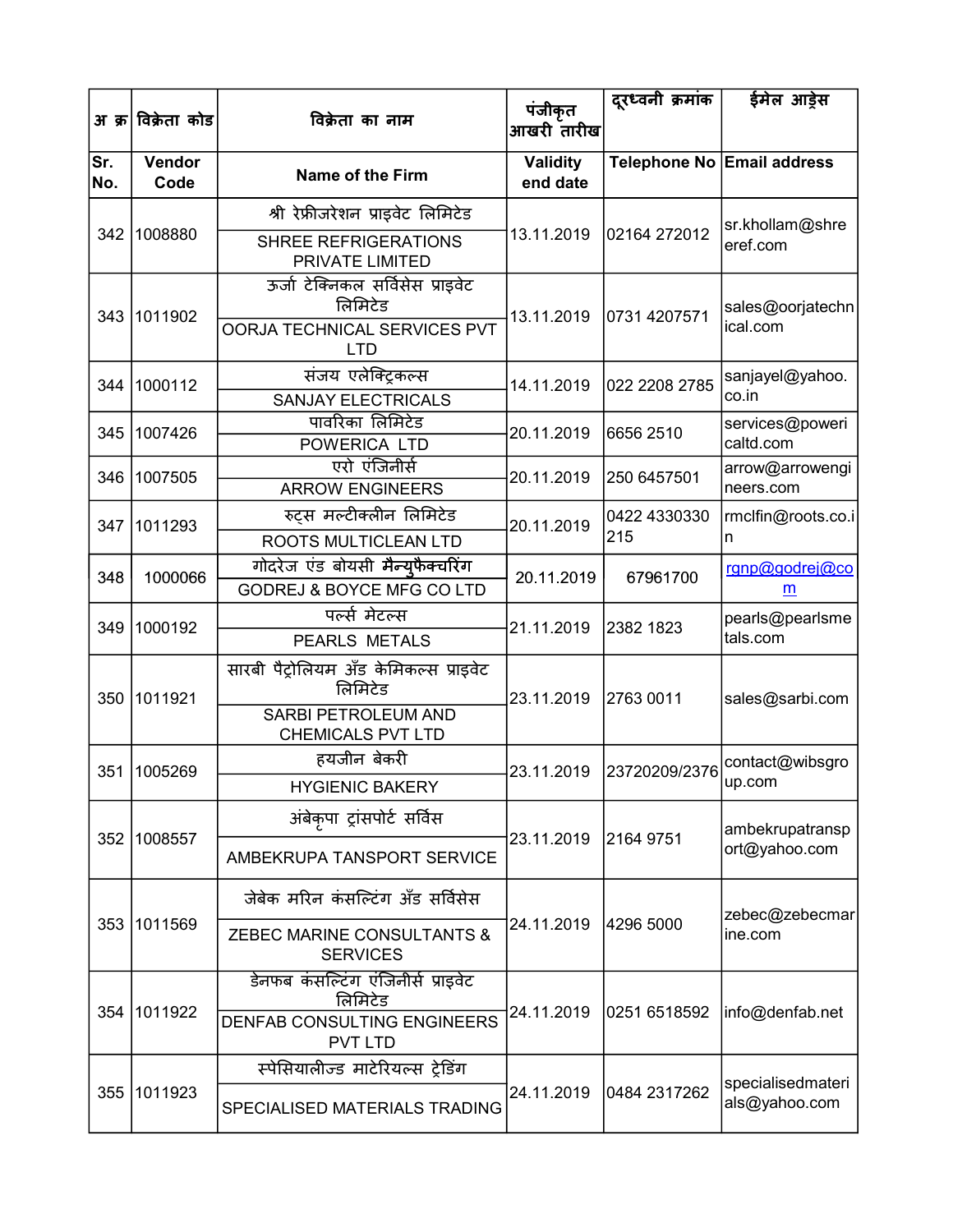| अ क्र | विक्रेता कोड | विक्रेता का नाम | पंजीकृत आखरी तारीख | दूरध्वनी क्रमांक | ईमेल आड्रेस |
|---|---|---|---|---|---|
| Sr. No. | Vendor Code | Name of the Firm | Validity end date | Telephone No | Email address |
| 342 | 1008880 | श्री रेफ्रीजरेशन प्राइवेट लिमिटेड<br>SHREE REFRIGERATIONS PRIVATE LIMITED | 13.11.2019 | 02164 272012 | sr.khollam@shreeref.com |
| 343 | 1011902 | ऊर्जा टेक्निकल सर्विसेस प्राइवेट लिमिटेड<br>OORJA TECHNICAL SERVICES PVT LTD | 13.11.2019 | 0731 4207571 | sales@oorjatechnical.com |
| 344 | 1000112 | संजय एलेक्ट्रिकल्स<br>SANJAY ELECTRICALS | 14.11.2019 | 022 2208 2785 | sanjayel@yahoo.co.in |
| 345 | 1007426 | पावरिका लिमिटेड<br>POWERICA LTD | 20.11.2019 | 6656 2510 | services@powericaltd.com |
| 346 | 1007505 | एरो एंजिनीर्स<br>ARROW ENGINEERS | 20.11.2019 | 250 6457501 | arrow@arrowengineers.com |
| 347 | 1011293 | रुट्स मल्टीक्लीन लिमिटेड<br>ROOTS MULTICLEAN LTD | 20.11.2019 | 0422 4330330 215 | rmclfin@roots.co.in |
| 348 | 1000066 | गोदरेज एंड बोयसी मैन्युफैक्चरिंग<br>GODREJ & BOYCE MFG CO LTD | 20.11.2019 | 67961700 | rgnp@godrej@com |
| 349 | 1000192 | पर्ल्स मेटल्स<br>PEARLS METALS | 21.11.2019 | 2382 1823 | pearls@pearlsmetals.com |
| 350 | 1011921 | सारबी पैट्रोलियम अँड केमिकल्स प्राइवेट लिमिटेड<br>SARBI PETROLEUM AND CHEMICALS PVT LTD | 23.11.2019 | 2763 0011 | sales@sarbi.com |
| 351 | 1005269 | हयजीन बेकरी<br>HYGIENIC BAKERY | 23.11.2019 | 23720209/2376 | contact@wibsgroup.com |
| 352 | 1008557 | अंबेकृपा ट्रांसपोर्ट सर्विस<br>AMBEKRUPA TANSPORT SERVICE | 23.11.2019 | 2164 9751 | ambekrupatransport@yahoo.com |
| 353 | 1011569 | जेबेक मरिन कंसल्टिंग अँड सर्विसेस<br>ZEBEC MARINE CONSULTANTS & SERVICES | 24.11.2019 | 4296 5000 | zebec@zebecmarine.com |
| 354 | 1011922 | डेनफब कंसल्टिंग एंजिनीर्स प्राइवेट लिमिटेड<br>DENFAB CONSULTING ENGINEERS PVT LTD | 24.11.2019 | 0251 6518592 | info@denfab.net |
| 355 | 1011923 | स्पेसियालीज्ड माटेरियल्स ट्रेडिंग<br>SPECIALISED MATERIALS TRADING | 24.11.2019 | 0484 2317262 | specialisedmaterials@yahoo.com |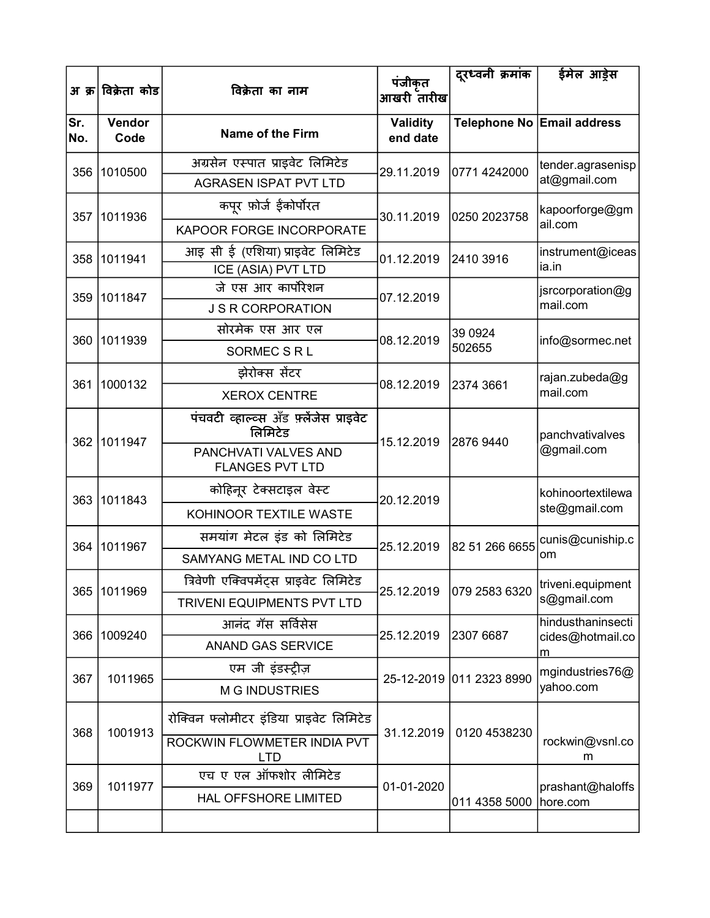| अ क्र | विक्रेता कोड | विक्रेता का नाम | पंजीकृत आखरी तारीख | दूरध्वनी क्रमांक | ईमेल आड्रेस |
|---|---|---|---|---|---|
| Sr. No. | Vendor Code | Name of the Firm | Validity end date | Telephone No | Email address |
| 356 | 1010500 | अग्रसेन एस्पात प्राइवेट लिमिटेड<br>AGRASEN ISPAT PVT LTD | 29.11.2019 | 0771 4242000 | tender.agrasenispat@gmail.com |
| 357 | 1011936 | कपूर फ़ोर्ज ईंकोर्पोरत<br>KAPOOR FORGE INCORPORATE | 30.11.2019 | 0250 2023758 | kapoorforge@gmail.com |
| 358 | 1011941 | आइ सी ई (एशिया) प्राइवेट लिमिटेड<br>ICE (ASIA) PVT LTD | 01.12.2019 | 2410 3916 | instrument@iceasia.in |
| 359 | 1011847 | जे एस आर कार्पोरेशन<br>J S R CORPORATION | 07.12.2019 | | jsrcorporation@gmail.com |
| 360 | 1011939 | सोरमेक एस आर एल<br>SORMEC S R L | 08.12.2019 | 39 0924 502655 | info@sormec.net |
| 361 | 1000132 | झेरोक्स सेंटर<br>XEROX CENTRE | 08.12.2019 | 2374 3661 | rajan.zubeda@gmail.com |
| 362 | 1011947 | पंचवटी व्हाल्व्स अँड फ़्लेंजेस प्राइवेट लिमिटेड<br>PANCHVATI VALVES AND FLANGES PVT LTD | 15.12.2019 | 2876 9440 | panchvativalves@gmail.com |
| 363 | 1011843 | कोहिनूर टेक्सटाइल वेस्ट<br>KOHINOOR TEXTILE WASTE | 20.12.2019 | | kohinoortextilewaste@gmail.com |
| 364 | 1011967 | समयांग मेटल इंड को लिमिटेड<br>SAMYANG METAL IND CO LTD | 25.12.2019 | 82 51 266 6655 | cunis@cuniship.com |
| 365 | 1011969 | त्रिवेणी एक्विपमेंट्स प्राइवेट लिमिटेड<br>TRIVENI EQUIPMENTS PVT LTD | 25.12.2019 | 079 2583 6320 | triveni.equipments@gmail.com |
| 366 | 1009240 | आनंद गॅस सर्विसेस<br>ANAND GAS SERVICE | 25.12.2019 | 2307 6687 | hindusthaninsecticides@hotmail.com |
| 367 | 1011965 | एम जी इंडस्ट्रीज़<br>M G INDUSTRIES | 25-12-2019 | 011 2323 8990 | mgindustries76@yahoo.com |
| 368 | 1001913 | रोक्विन फ्लोमीटर इंडिया प्राइवेट लिमिटेड<br>ROCKWIN FLOWMETER INDIA PVT LTD | 31.12.2019 | 0120 4538230 | rockwin@vsnl.com |
| 369 | 1011977 | एच ए एल ऑफशोर लीमिटेड<br>HAL OFFSHORE LIMITED | 01-01-2020 | 011 4358 5000 | prashant@haloffshore.com |
| | | | | | |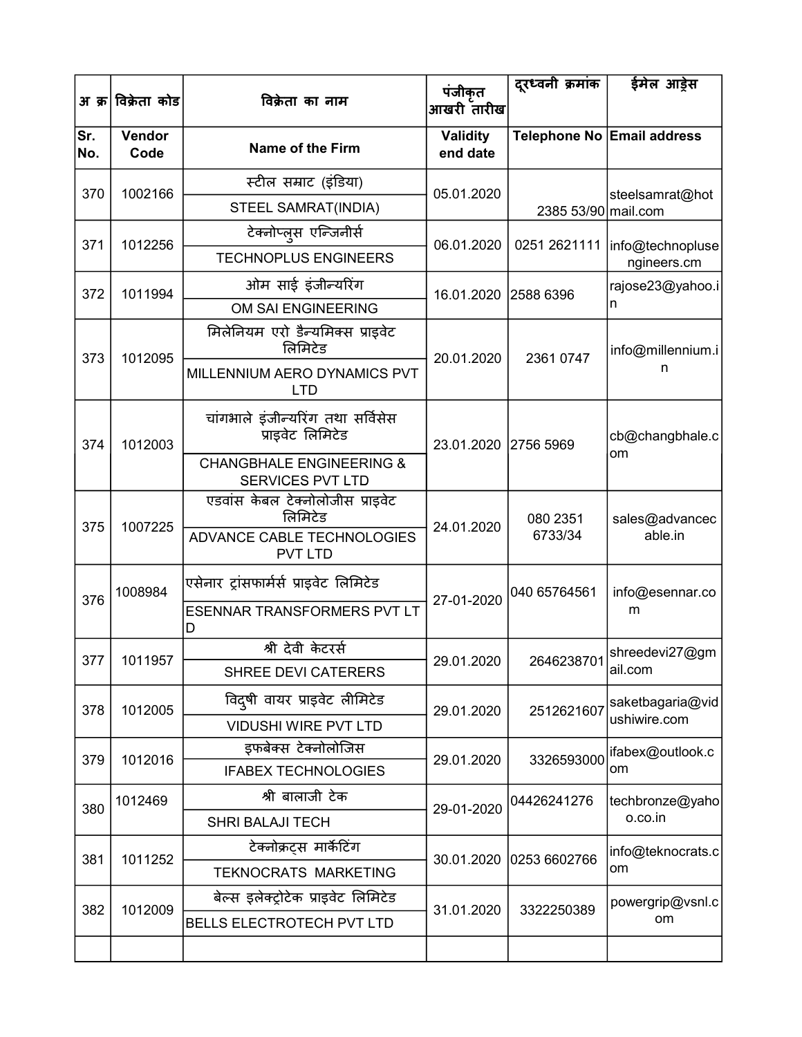| अ क्र | विक्रेता कोड | विक्रेता का नाम | पंजीकृत आखरी तारीख | दूरध्वनी क्रमांक | ईमेल आड्रेस |
|---|---|---|---|---|---|
| Sr. No. | Vendor Code | Name of the Firm | Validity end date | Telephone No | Email address |
| 370 | 1002166 | स्टील सम्राट (इंडिया)<br>STEEL SAMRAT(INDIA) | 05.01.2020 | 2385 53/90 | steelsamrat@hotmail.com |
| 371 | 1012256 | टेक्नोप्लुस एन्जिनीर्स<br>TECHNOPLUS ENGINEERS | 06.01.2020 | 0251 2621111 | info@technoplusengineers.cm |
| 372 | 1011994 | ओम साई इंजीन्यरिंग<br>OM SAI ENGINEERING | 16.01.2020 | 2588 6396 | rajose23@yahoo.in |
| 373 | 1012095 | मिलेनियम एरो डैन्यमिक्स प्राइवेट लिमिटेड<br>MILLENNIUM AERO DYNAMICS PVT LTD | 20.01.2020 | 2361 0747 | info@millennium.in |
| 374 | 1012003 | चांगभाले इंजीन्यरिंग तथा सर्विसेस प्राइवेट लिमिटेड<br>CHANGBHALE ENGINEERING & SERVICES PVT LTD | 23.01.2020 | 2756 5969 | cb@changbhale.com |
| 375 | 1007225 | एडवांस केबल टेक्नोलोजीस प्राइवेट लिमिटेड<br>ADVANCE CABLE TECHNOLOGIES PVT LTD | 24.01.2020 | 080 2351 6733/34 | sales@advancecable.in |
| 376 | 1008984 | एसेनार ट्रांसफार्मर्स प्राइवेट लिमिटेड<br>ESENNAR TRANSFORMERS PVT LTD | 27-01-2020 | 040 65764561 | info@esennar.com |
| 377 | 1011957 | श्री देवी केटरर्स<br>SHREE DEVI CATERERS | 29.01.2020 | 2646238701 | shreedevi27@gmail.com |
| 378 | 1012005 | विदुषी वायर प्राइवेट लीमिटेड<br>VIDUSHI WIRE PVT LTD | 29.01.2020 | 2512621607 | saketbagaria@vidushiwire.com |
| 379 | 1012016 | इफबेक्स टेक्नोलोजिस<br>IFABEX TECHNOLOGIES | 29.01.2020 | 3326593000 | ifabex@outlook.com |
| 380 | 1012469 | श्री बालाजी टेक<br>SHRI BALAJI TECH | 29-01-2020 | 04426241276 | techbronze@yahoo.co.in |
| 381 | 1011252 | टेक्नोक्रट्स मार्केटिंग<br>TEKNOCRATS MARKETING | 30.01.2020 | 0253 6602766 | info@teknocrats.com |
| 382 | 1012009 | बेल्स इलेक्ट्रोटेक प्राइवेट लिमिटेड<br>BELLS ELECTROTECH PVT LTD | 31.01.2020 | 3322250389 | powergrip@vsnl.com |
| | | | | | |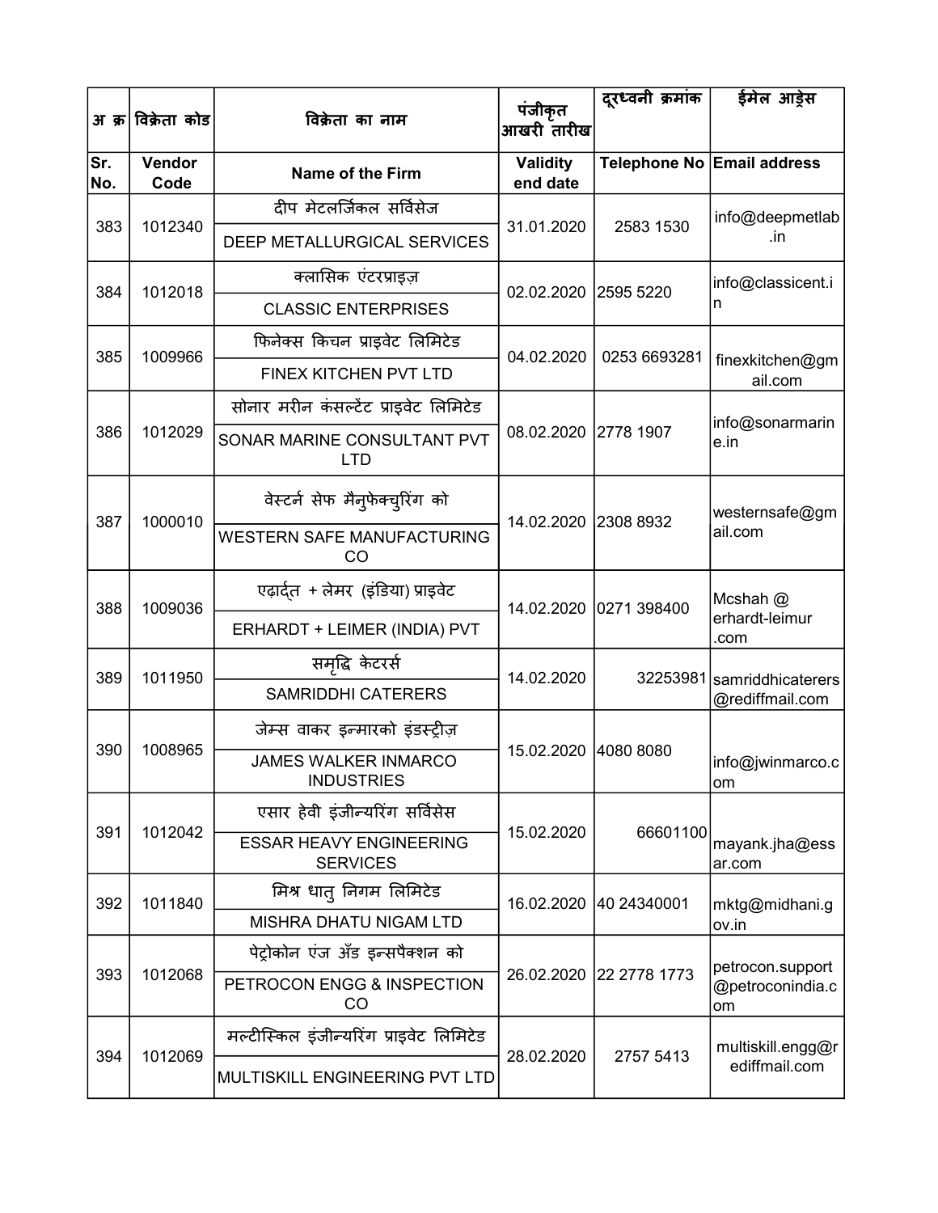| अ क्र | विक्रेता कोड | विक्रेता का नाम | पंजीकृत आखरी तारीख | दूरध्वनी क्रमांक | ईमेल आड्रेस |
|---|---|---|---|---|---|
| Sr. No. | Vendor Code | Name of the Firm | Validity end date | Telephone No | Email address |
| 383 | 1012340 | दीप मेटलर्जिकल सर्विसेज<br>DEEP METALLURGICAL SERVICES | 31.01.2020 | 2583 1530 | info@deepmetlab.in |
| 384 | 1012018 | क्लासिक एंटरप्राइज़<br>CLASSIC ENTERPRISES | 02.02.2020 | 2595 5220 | info@classicent.in |
| 385 | 1009966 | फिनेक्स किचन प्राइवेट लिमिटेड<br>FINEX KITCHEN PVT LTD | 04.02.2020 | 0253 6693281 | finexkitchen@gmail.com |
| 386 | 1012029 | सोनार मरीन कंसल्टेंट प्राइवेट लिमिटेड<br>SONAR MARINE CONSULTANT PVT LTD | 08.02.2020 | 2778 1907 | info@sonarmarine.in |
| 387 | 1000010 | वेस्टर्न सेफ मैनुफेक्चुरिंग को<br>WESTERN SAFE MANUFACTURING CO | 14.02.2020 | 2308 8932 | westernsafe@gmail.com |
| 388 | 1009036 | एढार्द्त + लेमर (इंडिया) प्राइवेट<br>ERHARDT + LEIMER (INDIA) PVT | 14.02.2020 | 0271 398400 | Mcshah @ erhardt-leimur .com |
| 389 | 1011950 | समृद्धि केटरर्स<br>SAMRIDDHI CATERERS | 14.02.2020 | 32253981 | samriddhicaterers@rediffmail.com |
| 390 | 1008965 | जेम्स वाकर इन्मारको इंडस्ट्रीज़<br>JAMES WALKER INMARCO INDUSTRIES | 15.02.2020 | 4080 8080 | info@jwinmarco.com |
| 391 | 1012042 | एसार हेवी इंजीन्यरिंग सर्विसेस<br>ESSAR HEAVY ENGINEERING SERVICES | 15.02.2020 | 66601100 | mayank.jha@essar.com |
| 392 | 1011840 | मिश्र धातु निगम लिमिटेड<br>MISHRA DHATU NIGAM LTD | 16.02.2020 | 40 24340001 | mktg@midhani.gov.in |
| 393 | 1012068 | पेट्रोकोन एंज अँड इन्सपैक्शन को<br>PETROCON ENGG & INSPECTION CO | 26.02.2020 | 22 2778 1773 | petrocon.support@petroconindia.com |
| 394 | 1012069 | मल्टीस्किल इंजीन्यरिंग प्राइवेट लिमिटेड<br>MULTISKILL ENGINEERING PVT LTD | 28.02.2020 | 2757 5413 | multiskill.engg@rediffmail.com |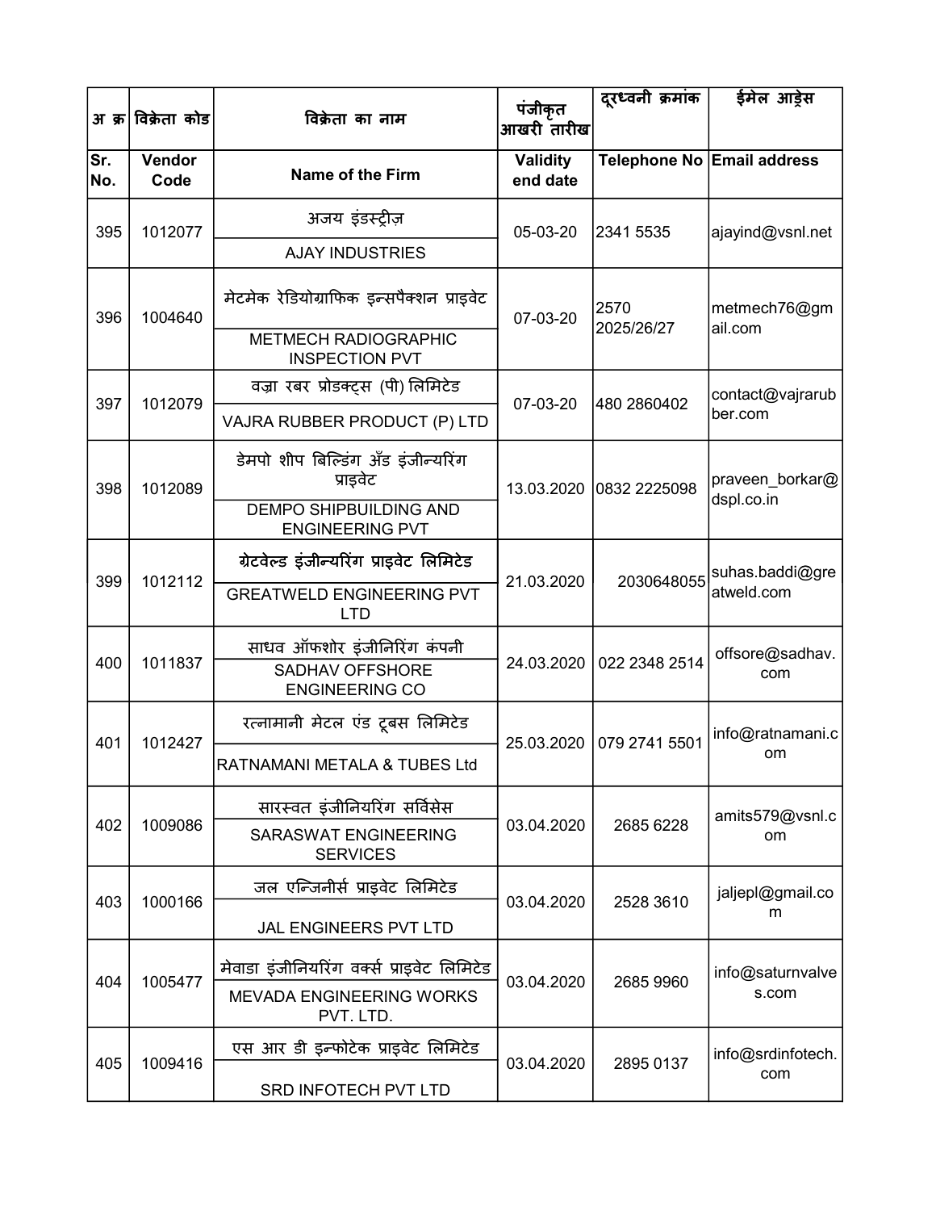| अ क्र | विक्रेता कोड | विक्रेता का नाम | पंजीकृत आखरी तारीख | दूरध्वनी क्रमांक | ईमेल आड्रेस |
|---|---|---|---|---|---|
| Sr. No. | Vendor Code | Name of the Firm | Validity end date | Telephone No | Email address |
| 395 | 1012077 | अजय इंडस्ट्रीज़<br>AJAY INDUSTRIES | 05-03-20 | 2341 5535 | ajayind@vsnl.net |
| 396 | 1004640 | मेटमेक रेडियोग्राफिक इन्सपैक्शन प्राइवेट<br>METMECH RADIOGRAPHIC INSPECTION PVT | 07-03-20 | 2570 2025/26/27 | metmech76@gmail.com |
| 397 | 1012079 | वज्रा रबर प्रोडक्ट्स (पी) लिमिटेड<br>VAJRA RUBBER PRODUCT (P) LTD | 07-03-20 | 480 2860402 | contact@vajrarubber.com |
| 398 | 1012089 | डेमपो शीप बिल्डिंग अँड इंजीन्यरिंग प्राइवेट<br>DEMPO SHIPBUILDING AND ENGINEERING PVT | 13.03.2020 | 0832 2225098 | praveen_borkar@dspl.co.in |
| 399 | 1012112 | ग्रेटवेल्ड इंजीन्यरिंग प्राइवेट लिमिटेड<br>GREATWELD ENGINEERING PVT LTD | 21.03.2020 | 2030648055 | suhas.baddi@greatweld.com |
| 400 | 1011837 | साधव ऑफशोर इंजीनिरिंग कंपनी<br>SADHAV OFFSHORE ENGINEERING CO | 24.03.2020 | 022 2348 2514 | offsore@sadhav.com |
| 401 | 1012427 | रत्नामानी मेटल एंड टूबस लिमिटेड<br>RATNAMANI METALA & TUBES Ltd | 25.03.2020 | 079 2741 5501 | info@ratnamani.com |
| 402 | 1009086 | सारस्वत इंजीनियरिंग सर्विसेस<br>SARASWAT ENGINEERING SERVICES | 03.04.2020 | 2685 6228 | amits579@vsnl.com |
| 403 | 1000166 | जल एन्जिनीर्स प्राइवेट लिमिटेड<br>JAL ENGINEERS PVT LTD | 03.04.2020 | 2528 3610 | jaljepl@gmail.com |
| 404 | 1005477 | मेवाडा इंजीनियरिंग वर्क्स प्राइवेट लिमिटेड<br>MEVADA ENGINEERING WORKS PVT. LTD. | 03.04.2020 | 2685 9960 | info@saturnvalves.com |
| 405 | 1009416 | एस आर डी इन्फोटेक प्राइवेट लिमिटेड<br>SRD INFOTECH PVT LTD | 03.04.2020 | 2895 0137 | info@srdinfotech.com |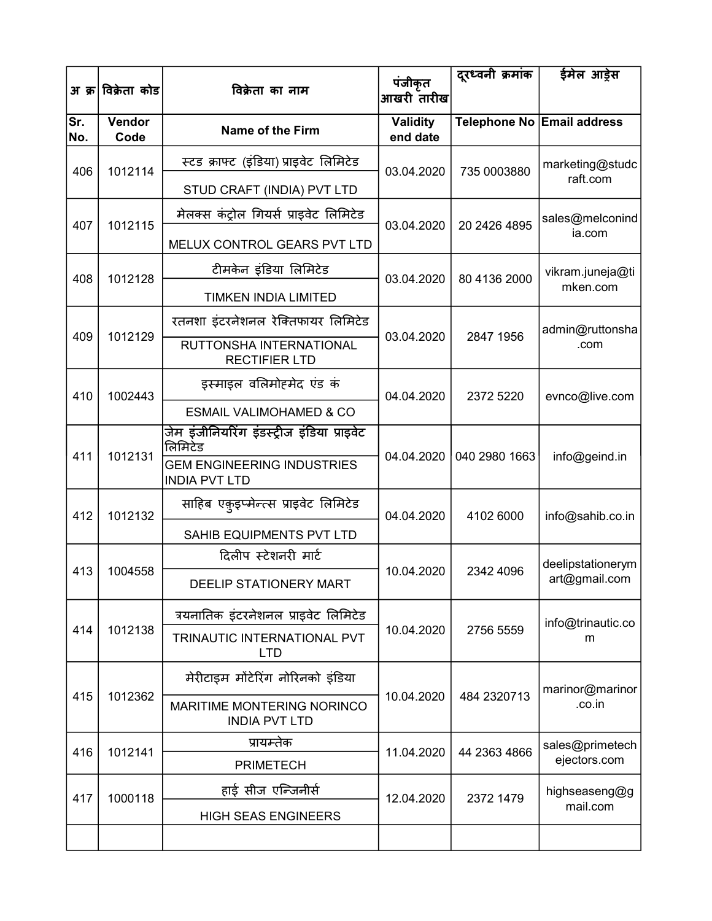| अ क्र | विक्रेता कोड | विक्रेता का नाम | पंजीकृत आखरी तारीख | दूरध्वनी क्रमांक | ईमेल आड्रेस |
|---|---|---|---|---|---|
| Sr. No. | Vendor Code | Name of the Firm | Validity end date | Telephone No | Email address |
| 406 | 1012114 | स्टड क्राफ्ट (इंडिया) प्राइवेट लिमिटेड<br>STUD CRAFT (INDIA) PVT LTD | 03.04.2020 | 735 0003880 | marketing@studcraft.com |
| 407 | 1012115 | मेलक्स कंट्रोल गियर्स प्राइवेट लिमिटेड<br>MELUX CONTROL GEARS PVT LTD | 03.04.2020 | 20 2426 4895 | sales@melconindia.com |
| 408 | 1012128 | टीमकेन इंडिया लिमिटेड<br>TIMKEN INDIA LIMITED | 03.04.2020 | 80 4136 2000 | vikram.juneja@timken.com |
| 409 | 1012129 | रतनशा इंटरनेशनल रेक्तिफायर लिमिटेड<br>RUTTONSHA INTERNATIONAL RECTIFIER LTD | 03.04.2020 | 2847 1956 | admin@ruttonsha.com |
| 410 | 1002443 | इस्माइल वलिमोहमेद एंड कं<br>ESMAIL VALIMOHAMED & CO | 04.04.2020 | 2372 5220 | evnco@live.com |
| 411 | 1012131 | जेम इंजीनियरिंग इंडस्ट्रीज इंडिया प्राइवेट लिमिटेड<br>GEM ENGINEERING INDUSTRIES INDIA PVT LTD | 04.04.2020 | 040 2980 1663 | info@geind.in |
| 412 | 1012132 | साहिब एकुइप्मेन्त्स प्राइवेट लिमिटेड<br>SAHIB EQUIPMENTS PVT LTD | 04.04.2020 | 4102 6000 | info@sahib.co.in |
| 413 | 1004558 | दिलीप स्टेशनरी मार्ट<br>DEELIP STATIONERY MART | 10.04.2020 | 2342 4096 | deelipstationerymart@gmail.com |
| 414 | 1012138 | त्रयनातिक इंटरनेशनल प्राइवेट लिमिटेड<br>TRINAUTIC INTERNATIONAL PVT LTD | 10.04.2020 | 2756 5559 | info@trinautic.com |
| 415 | 1012362 | मेरीटाइम मोंटेरिंग नोरिनको इंडिया<br>MARITIME MONTERING NORINCO INDIA PVT LTD | 10.04.2020 | 484 2320713 | marinor@marinor.co.in |
| 416 | 1012141 | प्रायम्तेक<br>PRIMETECH | 11.04.2020 | 44 2363 4866 | sales@primetechejectors.com |
| 417 | 1000118 | हाई सीज एन्जिनीर्स<br>HIGH SEAS ENGINEERS | 12.04.2020 | 2372 1479 | highseaseng@gmail.com |
| | | | | | |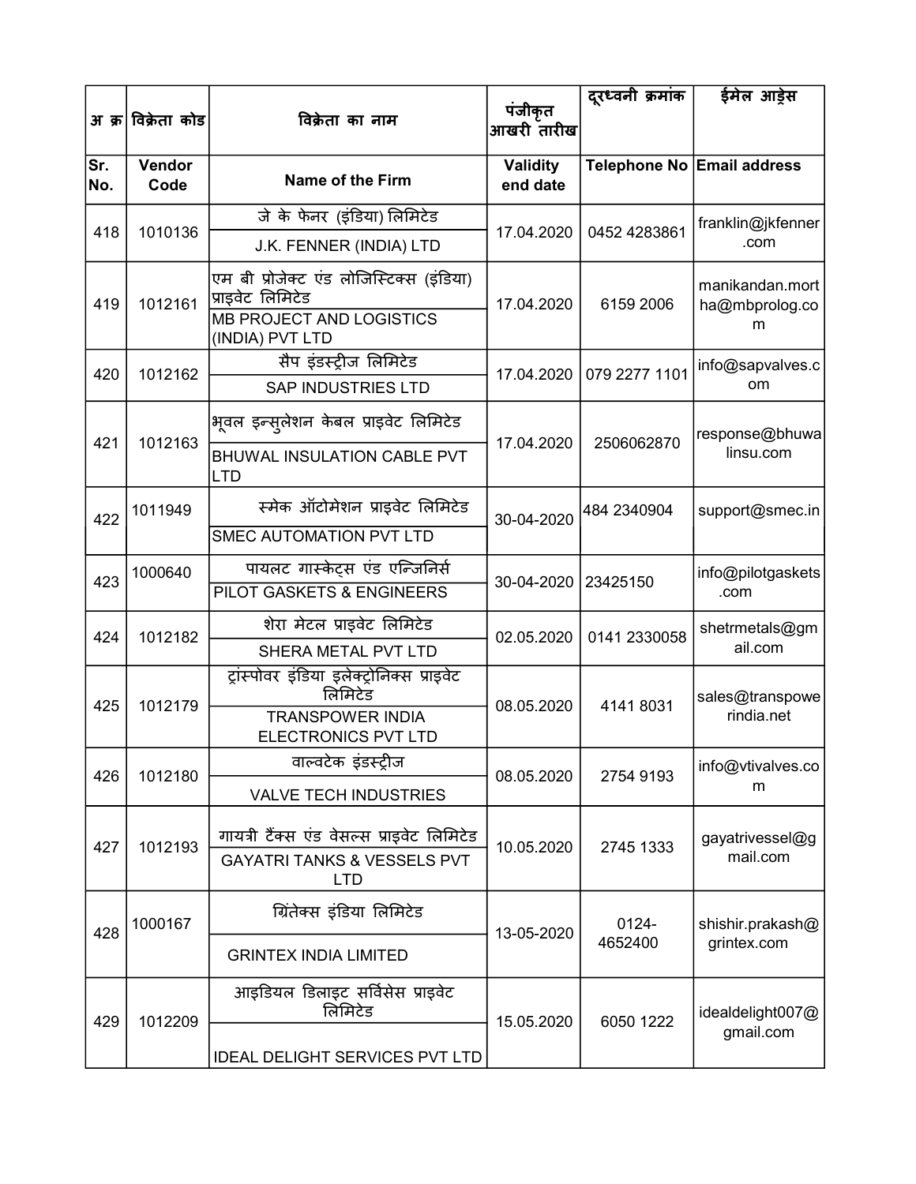| अ क्र | विक्रेता कोड | विक्रेता का नाम | पंजीकृत आखरी तारीख | दूरध्वनी क्रमांक | ईमेल आड्रेस |
|---|---|---|---|---|---|
| Sr. No. | Vendor Code | Name of the Firm | Validity end date | Telephone No | Email address |
| 418 | 1010136 | जे के फेनर (इंडिया) लिमिटेड<br>J.K. FENNER (INDIA) LTD | 17.04.2020 | 0452 4283861 | franklin@jkfenner.com |
| 419 | 1012161 | एम बी प्रोजेक्ट एंड लोजिस्टिक्स (इंडिया) प्राइवेट लिमिटेड<br>MB PROJECT AND LOGISTICS (INDIA) PVT LTD | 17.04.2020 | 6159 2006 | manikandan.mortha@mbprolog.com |
| 420 | 1012162 | सैप इंडस्ट्रीज लिमिटेड<br>SAP INDUSTRIES LTD | 17.04.2020 | 079 2277 1101 | info@sapvalves.com |
| 421 | 1012163 | भूवल इन्सुलेशन केबल प्राइवेट लिमिटेड<br>BHUWAL INSULATION CABLE PVT LTD | 17.04.2020 | 2506062870 | response@bhuwalinsu.com |
| 422 | 1011949 | स्मेक ऑटोमेशन प्राइवेट लिमिटेड<br>SMEC AUTOMATION PVT LTD | 30-04-2020 | 484 2340904 | support@smec.in |
| 423 | 1000640 | पायलट गास्केट्स एंड एन्जिनिर्स<br>PILOT GASKETS & ENGINEERS | 30-04-2020 | 23425150 | info@pilotgaskets.com |
| 424 | 1012182 | शेरा मेटल प्राइवेट लिमिटेड<br>SHERA METAL PVT LTD | 02.05.2020 | 0141 2330058 | shetrmetals@gmail.com |
| 425 | 1012179 | ट्रांस्पोवर इंडिया इलेक्ट्रोनिक्स प्राइवेट लिमिटेड<br>TRANSPOWER INDIA ELECTRONICS PVT LTD | 08.05.2020 | 4141 8031 | sales@transpowerindia.net |
| 426 | 1012180 | वाल्वटेक इंडस्ट्रीज<br>VALVE TECH INDUSTRIES | 08.05.2020 | 2754 9193 | info@vtivalves.com |
| 427 | 1012193 | गायत्री टैंक्स एंड वेसल्स प्राइवेट लिमिटेड<br>GAYATRI TANKS & VESSELS PVT LTD | 10.05.2020 | 2745 1333 | gayatrivessel@gmail.com |
| 428 | 1000167 | ग्रिंतेक्स इंडिया लिमिटेड<br>GRINTEX INDIA LIMITED | 13-05-2020 | 0124-4652400 | shishir.prakash@grintex.com |
| 429 | 1012209 | आइडियल डिलाइट सर्विसेस प्राइवेट लिमिटेड<br>IDEAL DELIGHT SERVICES PVT LTD | 15.05.2020 | 6050 1222 | idealdelight007@gmail.com |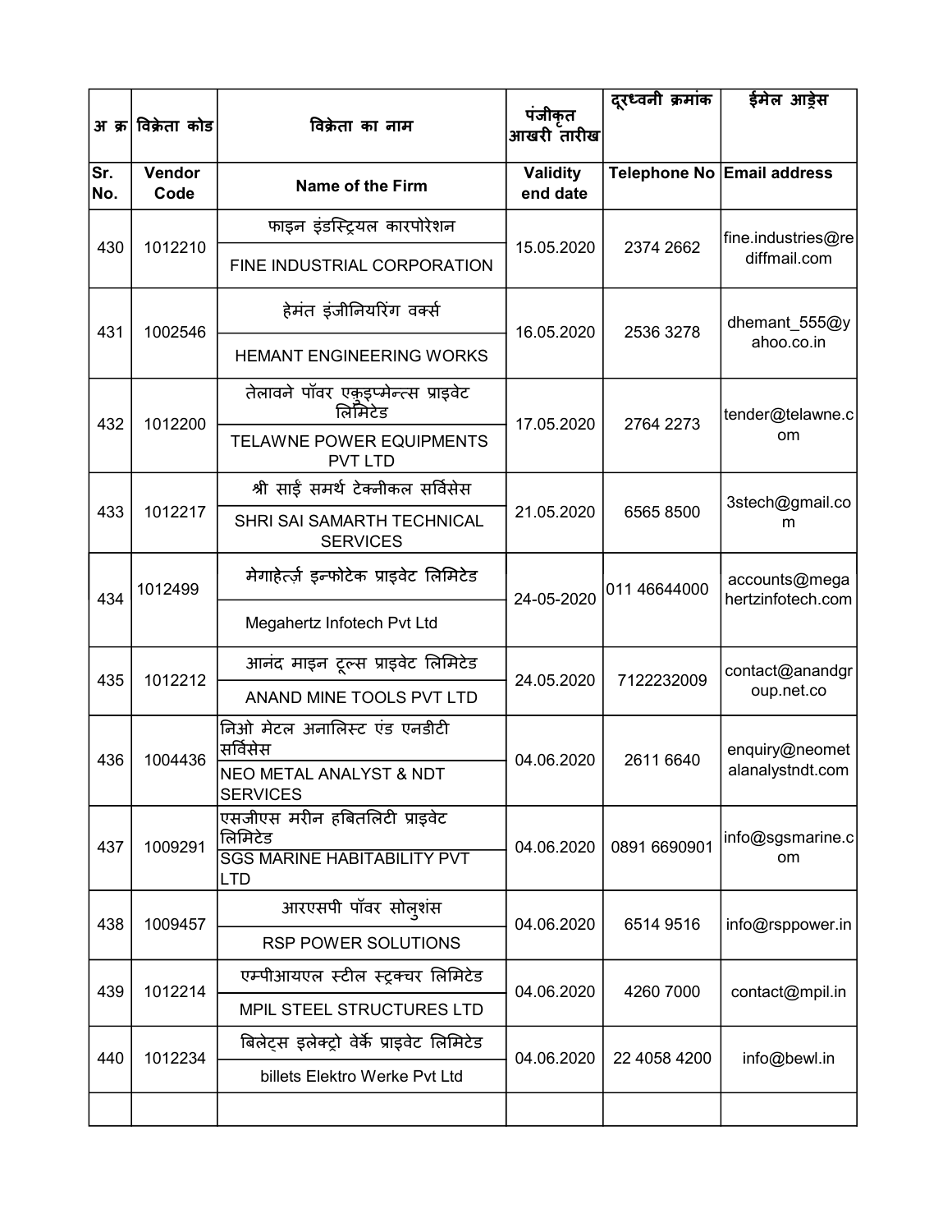| अ क्र | विक्रेता कोड | विक्रेता का नाम | पंजीकृत आखरी तारीख | दूरध्वनी क्रमांक | ईमेल आड्रेस |
|---|---|---|---|---|---|
| Sr. No. | Vendor Code | Name of the Firm | Validity end date | Telephone No | Email address |
| 430 | 1012210 | फाइन इंडस्ट्रियल कारपोरेशन<br>FINE INDUSTRIAL CORPORATION | 15.05.2020 | 2374 2662 | fine.industries@rediffmail.com |
| 431 | 1002546 | हेमंत इंजीनियरिंग वर्क्स<br>HEMANT ENGINEERING WORKS | 16.05.2020 | 2536 3278 | dhemant_555@yahoo.co.in |
| 432 | 1012200 | तेलावने पॉवर एक्वइप्मेन्ट्स प्राइवेट लिमिटेड<br>TELAWNE POWER EQUIPMENTS PVT LTD | 17.05.2020 | 2764 2273 | tender@telawne.com |
| 433 | 1012217 | श्री साईं समर्थ टेक्नीकल सर्विसेस<br>SHRI SAI SAMARTH TECHNICAL SERVICES | 21.05.2020 | 6565 8500 | 3stech@gmail.com |
| 434 | 1012499 | मेगाहेर्त्ज़ इन्फोटेक प्राइवेट लिमिटेड<br>Megahertz Infotech Pvt Ltd | 24-05-2020 | 011 46644000 | accounts@megahertzinfotech.com |
| 435 | 1012212 | आनंद माइन टूल्स प्राइवेट लिमिटेड<br>ANAND MINE TOOLS PVT LTD | 24.05.2020 | 7122232009 | contact@anandgroup.net.co |
| 436 | 1004436 | निओ मेटल अनालिस्ट एंड एनडीटी सर्विसेस<br>NEO METAL ANALYST & NDT SERVICES | 04.06.2020 | 2611 6640 | enquiry@neometalanalystndt.com |
| 437 | 1009291 | एसजीएस मरीन हबितलिटी प्राइवेट लिमिटेड<br>SGS MARINE HABITABILITY PVT LTD | 04.06.2020 | 0891 6690901 | info@sgsmarine.com |
| 438 | 1009457 | आरएसपी पॉवर सोलुशंस<br>RSP POWER SOLUTIONS | 04.06.2020 | 6514 9516 | info@rsppower.in |
| 439 | 1012214 | एम्पीआयएल स्टील स्ट्रक्चर लिमिटेड<br>MPIL STEEL STRUCTURES LTD | 04.06.2020 | 4260 7000 | contact@mpil.in |
| 440 | 1012234 | बिलेट्स इलेक्ट्रो वेर्के प्राइवेट लिमिटेड<br>billets Elektro Werke Pvt Ltd | 04.06.2020 | 22 4058 4200 | info@bewl.in |
| | | | | | |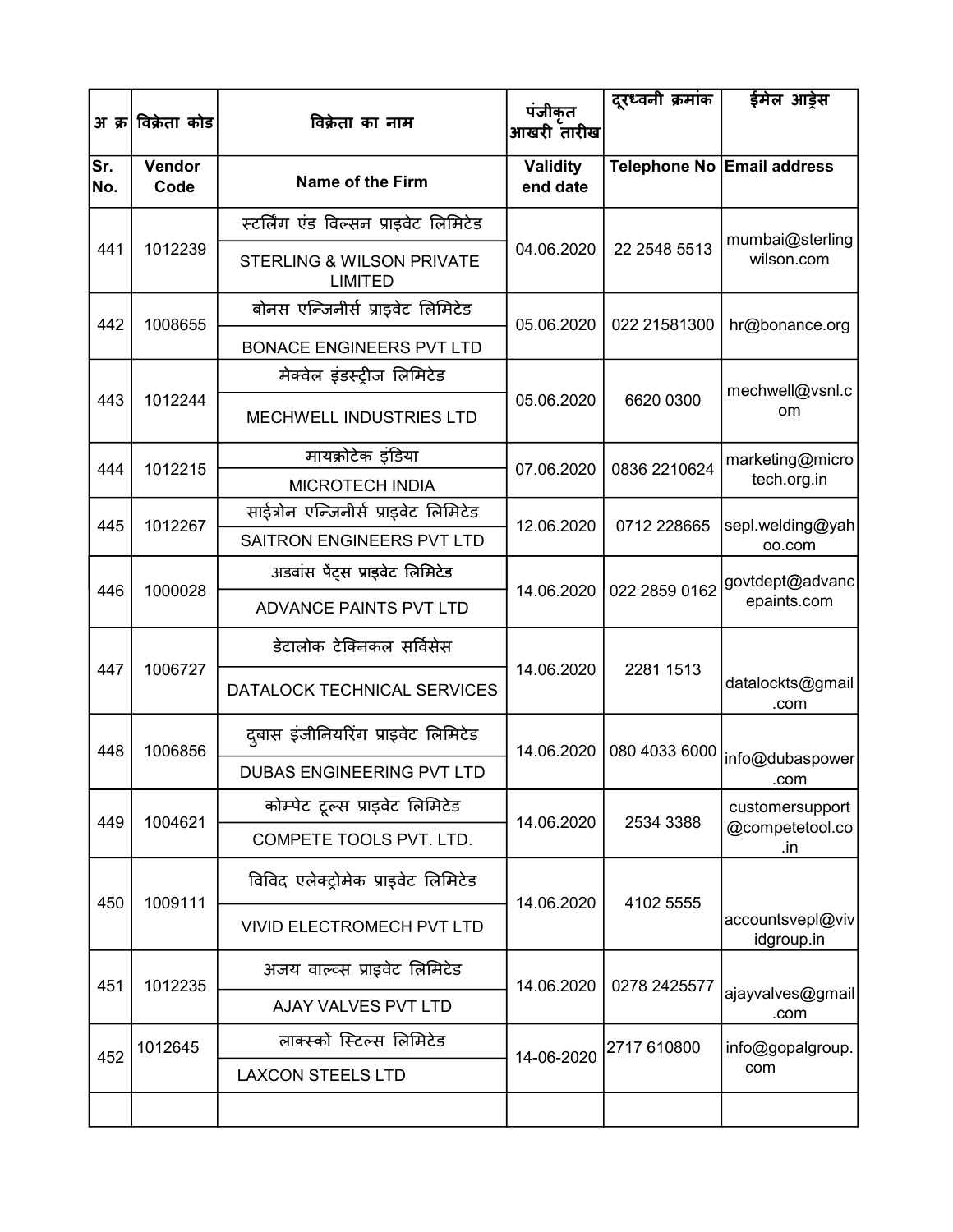| अ क्र | विक्रेता कोड | विक्रेता का नाम | पंजीकृत आखरी तारीख | दूरध्वनी क्रमांक | ईमेल आड्रेस |
|---|---|---|---|---|---|
| Sr. No. | Vendor Code | Name of the Firm | Validity end date | Telephone No | Email address |
| 441 | 1012239 | स्टर्लिंग एंड विल्सन प्राइवेट लिमिटेड<br>STERLING & WILSON PRIVATE LIMITED | 04.06.2020 | 22 2548 5513 | mumbai@sterlingwilson.com |
| 442 | 1008655 | बोनस एन्जिनीर्स प्राइवेट लिमिटेड<br>BONACE ENGINEERS PVT LTD | 05.06.2020 | 022 21581300 | hr@bonance.org |
| 443 | 1012244 | मेक्वेल इंडस्ट्रीज लिमिटेड<br>MECHWELL INDUSTRIES LTD | 05.06.2020 | 6620 0300 | mechwell@vsnl.com |
| 444 | 1012215 | मायक्रोटेक इंडिया<br>MICROTECH INDIA | 07.06.2020 | 0836 2210624 | marketing@microtech.org.in |
| 445 | 1012267 | साईत्रोन एन्जिनीर्स प्राइवेट लिमिटेड<br>SAITRON ENGINEERS PVT LTD | 12.06.2020 | 0712 228665 | sepl.welding@yahoo.com |
| 446 | 1000028 | अडवांस पेंट्स प्राइवेट लिमिटेड<br>ADVANCE PAINTS PVT LTD | 14.06.2020 | 022 2859 0162 | govtdept@advancepaints.com |
| 447 | 1006727 | डेटालोक टेक्निकल सर्विसेस<br>DATALOCK TECHNICAL SERVICES | 14.06.2020 | 2281 1513 | datalockts@gmail.com |
| 448 | 1006856 | दुबास इंजीनियरिंग प्राइवेट लिमिटेड<br>DUBAS ENGINEERING PVT LTD | 14.06.2020 | 080 4033 6000 | info@dubaspower.com |
| 449 | 1004621 | कोम्पेट टूल्स प्राइवेट लिमिटेड<br>COMPETE TOOLS PVT. LTD. | 14.06.2020 | 2534 3388 | customersupport@competetool.co.in |
| 450 | 1009111 | विविद एलेक्ट्रोमेक प्राइवेट लिमिटेड<br>VIVID ELECTROMECH PVT LTD | 14.06.2020 | 4102 5555 | accountsvepl@vividgroup.in |
| 451 | 1012235 | अजय वाल्व्स प्राइवेट लिमिटेड<br>AJAY VALVES PVT LTD | 14.06.2020 | 0278 2425577 | ajayvalves@gmail.com |
| 452 | 1012645 | लाक्स्कों स्टिल्स लिमिटेड<br>LAXCON STEELS LTD | 14-06-2020 | 2717 610800 | info@gopalgroup.com |
| | | | | | |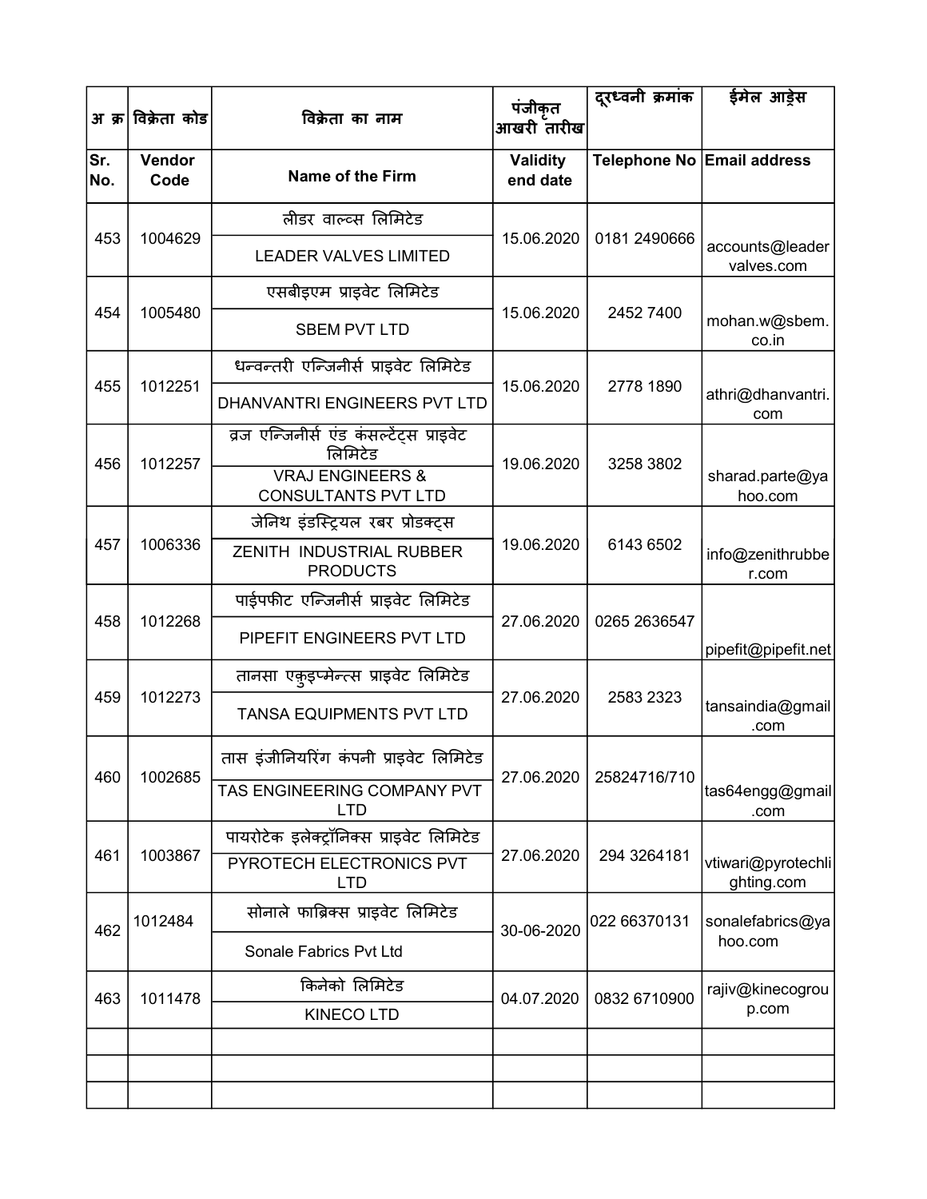| अ क्र | विक्रेता कोड | विक्रेता का नाम | पंजीकृत आखरी तारीख | दूरध्वनी क्रमांक | ईमेल आड्रेस |
|---|---|---|---|---|---|
| Sr. No. | Vendor Code | Name of the Firm | Validity end date | Telephone No | Email address |
| 453 | 1004629 | लीडर वाल्व्स लिमिटेड<br>LEADER VALVES LIMITED | 15.06.2020 | 0181 2490666 | accounts@leadervalves.com |
| 454 | 1005480 | एसबीइएम प्राइवेट लिमिटेड<br>SBEM PVT LTD | 15.06.2020 | 2452 7400 | mohan.w@sbem.co.in |
| 455 | 1012251 | धन्वन्तरी एन्जिनीर्स प्राइवेट लिमिटेड<br>DHANVANTRI ENGINEERS PVT LTD | 15.06.2020 | 2778 1890 | athri@dhanvantri.com |
| 456 | 1012257 | व्रज एन्जिनीर्स एंड कंसल्टेंट्स प्राइवेट लिमिटेड<br>VRAJ ENGINEERS & CONSULTANTS PVT LTD | 19.06.2020 | 3258 3802 | sharad.parte@yahoo.com |
| 457 | 1006336 | जेनिथ इंडस्ट्रियल रबर प्रोडक्ट्स<br>ZENITH INDUSTRIAL RUBBER PRODUCTS | 19.06.2020 | 6143 6502 | info@zenithrubber.com |
| 458 | 1012268 | पाईपफीट एन्जिनीर्स प्राइवेट लिमिटेड<br>PIPEFIT ENGINEERS PVT LTD | 27.06.2020 | 0265 2636547 | pipefit@pipefit.net |
| 459 | 1012273 | तानसा एकुइप्मेन्ट्स प्राइवेट लिमिटेड<br>TANSA EQUIPMENTS PVT LTD | 27.06.2020 | 2583 2323 | tansaindia@gmail.com |
| 460 | 1002685 | तास इंजीनियरिंग कंपनी प्राइवेट लिमिटेड<br>TAS ENGINEERING COMPANY PVT LTD | 27.06.2020 | 25824716/710 | tas64engg@gmail.com |
| 461 | 1003867 | पायरोटेक इलेक्ट्रॉनिक्स प्राइवेट लिमिटेड<br>PYROTECH ELECTRONICS PVT LTD | 27.06.2020 | 294 3264181 | vtiwari@pyrotechlighting.com |
| 462 | 1012484 | सोनाले फाब्रिक्स प्राइवेट लिमिटेड<br>Sonale Fabrics Pvt Ltd | 30-06-2020 | 022 66370131 | sonalefabrics@yahoo.com |
| 463 | 1011478 | किनेको लिमिटेड<br>KINECO LTD | 04.07.2020 | 0832 6710900 | rajiv@kinecogroup.com |
| | | | | | |
| | | | | | |
| | | | | | |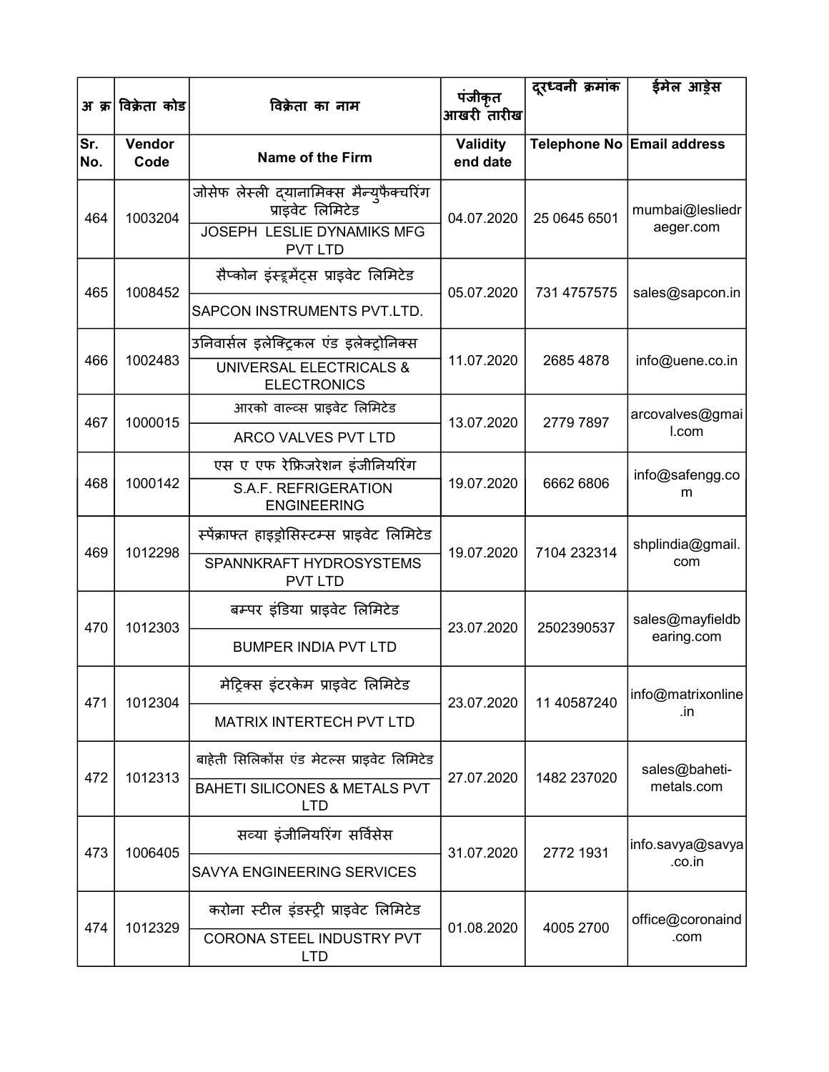| अ क्र | विक्रेता कोड | विक्रेता का नाम | पंजीकृत आखरी तारीख | दूरध्वनी क्रमांक | ईमेल आड्रेस |
|---|---|---|---|---|---|
| Sr. No. | Vendor Code | Name of the Firm | Validity end date | Telephone No | Email address |
| 464 | 1003204 | जोसेफ लेस्ली द्यानामिक्स मैन्युफैक्चरिंग प्राइवेट लिमिटेड<br>JOSEPH LESLIE DYNAMIKS MFG PVT LTD | 04.07.2020 | 25 0645 6501 | mumbai@lesliedraeger.com |
| 465 | 1008452 | सैप्कोन इंस्ट्रूमेंट्स प्राइवेट लिमिटेड<br>SAPCON INSTRUMENTS PVT.LTD. | 05.07.2020 | 731 4757575 | sales@sapcon.in |
| 466 | 1002483 | उनिवार्सल इलेक्ट्रिकल एंड इलेक्ट्रोनिक्स<br>UNIVERSAL ELECTRICALS & ELECTRONICS | 11.07.2020 | 2685 4878 | info@uene.co.in |
| 467 | 1000015 | आरको वाल्व्स प्राइवेट लिमिटेड<br>ARCO VALVES PVT LTD | 13.07.2020 | 2779 7897 | arcovalves@gmail.com |
| 468 | 1000142 | एस ए एफ रेफ्रिजरेशन इंजीनियरिंग<br>S.A.F. REFRIGERATION ENGINEERING | 19.07.2020 | 6662 6806 | info@safengg.com |
| 469 | 1012298 | स्पैंक्राफ्त हाइड्रोसिस्टम्स प्राइवेट लिमिटेड<br>SPANNKRAFT HYDROSYSTEMS PVT LTD | 19.07.2020 | 7104 232314 | shplindia@gmail.com |
| 470 | 1012303 | बम्पर इंडिया प्राइवेट लिमिटेड<br>BUMPER INDIA PVT LTD | 23.07.2020 | 2502390537 | sales@mayfieldbearing.com |
| 471 | 1012304 | मेट्रिक्स इंटरकेम प्राइवेट लिमिटेड<br>MATRIX INTERTECH PVT LTD | 23.07.2020 | 11 40587240 | info@matrixonline.in |
| 472 | 1012313 | बाहेती सिलिकोंस एंड मेटल्स प्राइवेट लिमिटेड<br>BAHETI SILICONES & METALS PVT LTD | 27.07.2020 | 1482 237020 | sales@baheti-metals.com |
| 473 | 1006405 | सव्या इंजीनियरिंग सर्विसेस<br>SAVYA ENGINEERING SERVICES | 31.07.2020 | 2772 1931 | info.savya@savya.co.in |
| 474 | 1012329 | करोना स्टील इंडस्ट्री प्राइवेट लिमिटेड<br>CORONA STEEL INDUSTRY PVT LTD | 01.08.2020 | 4005 2700 | office@coronaind.com |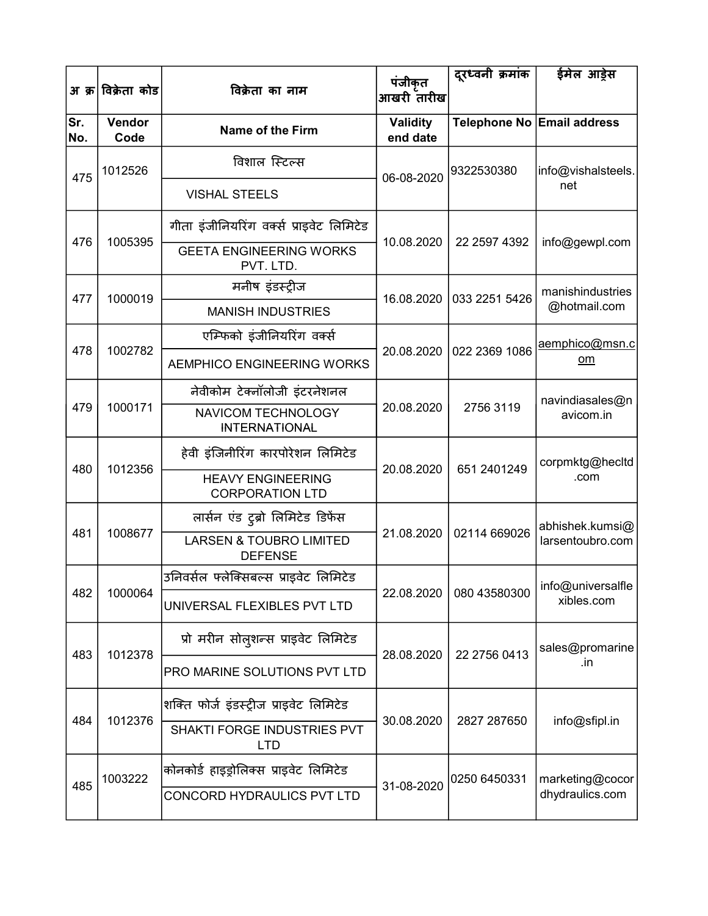| अ क्र | विक्रेता कोड | विक्रेता का नाम | पंजीकृत आखरी तारीख | दूरध्वनी क्रमांक | ईमेल आड्रेस |
|---|---|---|---|---|---|
| Sr. No. | Vendor Code | Name of the Firm | Validity end date | Telephone No | Email address |
| 475 | 1012526 | विशाल स्टिल्स<br>VISHAL STEELS | 06-08-2020 | 9322530380 | info@vishalsteels.net |
| 476 | 1005395 | गीता इंजीनियरिंग वर्क्स प्राइवेट लिमिटेड<br>GEETA ENGINEERING WORKS PVT. LTD. | 10.08.2020 | 22 2597 4392 | info@gewpl.com |
| 477 | 1000019 | मनीष इंडस्ट्रीज<br>MANISH INDUSTRIES | 16.08.2020 | 033 2251 5426 | manishindustries@hotmail.com |
| 478 | 1002782 | एम्फिको इंजीनियरिंग वर्क्स<br>AEMPHICO ENGINEERING WORKS | 20.08.2020 | 022 2369 1086 | aemphico@msn.com |
| 479 | 1000171 | नेवीकोम टेक्नॉलोजी इंटरनेशनल<br>NAVICOM TECHNOLOGY INTERNATIONAL | 20.08.2020 | 2756 3119 | navindiasales@navicom.in |
| 480 | 1012356 | हेवी इंजिनीरिंग कारपोरेशन लिमिटेड<br>HEAVY ENGINEERING CORPORATION LTD | 20.08.2020 | 651 2401249 | corpmktg@hecltd.com |
| 481 | 1008677 | लार्सन एंड टुब्रो लिमिटेड डिफेंस<br>LARSEN & TOUBRO LIMITED DEFENSE | 21.08.2020 | 02114 669026 | abhishek.kumsi@larsentoubro.com |
| 482 | 1000064 | उनिवर्सल फ्लेक्सिबल्स प्राइवेट लिमिटेड<br>UNIVERSAL FLEXIBLES PVT LTD | 22.08.2020 | 080 43580300 | info@universalflexibles.com |
| 483 | 1012378 | प्रो मरीन सोलुशन्स प्राइवेट लिमिटेड<br>PRO MARINE SOLUTIONS PVT LTD | 28.08.2020 | 22 2756 0413 | sales@promarine.in |
| 484 | 1012376 | शक्ति फोर्ज इंडस्ट्रीज प्राइवेट लिमिटेड<br>SHAKTI FORGE INDUSTRIES PVT LTD | 30.08.2020 | 2827 287650 | info@sfipl.in |
| 485 | 1003222 | कोनकोर्ड हाइड्रोलिक्स प्राइवेट लिमिटेड<br>CONCORD HYDRAULICS PVT LTD | 31-08-2020 | 0250 6450331 | marketing@cocordhydraulics.com |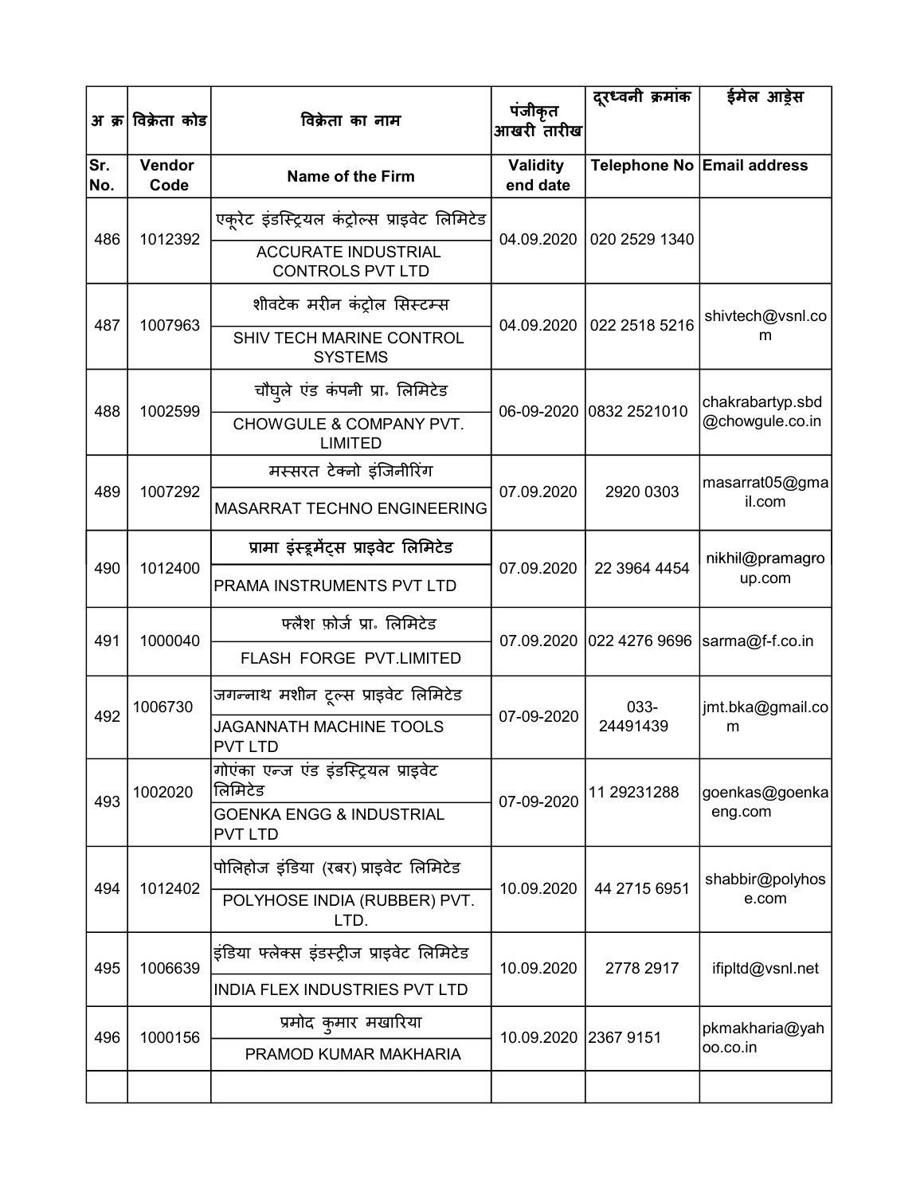| अ क्र | विक्रेता कोड | विक्रेता का नाम | पंजीकृत आखरी तारीख | दूरध्वनी क्रमांक | ईमेल आड्रेस |
|---|---|---|---|---|---|
| Sr. No. | Vendor Code | Name of the Firm | Validity end date | Telephone No | Email address |
| 486 | 1012392 | एकूरेट इंडस्ट्रियल कंट्रोल्स प्राइवेट लिमिटेड<br>ACCURATE INDUSTRIAL CONTROLS PVT LTD | 04.09.2020 | 020 2529 1340 | |
| 487 | 1007963 | शीवटेक मरीन कंट्रोल सिस्टम्स<br>SHIV TECH MARINE CONTROL SYSTEMS | 04.09.2020 | 022 2518 5216 | shivtech@vsnl.com |
| 488 | 1002599 | चौघुले एंड कंपनी प्रा॰ लिमिटेड<br>CHOWGULE & COMPANY PVT. LIMITED | 06-09-2020 | 0832 2521010 | chakrabartyp.sbd@chowgule.co.in |
| 489 | 1007292 | मस्सरत टेक्नो इंजिनीरिंग<br>MASARRAT TECHNO ENGINEERING | 07.09.2020 | 2920 0303 | masarrat05@gmail.com |
| 490 | 1012400 | प्रामा इंस्ट्रूमेंट्स प्राइवेट लिमिटेड<br>PRAMA INSTRUMENTS PVT LTD | 07.09.2020 | 22 3964 4454 | nikhil@pramagroup.com |
| 491 | 1000040 | फ्लैश फ़ोर्ज प्रा॰ लिमिटेड<br>FLASH FORGE PVT.LIMITED | 07.09.2020 | 022 4276 9696 | sarma@f-f.co.in |
| 492 | 1006730 | जगन्नाथ मशीन टूल्स प्राइवेट लिमिटेड<br>JAGANNATH MACHINE TOOLS PVT LTD | 07-09-2020 | 033-24491439 | jmt.bka@gmail.com |
| 493 | 1002020 | गोएंका एन्ज एंड इंडस्ट्रियल प्राइवेट लिमिटेड<br>GOENKA ENGG & INDUSTRIAL PVT LTD | 07-09-2020 | 11 29231288 | goenkas@goenkaeng.com |
| 494 | 1012402 | पोलिहोज इंडिया (रबर) प्राइवेट लिमिटेड<br>POLYHOSE INDIA (RUBBER) PVT. LTD. | 10.09.2020 | 44 2715 6951 | shabbir@polyhose.com |
| 495 | 1006639 | इंडिया फ्लेक्स इंडस्ट्रीज प्राइवेट लिमिटेड<br>INDIA FLEX INDUSTRIES PVT LTD | 10.09.2020 | 2778 2917 | ifipltd@vsnl.net |
| 496 | 1000156 | प्रमोद कुमार मखारिया<br>PRAMOD KUMAR MAKHARIA | 10.09.2020 | 2367 9151 | pkmakharia@yahoo.co.in |
| | | | | | |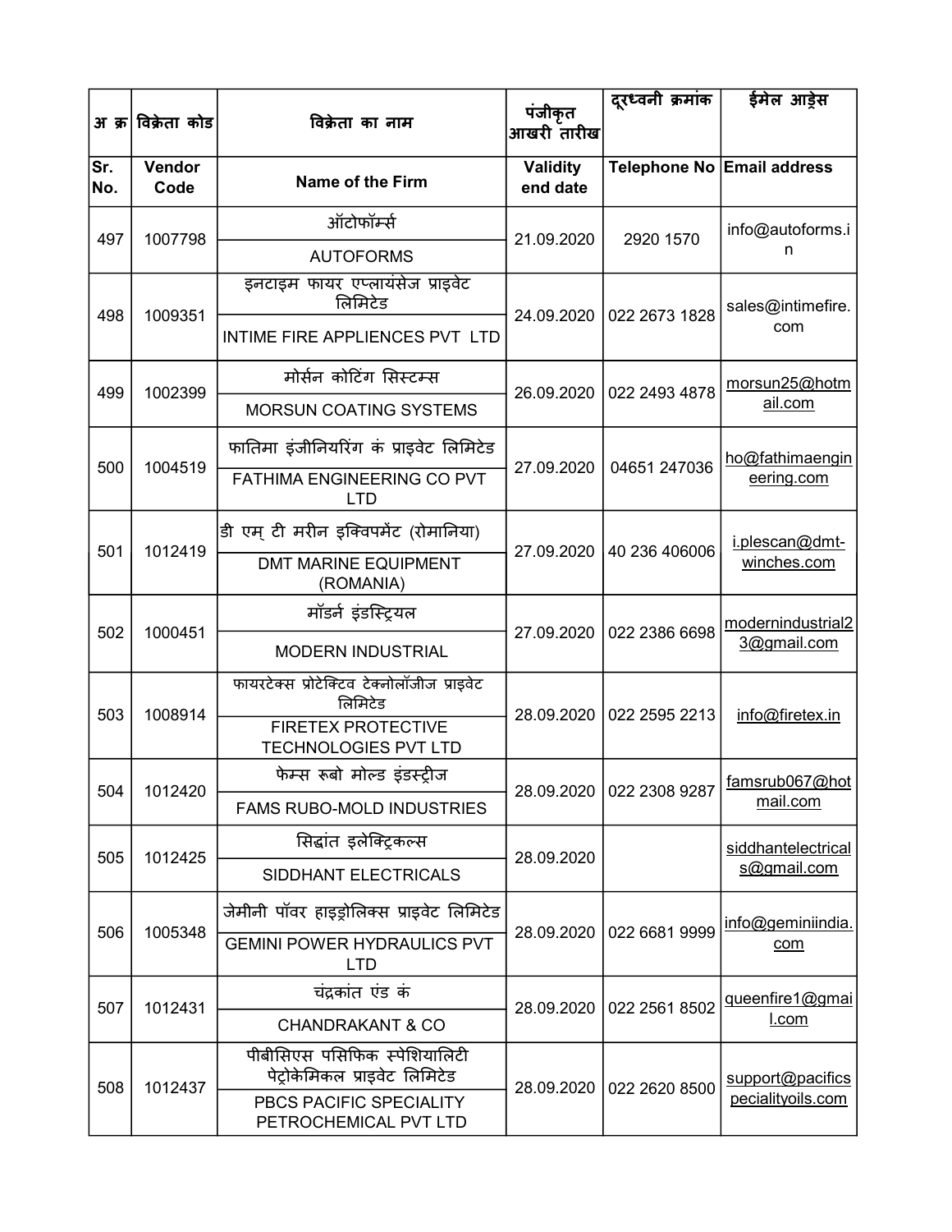| अ क्र | विक्रेता कोड | विक्रेता का नाम | पंजीकृत आखरी तारीख | दूरध्वनी क्रमांक | ईमेल आड्रेस |
|---|---|---|---|---|---|
| Sr. No. | Vendor Code | Name of the Firm | Validity end date | Telephone No | Email address |
| 497 | 1007798 | ऑटोफॉर्म्स<br>AUTOFORMS | 21.09.2020 | 2920 1570 | info@autoforms.in |
| 498 | 1009351 | इनटाइम फायर एप्लायंसेज प्राइवेट लिमिटेड<br>INTIME FIRE APPLIENCES PVT LTD | 24.09.2020 | 022 2673 1828 | sales@intimefire.com |
| 499 | 1002399 | मोर्सन कोटिंग सिस्टम्स<br>MORSUN COATING SYSTEMS | 26.09.2020 | 022 2493 4878 | morsun25@hotmail.com |
| 500 | 1004519 | फातिमा इंजीनियरिंग कं प्राइवेट लिमिटेड<br>FATHIMA ENGINEERING CO PVT LTD | 27.09.2020 | 04651 247036 | ho@fathimaengineering.com |
| 501 | 1012419 | डी एम् टी मरीन इक्विपमेंट (रोमानिया)<br>DMT MARINE EQUIPMENT (ROMANIA) | 27.09.2020 | 40 236 406006 | i.plescan@dmt-winches.com |
| 502 | 1000451 | मॉडर्न इंडस्ट्रियल<br>MODERN INDUSTRIAL | 27.09.2020 | 022 2386 6698 | modernindustrial23@gmail.com |
| 503 | 1008914 | फायरटेक्स प्रोटेक्टिव टेक्नोलॉजीज प्राइवेट लिमिटेड<br>FIRETEX PROTECTIVE TECHNOLOGIES PVT LTD | 28.09.2020 | 022 2595 2213 | info@firetex.in |
| 504 | 1012420 | फेम्स रूबो मोल्ड इंडस्ट्रीज<br>FAMS RUBO-MOLD INDUSTRIES | 28.09.2020 | 022 2308 9287 | famsrub067@hotmail.com |
| 505 | 1012425 | सिद्धांत इलेक्ट्रिकल्स<br>SIDDHANT ELECTRICALS | 28.09.2020 | | siddhantelectricals@gmail.com |
| 506 | 1005348 | जेमीनी पॉवर हाइड्रोलिक्स प्राइवेट लिमिटेड<br>GEMINI POWER HYDRAULICS PVT LTD | 28.09.2020 | 022 6681 9999 | info@geminiindia.com |
| 507 | 1012431 | चंद्रकांत एंड कं<br>CHANDRAKANT & CO | 28.09.2020 | 022 2561 8502 | queenfire1@gmail.com |
| 508 | 1012437 | पीबीसिएस पसिफिक स्पेशियालिटी पेट्रोकेमिकल प्राइवेट लिमिटेड<br>PBCS PACIFIC SPECIALITY PETROCHEMICAL PVT LTD | 28.09.2020 | 022 2620 8500 | support@pacificspecialityoils.com |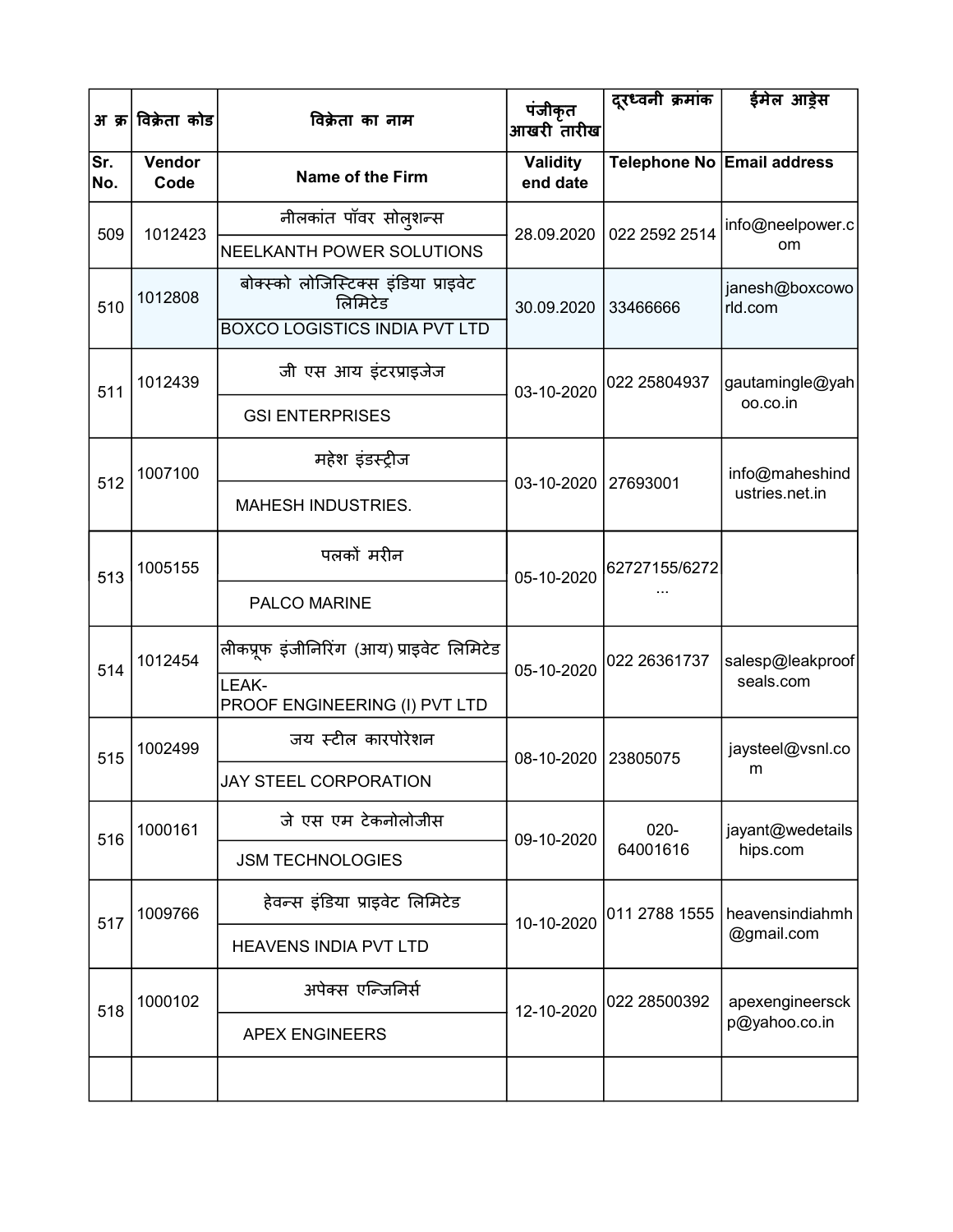| अ क्र | विक्रेता कोड | विक्रेता का नाम | पंजीकृत आखरी तारीख | दूरध्वनी क्रमांक | ईमेल आड्रेस |
|---|---|---|---|---|---|
| Sr. No. | Vendor Code | Name of the Firm | Validity end date | Telephone No | Email address |
| 509 | 1012423 | नीलकांत पॉवर सोलुशन्स<br>NEELKANTH POWER SOLUTIONS | 28.09.2020 | 022 2592 2514 | info@neelpower.com |
| 510 | 1012808 | बोक्स्को लोजिस्टिक्स इंडिया प्राइवेट लिमिटेड<br>BOXCO LOGISTICS INDIA PVT LTD | 30.09.2020 | 33466666 | janesh@boxcoworld.com |
| 511 | 1012439 | जी एस आय इंटरप्राइजेज<br>GSI ENTERPRISES | 03-10-2020 | 022 25804937 | gautamingle@yahoo.co.in |
| 512 | 1007100 | महेश इंडस्ट्रीज<br>MAHESH INDUSTRIES. | 03-10-2020 | 27693001 | info@maheshindustries.net.in |
| 513 | 1005155 | पलकों मरीन<br>PALCO MARINE | 05-10-2020 | 62727155/6272 ... | |
| 514 | 1012454 | लीकप्रूफ इंजीनिरिंग (आय) प्राइवेट लिमिटेड<br>LEAK-PROOF ENGINEERING (I) PVT LTD | 05-10-2020 | 022 26361737 | salesp@leakproofseals.com |
| 515 | 1002499 | जय स्टील कारपोरेशन<br>JAY STEEL CORPORATION | 08-10-2020 | 23805075 | jaysteel@vsnl.com |
| 516 | 1000161 | जे एस एम टेकनोलोजीस<br>JSM TECHNOLOGIES | 09-10-2020 | 020-64001616 | jayant@wedetailships.com |
| 517 | 1009766 | हेवन्स इंडिया प्राइवेट लिमिटेड<br>HEAVENS INDIA PVT LTD | 10-10-2020 | 011 2788 1555 | heavensindiahmh@gmail.com |
| 518 | 1000102 | अपेक्स एन्जिनिर्स<br>APEX ENGINEERS | 12-10-2020 | 022 28500392 | apexengineersckp@yahoo.co.in |
| | | | | | |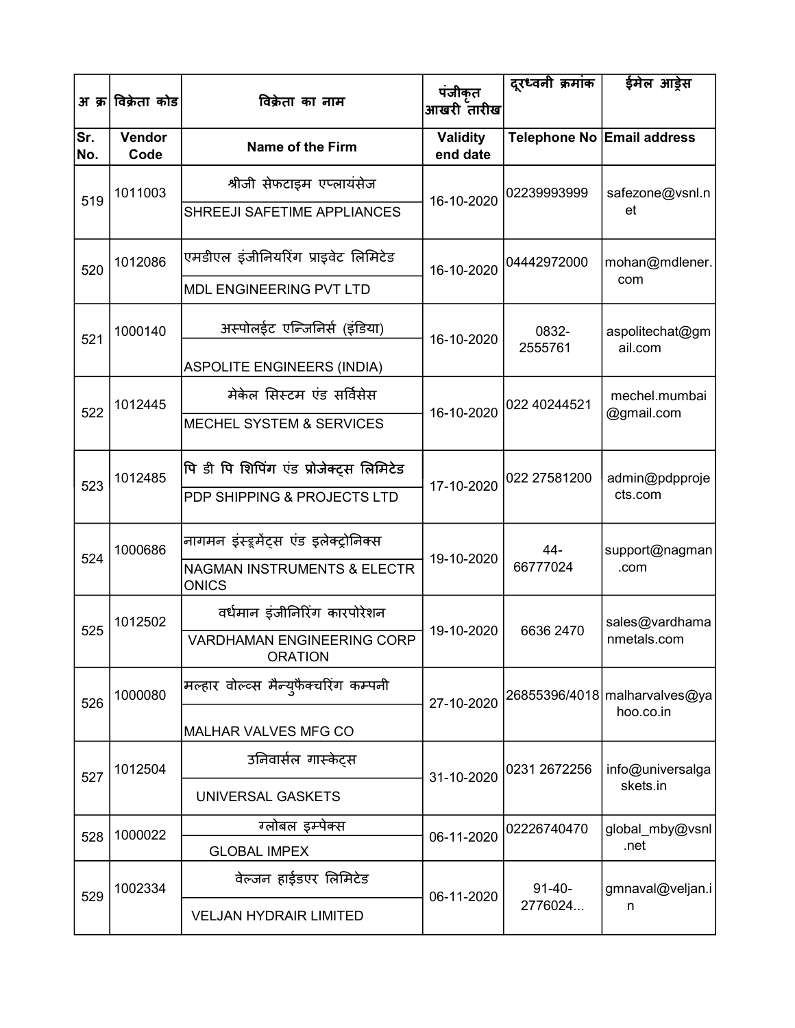| अ क्र | विक्रेता कोड | विक्रेता का नाम | पंजीकृत आखरी तारीख | दूरध्वनी क्रमांक | ईमेल आड्रेस |
|---|---|---|---|---|---|
| Sr. No. | Vendor Code | Name of the Firm | Validity end date | Telephone No | Email address |
| 519 | 1011003 | श्रीजी सेफटाइम एप्लायंसेज<br>SHREEJI SAFETIME APPLIANCES | 16-10-2020 | 02239993999 | safezone@vsnl.net |
| 520 | 1012086 | एमडीएल इंजीनियरिंग प्राइवेट लिमिटेड<br>MDL ENGINEERING PVT LTD | 16-10-2020 | 04442972000 | mohan@mdlener.com |
| 521 | 1000140 | अस्पोलईट एन्जिनिर्स (इंडिया)<br>ASPOLITE ENGINEERS (INDIA) | 16-10-2020 | 0832-2555761 | aspolitechat@gmail.com |
| 522 | 1012445 | मेकेल सिस्टम एंड सर्विसेस<br>MECHEL SYSTEM & SERVICES | 16-10-2020 | 022 40244521 | mechel.mumbai@gmail.com |
| 523 | 1012485 | पि डी पि शिपिंग एंड प्रोजेक्ट्स लिमिटेड<br>PDP SHIPPING & PROJECTS LTD | 17-10-2020 | 022 27581200 | admin@pdpprojects.com |
| 524 | 1000686 | नागमन इंस्ट्रूमेंट्स एंड इलेक्ट्रोनिक्स<br>NAGMAN INSTRUMENTS & ELECTRONICS | 19-10-2020 | 44-66777024 | support@nagman.com |
| 525 | 1012502 | वर्धमान इंजीनिरिंग कारपोरेशन<br>VARDHAMAN ENGINEERING CORPORATION | 19-10-2020 | 6636 2470 | sales@vardhamanmetals.com |
| 526 | 1000080 | मल्हार वोल्व्स मैन्युफैक्चरिंग कम्पनी<br>MALHAR VALVES MFG CO | 27-10-2020 | 26855396/4018 | malharvalves@yahoo.co.in |
| 527 | 1012504 | उनिवार्सल गास्केट्स<br>UNIVERSAL GASKETS | 31-10-2020 | 0231 2672256 | info@universalgaskets.in |
| 528 | 1000022 | ग्लोबल इम्पेक्स<br>GLOBAL IMPEX | 06-11-2020 | 02226740470 | global_mby@vsnl.net |
| 529 | 1002334 | वेल्जन हाईडएर लिमिटेड<br>VELJAN HYDRAIR LIMITED | 06-11-2020 | 91-40-2776024... | gmnaval@veljan.in |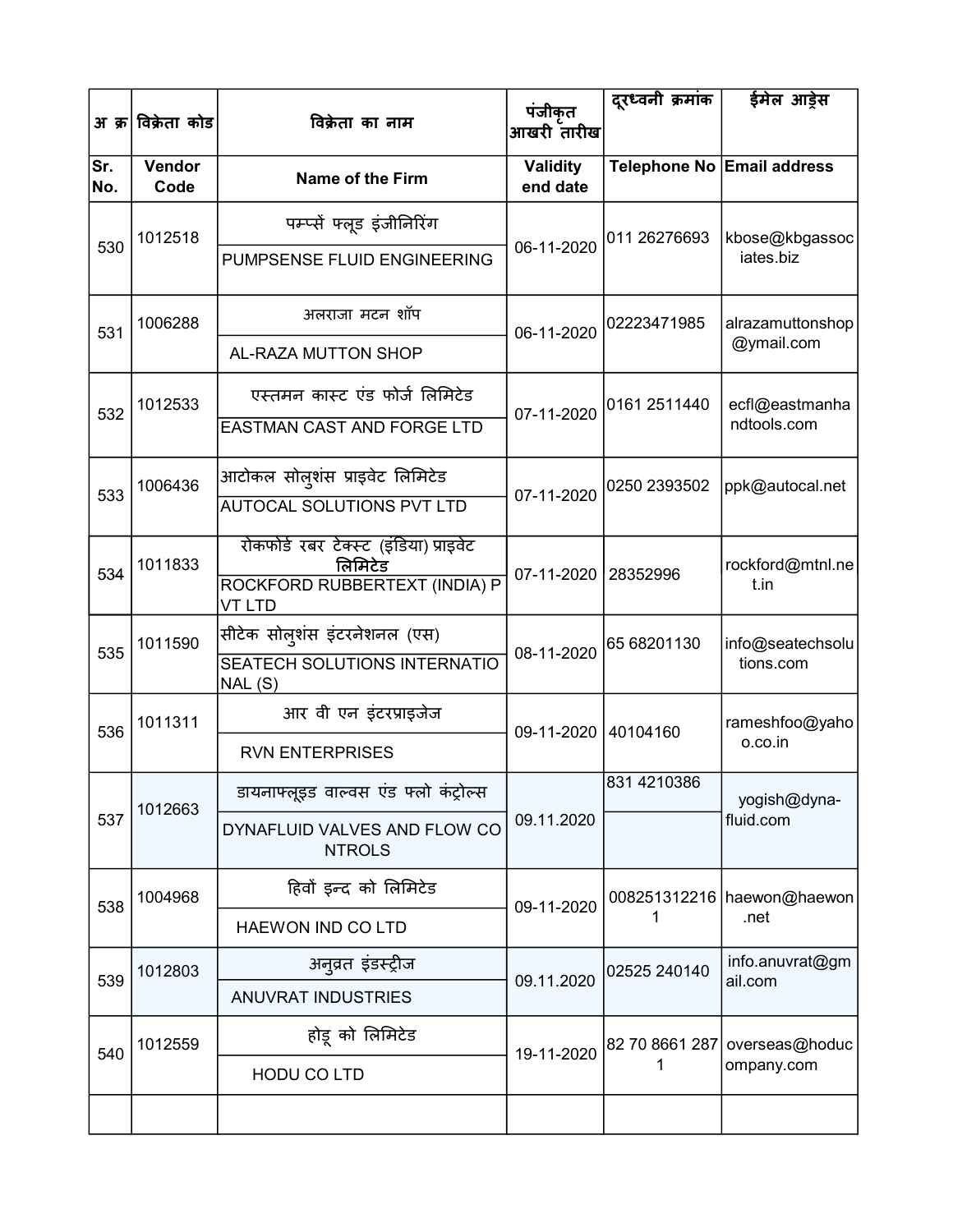| अ क्र | विक्रेता कोड | विक्रेता का नाम | पंजीकृत आखरी तारीख | दूरध्वनी क्रमांक | ईमेल आड्रेस |
|---|---|---|---|---|---|
| Sr. No. | Vendor Code | Name of the Firm | Validity end date | Telephone No | Email address |
| 530 | 1012518 | पम्प्सें फ्लूड इंजीनिरिंग<br>PUMPSENSE FLUID ENGINEERING | 06-11-2020 | 011 26276693 | kbose@kbgassociates.biz |
| 531 | 1006288 | अलराजा मटन शॉप<br>AL-RAZA MUTTON SHOP | 06-11-2020 | 02223471985 | alrazamuttonshop@ymail.com |
| 532 | 1012533 | एस्तमन कास्ट एंड फोर्ज लिमिटेड<br>EASTMAN CAST AND FORGE LTD | 07-11-2020 | 0161 2511440 | ecfl@eastmanhandtools.com |
| 533 | 1006436 | आटोकल सोलुशंस प्राइवेट लिमिटेड<br>AUTOCAL SOLUTIONS PVT LTD | 07-11-2020 | 0250 2393502 | ppk@autocal.net |
| 534 | 1011833 | रोकफोर्ड रबर टेक्स्ट (इंडिया) प्राइवेट लिमिटेड<br>ROCKFORD RUBBERTEXT (INDIA) PVT LTD | 07-11-2020 | 28352996 | rockford@mtnl.net.in |
| 535 | 1011590 | सीटेक सोलुशंस इंटरनेशनल (एस)<br>SEATECH SOLUTIONS INTERNATIONAL (S) | 08-11-2020 | 65 68201130 | info@seatechsolutions.com |
| 536 | 1011311 | आर वी एन इंटरप्राइजेज<br>RVN ENTERPRISES | 09-11-2020 | 40104160 | rameshfoo@yahoo.co.in |
| 537 | 1012663 | डायनाफ्लूइड वाल्वस एंड फ्लो कंट्रोल्स<br>DYNAFLUID VALVES AND FLOW CONTROLS | 09.11.2020 | 831 4210386 | yogish@dyna-fluid.com |
| 538 | 1004968 | हिवों इन्द को लिमिटेड<br>HAEWON IND CO LTD | 09-11-2020 | 0082513122161 | haewon@haewon.net |
| 539 | 1012803 | अनुव्रत इंडस्ट्रीज<br>ANUVRAT INDUSTRIES | 09.11.2020 | 02525 240140 | info.anuvrat@gmail.com |
| 540 | 1012559 | होडू को लिमिटेड<br>HODU CO LTD | 19-11-2020 | 82 70 8661 2871 | overseas@hoducompany.com |
| | | | | | |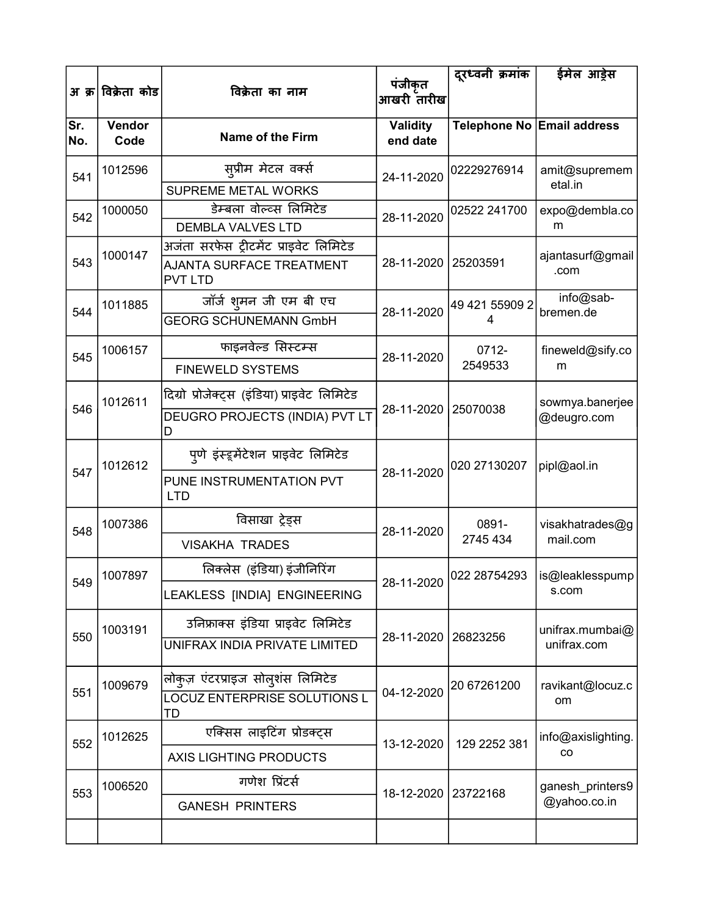| अ क्र | विक्रेता कोड | विक्रेता का नाम | पंजीकृत आखरी तारीख | दूरध्वनी क्रमांक | ईमेल आड्रेस |
|---|---|---|---|---|---|
| Sr. No. | Vendor Code | Name of the Firm | Validity end date | Telephone No | Email address |
| 541 | 1012596 | सुप्रीम मेटल वर्क्स<br>SUPREME METAL WORKS | 24-11-2020 | 02229276914 | amit@supremem etal.in |
| 542 | 1000050 | डेम्बला वोल्व्स लिमिटेड<br>DEMBLA VALVES LTD | 28-11-2020 | 02522 241700 | expo@dembla.co m |
| 543 | 1000147 | अजंता सरफेस ट्रीटमेंट प्राइवेट लिमिटेड<br>AJANTA SURFACE TREATMENT PVT LTD | 28-11-2020 | 25203591 | ajantasurf@gmail .com |
| 544 | 1011885 | जॉर्ज शुमन जी एम बी एच<br>GEORG SCHUNEMANN GmbH | 28-11-2020 | 49 421 55909 2 4 | info@sab-bremen.de |
| 545 | 1006157 | फाइनवेल्ड सिस्टम्स<br>FINEWELD SYSTEMS | 28-11-2020 | 0712-2549533 | fineweld@sify.co m |
| 546 | 1012611 | दिग्रो प्रोजेक्ट्स (इंडिया) प्राइवेट लिमिटेड<br>DEUGRO PROJECTS (INDIA) PVT LT D | 28-11-2020 | 25070038 | sowmya.banerjee @deugro.com |
| 547 | 1012612 | पुणे इंस्ट्रूमेंटेशन प्राइवेट लिमिटेड<br>PUNE INSTRUMENTATION PVT LTD | 28-11-2020 | 020 27130207 | pipl@aol.in |
| 548 | 1007386 | विसाखा ट्रेड्स<br>VISAKHA TRADES | 28-11-2020 | 0891-2745 434 | visakhatrades@g mail.com |
| 549 | 1007897 | लिक्लेस (इंडिया) इंजीनिरिंग<br>LEAKLESS [INDIA] ENGINEERING | 28-11-2020 | 022 28754293 | is@leaklesspump s.com |
| 550 | 1003191 | उनिफ्राक्स इंडिया प्राइवेट लिमिटेड<br>UNIFRAX INDIA PRIVATE LIMITED | 28-11-2020 | 26823256 | unifrax.mumbai@ unifrax.com |
| 551 | 1009679 | लोकुज़ एंटरप्राइज सोलुशंस लिमिटेड<br>LOCUZ ENTERPRISE SOLUTIONS L TD | 04-12-2020 | 20 67261200 | ravikant@locuz.c om |
| 552 | 1012625 | एक्सिस लाइटिंग प्रोडक्ट्स<br>AXIS LIGHTING PRODUCTS | 13-12-2020 | 129 2252 381 | info@axislighting. co |
| 553 | 1006520 | गणेश प्रिंटर्स<br>GANESH PRINTERS | 18-12-2020 | 23722168 | ganesh_printers9 @yahoo.co.in |
| | | | | | |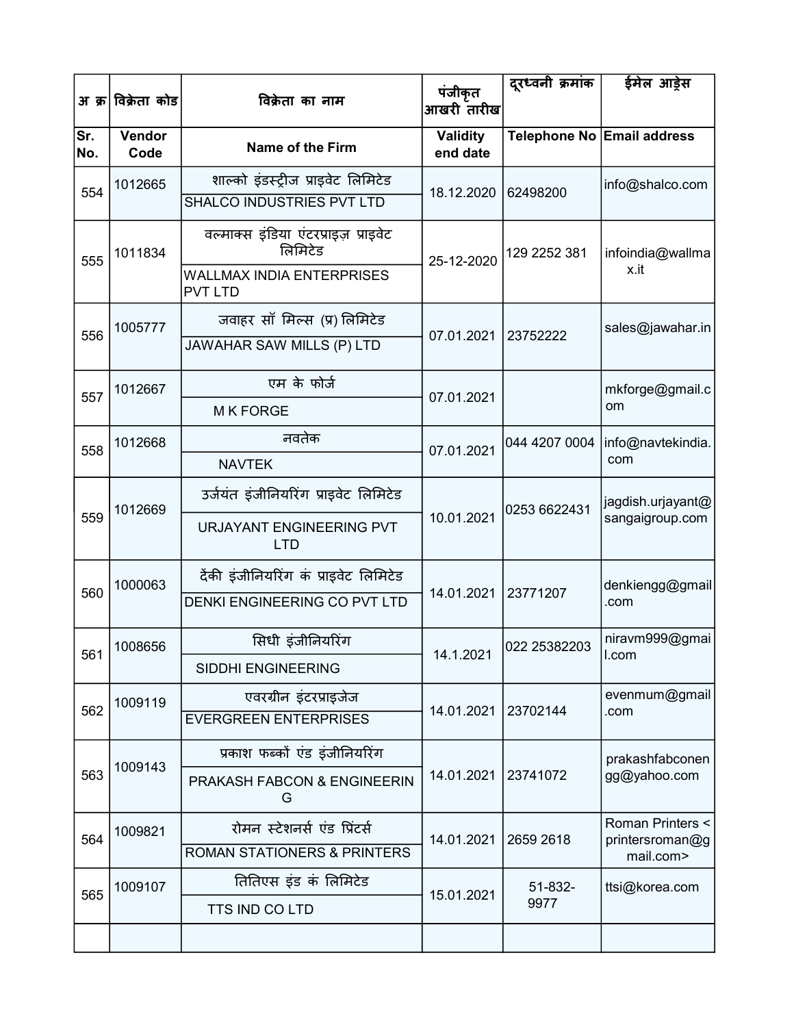| अ क्र | विक्रेता कोड | विक्रेता का नाम | पंजीकृत आखरी तारीख | दूरध्वनी क्रमांक | ईमेल आड्रेस |
|---|---|---|---|---|---|
| Sr. No. | Vendor Code | Name of the Firm | Validity end date | Telephone No | Email address |
| 554 | 1012665 | शाल्को इंडस्ट्रीज प्राइवेट लिमिटेड<br>SHALCO INDUSTRIES PVT LTD | 18.12.2020 | 62498200 | info@shalco.com |
| 555 | 1011834 | वल्माक्स इंडिया एंटरप्राइज़ प्राइवेट लिमिटेड<br>WALLMAX INDIA ENTERPRISES PVT LTD | 25-12-2020 | 129 2252 381 | infoindia@wallmax.it |
| 556 | 1005777 | जवाहर सॉ मिल्स (प्र) लिमिटेड<br>JAWAHAR SAW MILLS (P) LTD | 07.01.2021 | 23752222 | sales@jawahar.in |
| 557 | 1012667 | एम के फोर्ज<br>M K FORGE | 07.01.2021 | | mkforge@gmail.com |
| 558 | 1012668 | नवतेक<br>NAVTEK | 07.01.2021 | 044 4207 0004 | info@navtekindia.com |
| 559 | 1012669 | उर्जयंत इंजीनियरिंग प्राइवेट लिमिटेड<br>URJAYANT ENGINEERING PVT LTD | 10.01.2021 | 0253 6622431 | jagdish.urjayant@sangaigroup.com |
| 560 | 1000063 | देंकी इंजीनियरिंग कं प्राइवेट लिमिटेड<br>DENKI ENGINEERING CO PVT LTD | 14.01.2021 | 23771207 | denkiengg@gmail.com |
| 561 | 1008656 | सिधी इंजीनियरिंग<br>SIDDHI ENGINEERING | 14.1.2021 | 022 25382203 | niravm999@gmail.com |
| 562 | 1009119 | एवरग्रीन इंटरप्राइजेज<br>EVERGREEN ENTERPRISES | 14.01.2021 | 23702144 | evenmum@gmail.com |
| 563 | 1009143 | प्रकाश फब्कों एंड इंजीनियरिंग<br>PRAKASH FABCON & ENGINEERING | 14.01.2021 | 23741072 | prakashfabconengg@yahoo.com |
| 564 | 1009821 | रोमन स्टेशनर्स एंड प्रिंटर्स<br>ROMAN STATIONERS & PRINTERS | 14.01.2021 | 2659 2618 | Roman Printers <printersroman@gmail.com> |
| 565 | 1009107 | तितिएस इंड कं लिमिटेड<br>TTS IND CO LTD | 15.01.2021 | 51-832-9977 | ttsi@korea.com |
| | | | | | |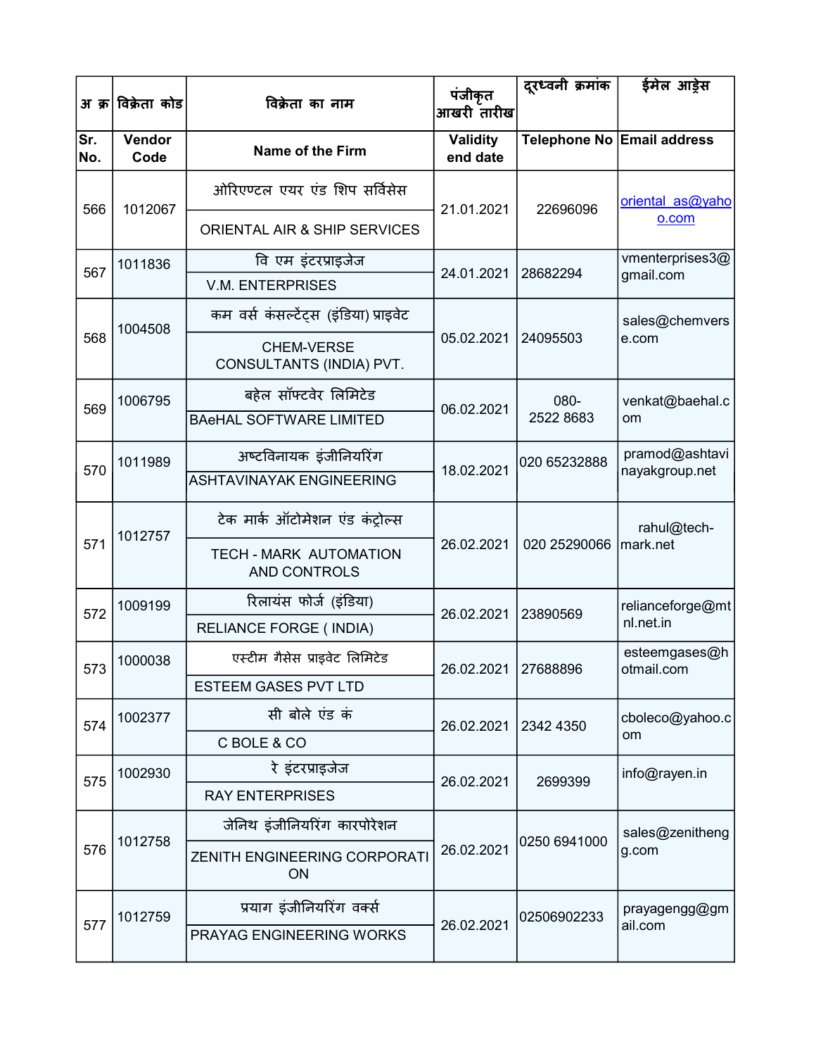| अ क्र | विक्रेता कोड | विक्रेता का नाम | पंजीकृत आखरी तारीख | दूरध्वनी क्रमांक | ईमेल आड्रेस |
|---|---|---|---|---|---|
| Sr. No. | Vendor Code | Name of the Firm | Validity end date | Telephone No | Email address |
| 566 | 1012067 | ओरिएण्टल एयर एंड शिप सर्विसेस<br>ORIENTAL AIR & SHIP SERVICES | 21.01.2021 | 22696096 | oriental_as@yahoo.com |
| 567 | 1011836 | वि एम इंटरप्राइजेज<br>V.M. ENTERPRISES | 24.01.2021 | 28682294 | vmenterprises3@gmail.com |
| 568 | 1004508 | कम वर्स कंसल्टेंट्स (इंडिया) प्राइवेट<br>CHEM-VERSE CONSULTANTS (INDIA) PVT. | 05.02.2021 | 24095503 | sales@chemverse.com |
| 569 | 1006795 | बहेल सॉफ्टवेर लिमिटेड<br>BAeHAL SOFTWARE LIMITED | 06.02.2021 | 080-2522 8683 | venkat@baehal.com |
| 570 | 1011989 | अष्टविनायक इंजीनियरिंग<br>ASHTAVINAYAK ENGINEERING | 18.02.2021 | 020 65232888 | pramod@ashtavinayakgroup.net |
| 571 | 1012757 | टेक मार्क ऑटोमेशन एंड कंट्रोल्स<br>TECH - MARK AUTOMATION AND CONTROLS | 26.02.2021 | 020 25290066 | rahul@tech-mark.net |
| 572 | 1009199 | रिलायंस फोर्ज (इंडिया)<br>RELIANCE FORGE ( INDIA) | 26.02.2021 | 23890569 | relianceforge@mtnl.net.in |
| 573 | 1000038 | एस्टीम गैसेस प्राइवेट लिमिटेड<br>ESTEEM GASES PVT LTD | 26.02.2021 | 27688896 | esteemgases@hotmail.com |
| 574 | 1002377 | सी बोले एंड कं<br>C BOLE & CO | 26.02.2021 | 2342 4350 | cboleco@yahoo.com |
| 575 | 1002930 | रे इंटरप्राइजेज<br>RAY ENTERPRISES | 26.02.2021 | 2699399 | info@rayen.in |
| 576 | 1012758 | जेनिथ इंजीनियरिंग कारपोरेशन<br>ZENITH ENGINEERING CORPORATION | 26.02.2021 | 0250 6941000 | sales@zenitheng g.com |
| 577 | 1012759 | प्रयाग इंजीनियरिंग वर्क्स<br>PRAYAG ENGINEERING WORKS | 26.02.2021 | 02506902233 | prayagengg@gmail.com |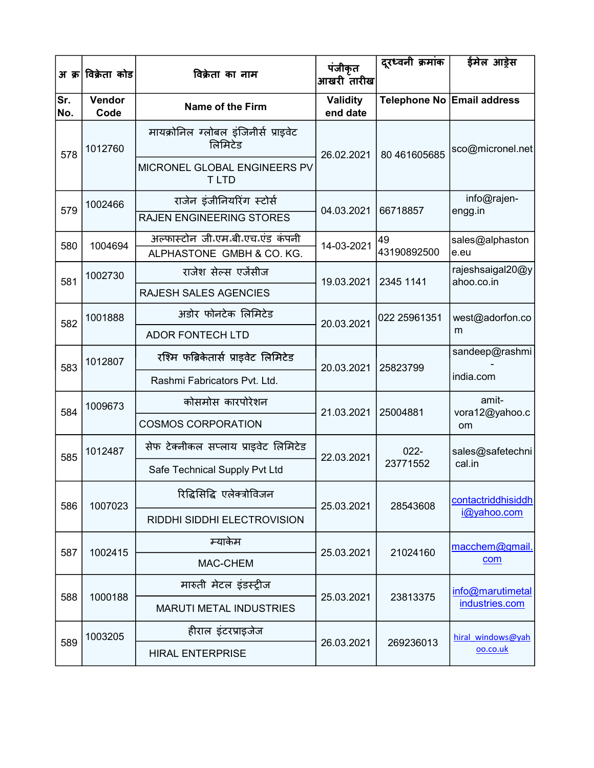| अ क्र<br>Sr. No. | विक्रेता कोड<br>Vendor Code | विक्रेता का नाम<br>Name of the Firm | पंजीकृत आखरी तारीख<br>Validity end date | दूरध्वनी क्रमांक<br>Telephone No | ईमेल आड्रेस<br>Email address |
|---|---|---|---|---|---|
| 578 | 1012760 | मायक्रोनिल ग्लोबल इंजिनीर्स प्राइवेट लिमिटेड<br>MICRONEL GLOBAL ENGINEERS PVT LTD | 26.02.2021 | 80 461605685 | sco@micronel.net |
| 579 | 1002466 | राजेन इंजीनियरिंग स्टोर्स<br>RAJEN ENGINEERING STORES | 04.03.2021 | 66718857 | info@rajen-engg.in |
| 580 | 1004694 | अल्फास्टोन जी.एम.बी.एच.एंड कंपनी<br>ALPHASTONE GMBH & CO. KG. | 14-03-2021 | 49 43190892500 | sales@alphastone.eu |
| 581 | 1002730 | राजेश सेल्स एजेंसीज<br>RAJESH SALES AGENCIES | 19.03.2021 | 2345 1141 | rajeshsaigal20@yahoo.co.in |
| 582 | 1001888 | अडोर फोनटेक लिमिटेड<br>ADOR FONTECH LTD | 20.03.2021 | 022 25961351 | west@adorfon.com |
| 583 | 1012807 | रश्मि फब्रिकेतार्स प्राइवेट लिमिटेड<br>Rashmi Fabricators Pvt. Ltd. | 20.03.2021 | 25823799 | sandeep@rashmi-india.com |
| 584 | 1009673 | कोसमोस कारपोरेशन<br>COSMOS CORPORATION | 21.03.2021 | 25004881 | amit-vora12@yahoo.com |
| 585 | 1012487 | सेफ टेक्नीकल सप्लाय प्राइवेट लिमिटेड<br>Safe Technical Supply Pvt Ltd | 22.03.2021 | 022-23771552 | sales@safetechnical.in |
| 586 | 1007023 | रिद्विसिद्वि एलेक्ट्रोविजन<br>RIDDHI SIDDHI ELECTROVISION | 25.03.2021 | 28543608 | contactriddhisiddhi@yahoo.com |
| 587 | 1002415 | म्याकेम<br>MAC-CHEM | 25.03.2021 | 21024160 | macchem@gmail.com |
| 588 | 1000188 | मारुती मेटल इंडस्ट्रीज<br>MARUTI METAL INDUSTRIES | 25.03.2021 | 23813375 | info@marutimetalindustries.com |
| 589 | 1003205 | हीराल इंटरप्राइजेज<br>HIRAL ENTERPRISE | 26.03.2021 | 269236013 | hiral_windows@yahoo.co.uk |